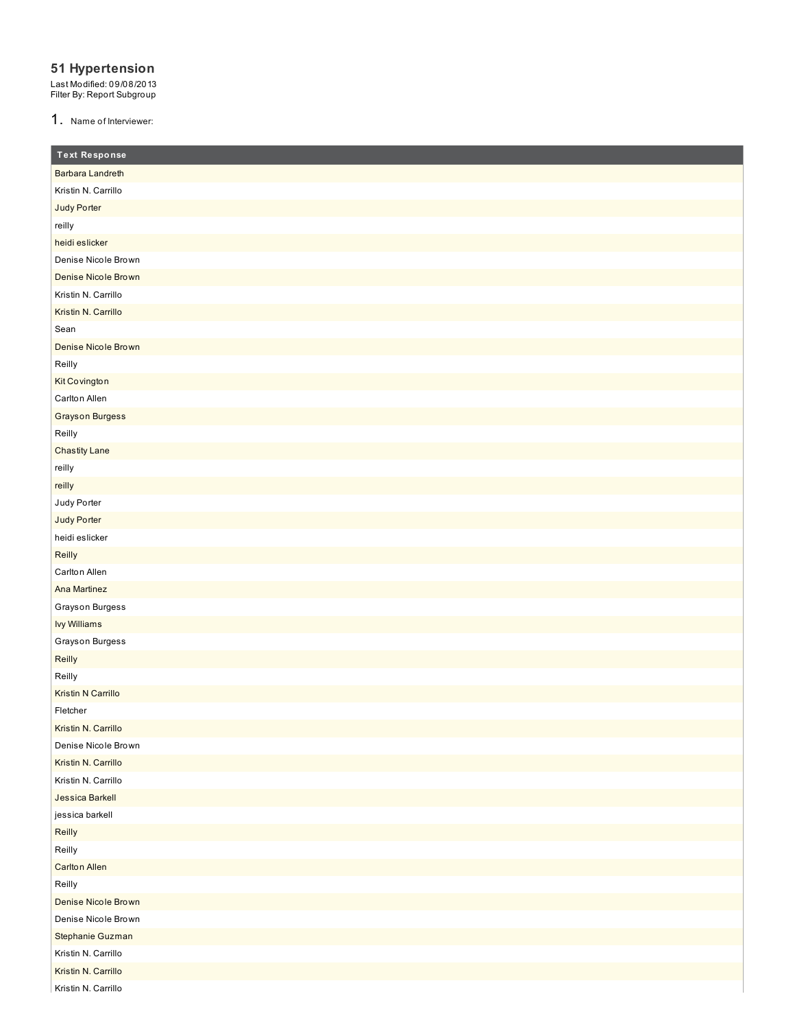# 51 Hypertension

Last Modified: 09/08/2013
Filter By: Report Subgroup

1. Name of Interviewer:

| Text Response |
|---|
| Barbara Landreth |
| Kristin N. Carrillo |
| Judy Porter |
| reilly |
| heidi eslicker |
| Denise Nicole Brown |
| Denise Nicole Brown |
| Kristin N. Carrillo |
| Kristin N. Carrillo |
| Sean |
| Denise Nicole Brown |
| Reilly |
| Kit Covington |
| Carlton Allen |
| Grayson Burgess |
| Reilly |
| Chastity Lane |
| reilly |
| reilly |
| Judy Porter |
| Judy Porter |
| heidi eslicker |
| Reilly |
| Carlton Allen |
| Ana Martinez |
| Grayson Burgess |
| Ivy Williams |
| Grayson Burgess |
| Reilly |
| Reilly |
| Kristin N Carrillo |
| Fletcher |
| Kristin N. Carrillo |
| Denise Nicole Brown |
| Kristin N. Carrillo |
| Kristin N. Carrillo |
| Jessica Barkell |
| jessica barkell |
| Reilly |
| Reilly |
| Carlton Allen |
| Reilly |
| Denise Nicole Brown |
| Denise Nicole Brown |
| Stephanie Guzman |
| Kristin N. Carrillo |
| Kristin N. Carrillo |
| Kristin N. Carrillo |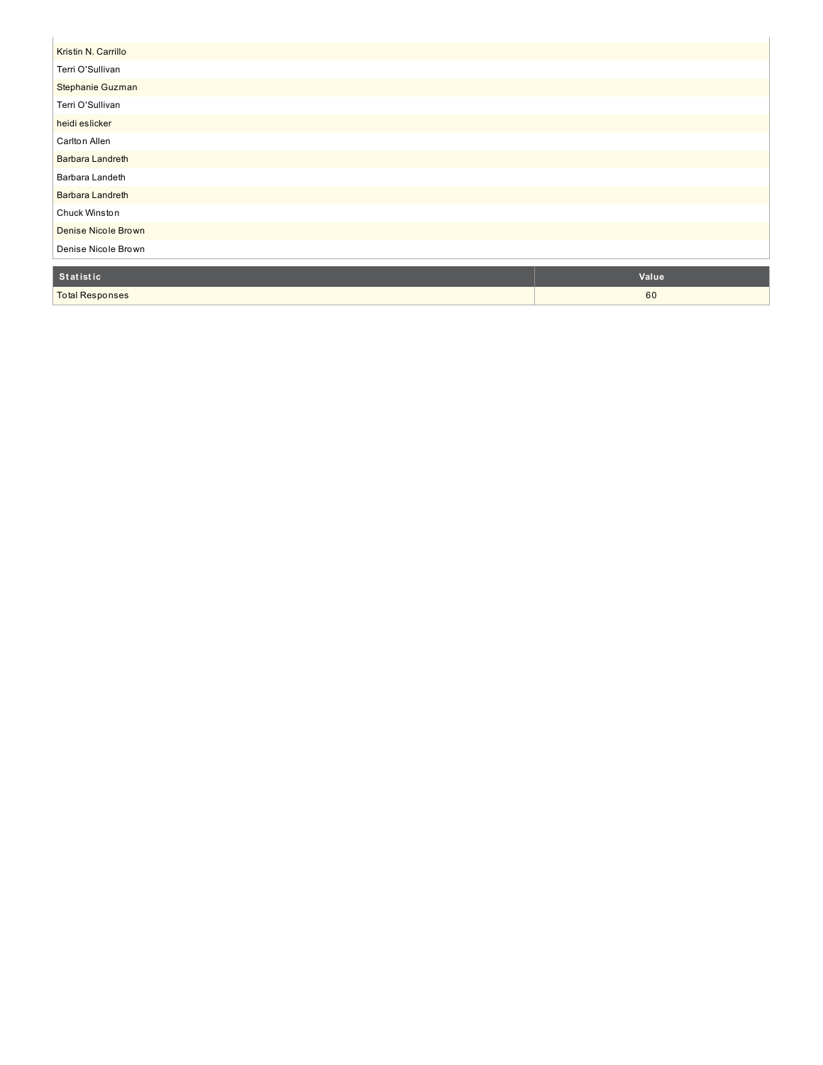| |
|---|
| Kristin N. Carrillo |
| Terri O'Sullivan |
| Stephanie Guzman |
| Terri O'Sullivan |
| heidi eslicker |
| Carlton Allen |
| Barbara Landreth |
| Barbara Landeth |
| Barbara Landreth |
| Chuck Winston |
| Denise Nicole Brown |
| Denise Nicole Brown |

| Statistic | Value |
|---|---|
| Total Responses | 60 |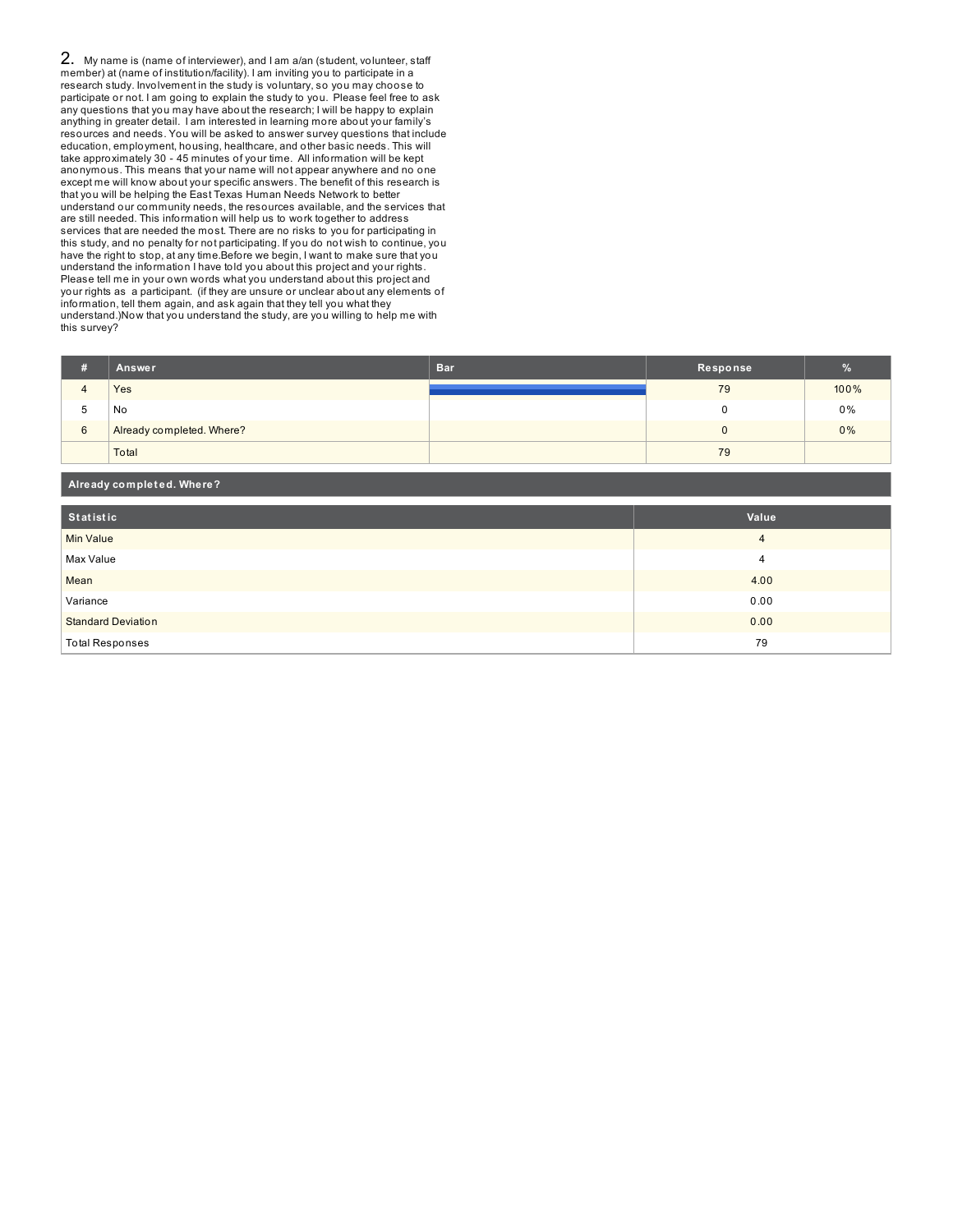## 2. My name is (name of interviewer), and I am a/an (student, volunteer, staff member) at (name of institution/facility). I am inviting you to participate in a research study. Involvement in the study is voluntary, so you may choose to participate or not. I am going to explain the study to you. Please feel free to ask any questions that you may have about the research; I will be happy to explain anything in greater detail. I am interested in learning more about your family's resources and needs. You will be asked to answer survey questions that include education, employment, housing, healthcare, and other basic needs. This will take approximately 30 - 45 minutes of your time. All information will be kept anonymous. This means that your name will not appear anywhere and no one except me will know about your specific answers. The benefit of this research is that you will be helping the East Texas Human Needs Network to better understand our community needs, the resources available, and the services that are still needed. This information will help us to work together to address services that are needed the most. There are no risks to you for participating in this study, and no penalty for not participating. If you do not wish to continue, you have the right to stop, at any time.Before we begin, I want to make sure that you understand the information I have told you about this project and your rights. Please tell me in your own words what you understand about this project and your rights as a participant. (if they are unsure or unclear about any elements of information, tell them again, and ask again that they tell you what they understand.)Now that you understand the study, are you willing to help me with this survey?

| # | Answer | Bar | Response | % |
|---|---|---|---|---|
| 4 | Yes | | 79 | 100% |
| 5 | No | | 0 | 0% |
| 6 | Already completed. Where? | | 0 | 0% |
| | Total | | 79 | |

**Already completed. Where?**

| Statistic | Value |
|---|---|
| Min Value | 4 |
| Max Value | 4 |
| Mean | 4.00 |
| Variance | 0.00 |
| Standard Deviation | 0.00 |
| Total Responses | 79 |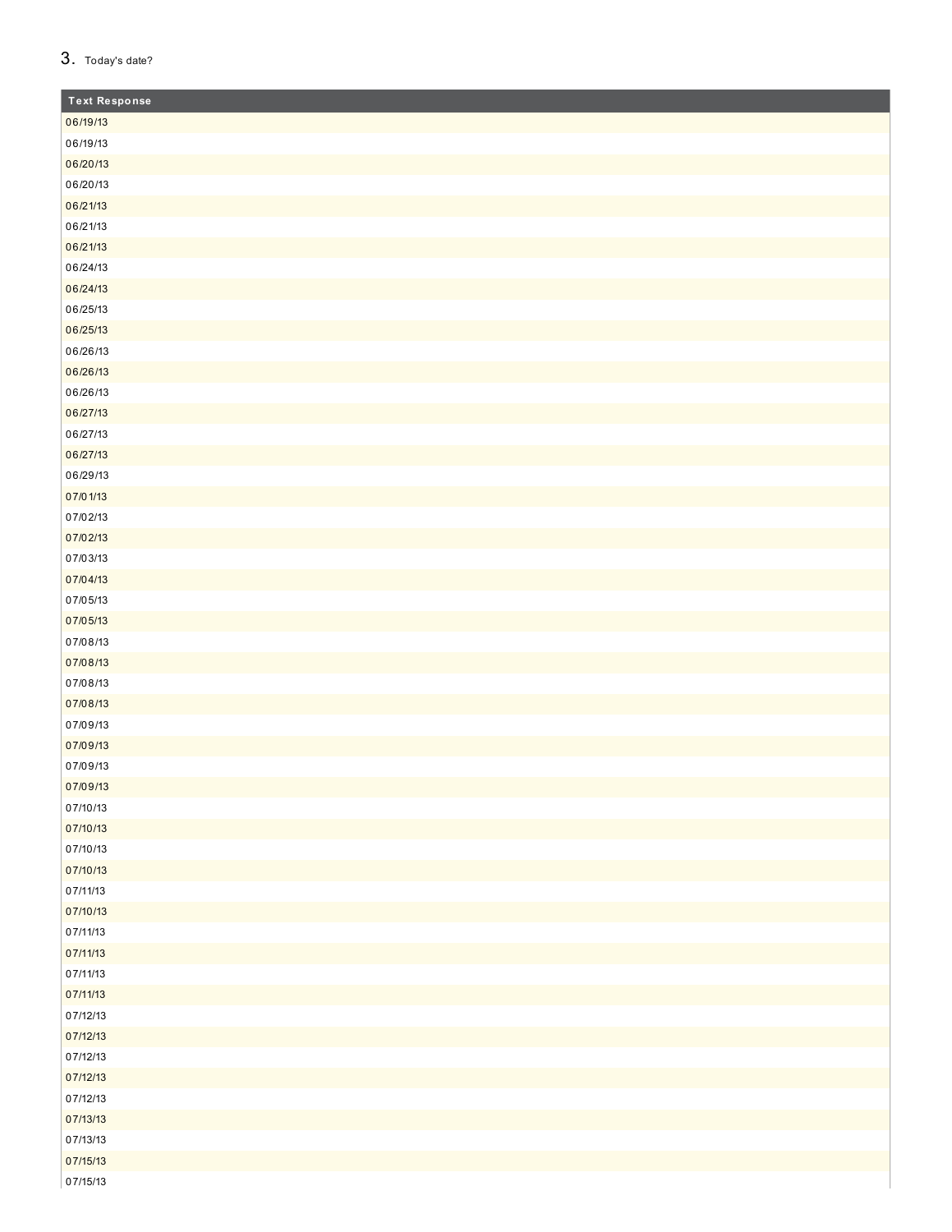3. Today's date?

| Text Response |
| --- |
| 06/19/13 |
| 06/19/13 |
| 06/20/13 |
| 06/20/13 |
| 06/21/13 |
| 06/21/13 |
| 06/21/13 |
| 06/24/13 |
| 06/24/13 |
| 06/25/13 |
| 06/25/13 |
| 06/26/13 |
| 06/26/13 |
| 06/26/13 |
| 06/27/13 |
| 06/27/13 |
| 06/27/13 |
| 06/29/13 |
| 07/01/13 |
| 07/02/13 |
| 07/02/13 |
| 07/03/13 |
| 07/04/13 |
| 07/05/13 |
| 07/05/13 |
| 07/08/13 |
| 07/08/13 |
| 07/08/13 |
| 07/08/13 |
| 07/09/13 |
| 07/09/13 |
| 07/09/13 |
| 07/09/13 |
| 07/10/13 |
| 07/10/13 |
| 07/10/13 |
| 07/10/13 |
| 07/11/13 |
| 07/10/13 |
| 07/11/13 |
| 07/11/13 |
| 07/11/13 |
| 07/11/13 |
| 07/12/13 |
| 07/12/13 |
| 07/12/13 |
| 07/12/13 |
| 07/12/13 |
| 07/13/13 |
| 07/13/13 |
| 07/15/13 |
| 07/15/13 |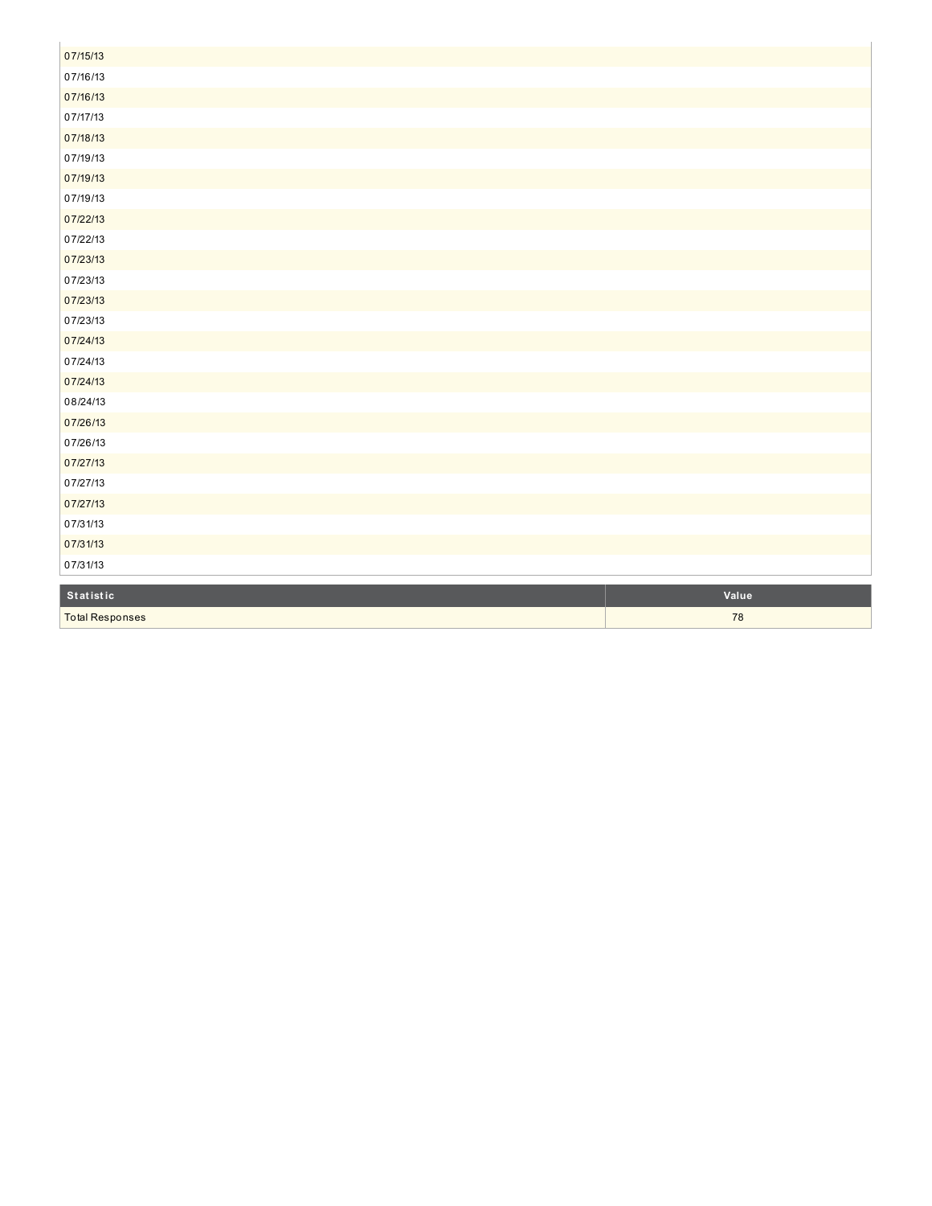| |
|---|
| 07/15/13 |
| 07/16/13 |
| 07/16/13 |
| 07/17/13 |
| 07/18/13 |
| 07/19/13 |
| 07/19/13 |
| 07/19/13 |
| 07/22/13 |
| 07/22/13 |
| 07/23/13 |
| 07/23/13 |
| 07/23/13 |
| 07/23/13 |
| 07/24/13 |
| 07/24/13 |
| 07/24/13 |
| 08/24/13 |
| 07/26/13 |
| 07/26/13 |
| 07/27/13 |
| 07/27/13 |
| 07/27/13 |
| 07/31/13 |
| 07/31/13 |
| 07/31/13 |

| Statistic | Value |
|---|---|
| Total Responses | 78 |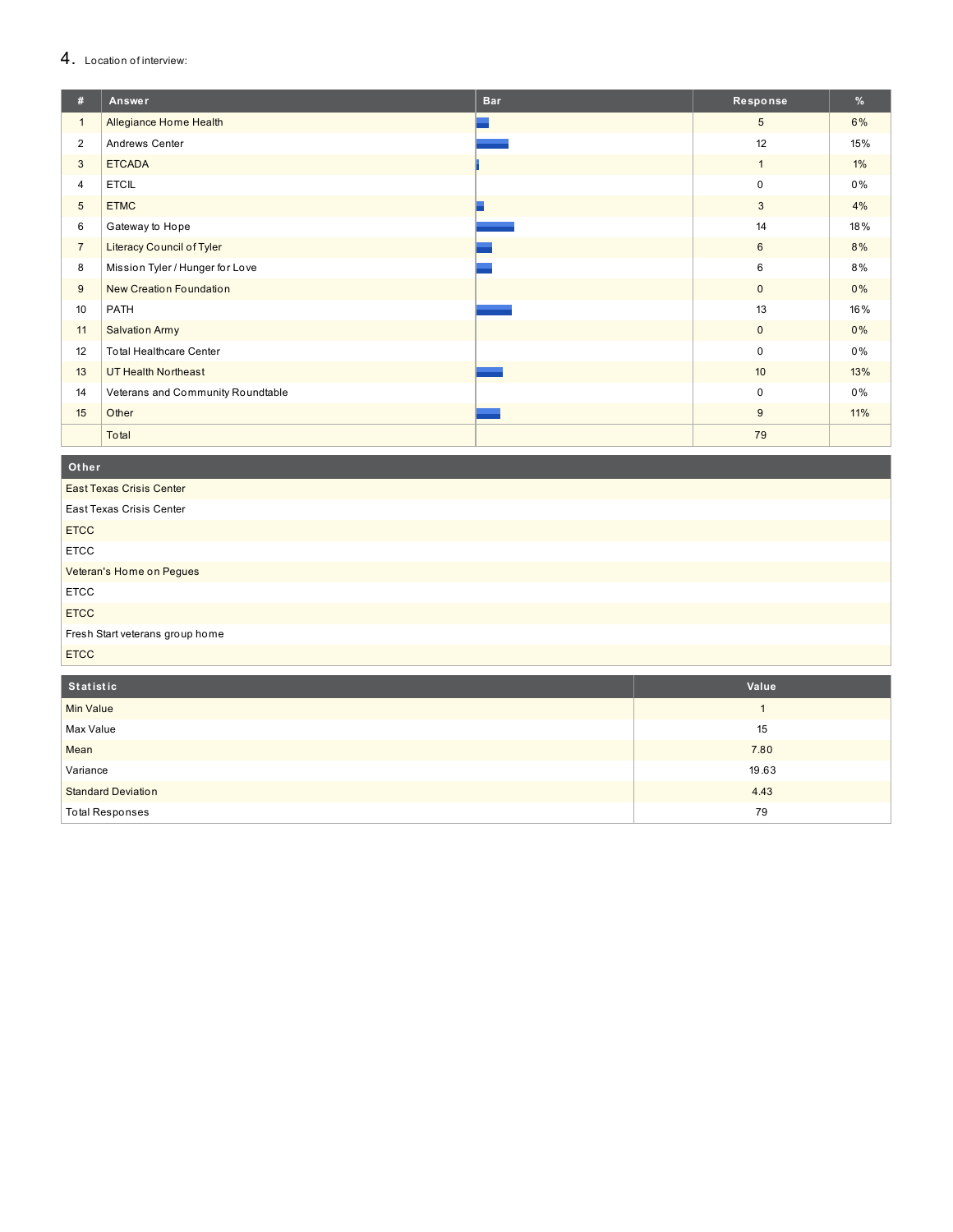## 4. Location of interview:

| # | Answer | Bar | Response | % |
|---|---|---|---|---|
| 1 | Allegiance Home Health | | 5 | 6% |
| 2 | Andrews Center | | 12 | 15% |
| 3 | ETCADA | | 1 | 1% |
| 4 | ETCIL | | 0 | 0% |
| 5 | ETMC | | 3 | 4% |
| 6 | Gateway to Hope | | 14 | 18% |
| 7 | Literacy Council of Tyler | | 6 | 8% |
| 8 | Mission Tyler / Hunger for Love | | 6 | 8% |
| 9 | New Creation Foundation | | 0 | 0% |
| 10 | PATH | | 13 | 16% |
| 11 | Salvation Army | | 0 | 0% |
| 12 | Total Healthcare Center | | 0 | 0% |
| 13 | UT Health Northeast | | 10 | 13% |
| 14 | Veterans and Community Roundtable | | 0 | 0% |
| 15 | Other | | 9 | 11% |
| | Total | | 79 | |

| Other |
|---|
| East Texas Crisis Center |
| East Texas Crisis Center |
| ETCC |
| ETCC |
| Veteran's Home on Pegues |
| ETCC |
| ETCC |
| Fresh Start veterans group home |
| ETCC |

| Statistic | Value |
|---|---|
| Min Value | 1 |
| Max Value | 15 |
| Mean | 7.80 |
| Variance | 19.63 |
| Standard Deviation | 4.43 |
| Total Responses | 79 |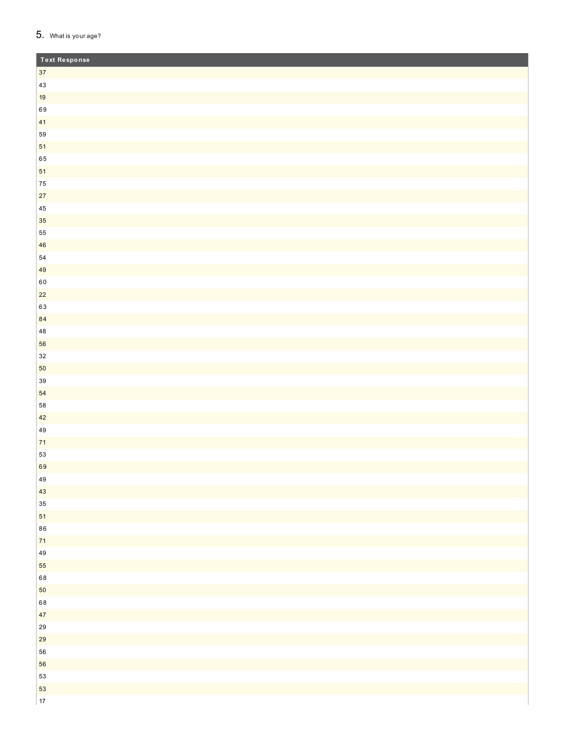5. What is your age?

| Text Response |
| --- |
| 37 |
| 43 |
| 19 |
| 69 |
| 41 |
| 59 |
| 51 |
| 65 |
| 51 |
| 75 |
| 27 |
| 45 |
| 35 |
| 55 |
| 46 |
| 54 |
| 49 |
| 60 |
| 22 |
| 63 |
| 84 |
| 48 |
| 56 |
| 32 |
| 50 |
| 39 |
| 54 |
| 58 |
| 42 |
| 49 |
| 71 |
| 53 |
| 69 |
| 49 |
| 43 |
| 35 |
| 51 |
| 86 |
| 71 |
| 49 |
| 55 |
| 68 |
| 50 |
| 68 |
| 47 |
| 29 |
| 29 |
| 56 |
| 56 |
| 53 |
| 53 |
| 17 |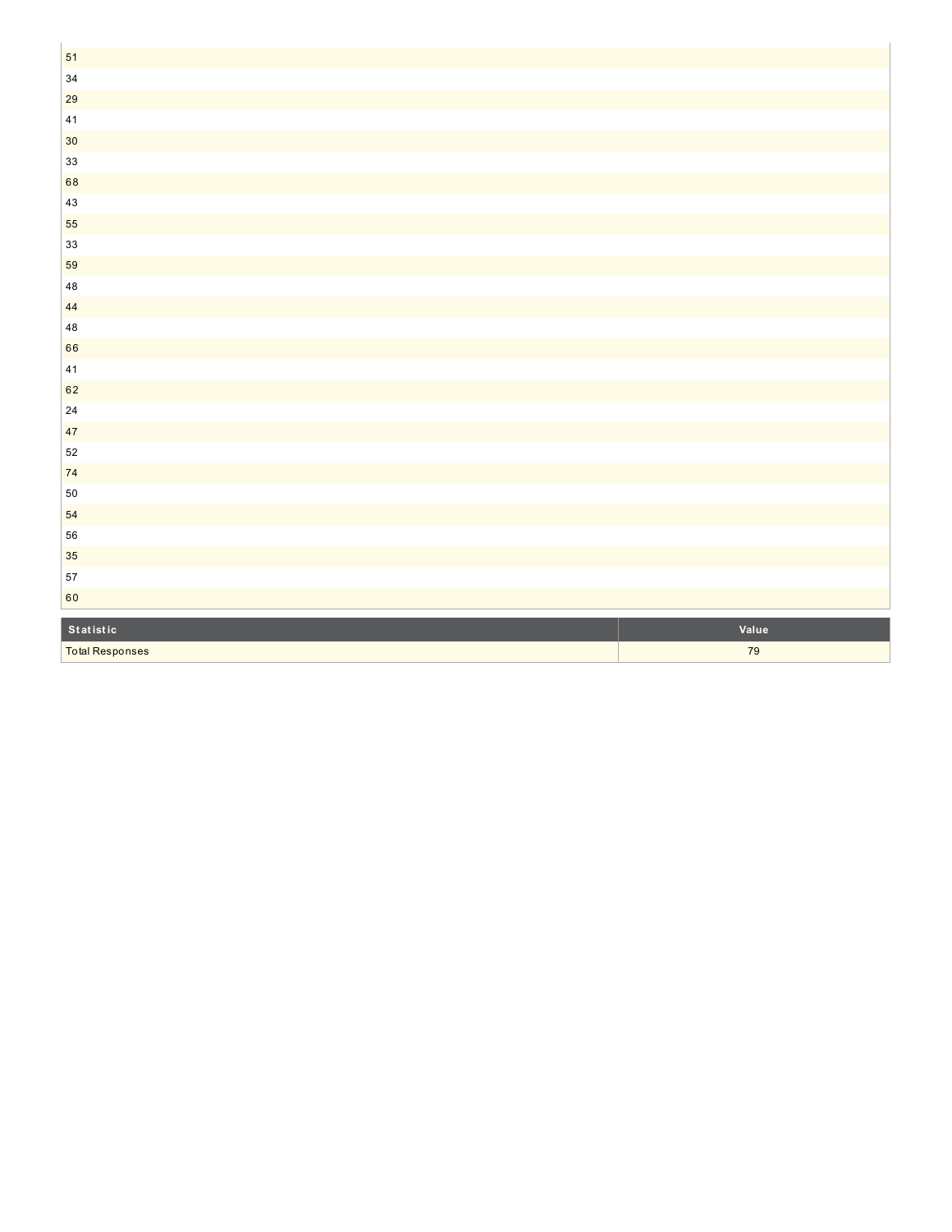| |
|---|
| 51 |
| 34 |
| 29 |
| 41 |
| 30 |
| 33 |
| 68 |
| 43 |
| 55 |
| 33 |
| 59 |
| 48 |
| 44 |
| 48 |
| 66 |
| 41 |
| 62 |
| 24 |
| 47 |
| 52 |
| 74 |
| 50 |
| 54 |
| 56 |
| 35 |
| 57 |
| 60 |

| Statistic | Value |
|---|---|
| Total Responses | 79 |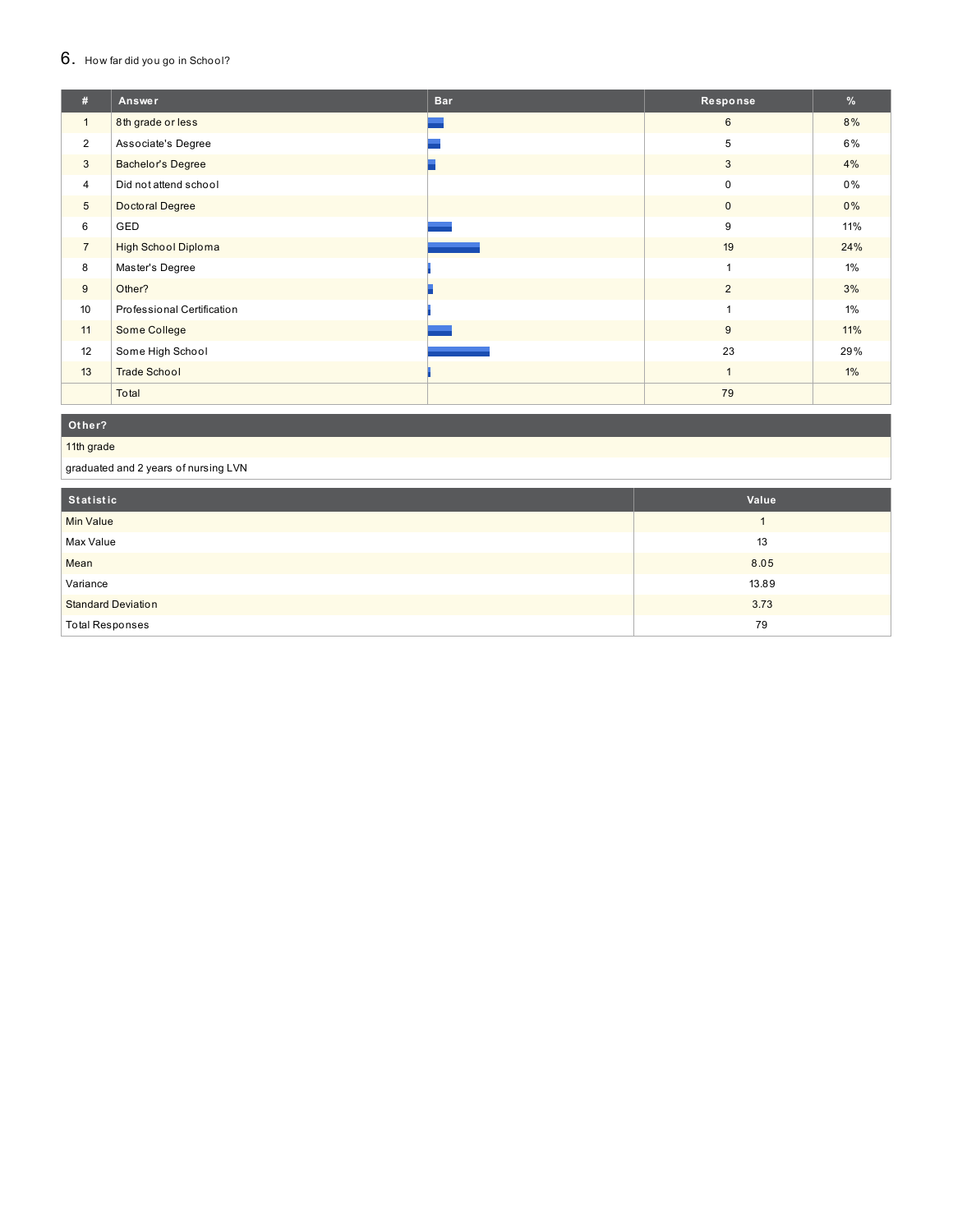## 6. How far did you go in School?

| # | Answer | Bar | Response | % |
|---|---|---|---|---|
| 1 | 8th grade or less | | 6 | 8% |
| 2 | Associate's Degree | | 5 | 6% |
| 3 | Bachelor's Degree | | 3 | 4% |
| 4 | Did not attend school | | 0 | 0% |
| 5 | Doctoral Degree | | 0 | 0% |
| 6 | GED | | 9 | 11% |
| 7 | High School Diploma | | 19 | 24% |
| 8 | Master's Degree | | 1 | 1% |
| 9 | Other? | | 2 | 3% |
| 10 | Professional Certification | | 1 | 1% |
| 11 | Some College | | 9 | 11% |
| 12 | Some High School | | 23 | 29% |
| 13 | Trade School | | 1 | 1% |
| | Total | | 79 | |

| Other? |
|---|
| 11th grade |
| graduated and 2 years of nursing LVN |

| Statistic | Value |
|---|---|
| Min Value | 1 |
| Max Value | 13 |
| Mean | 8.05 |
| Variance | 13.89 |
| Standard Deviation | 3.73 |
| Total Responses | 79 |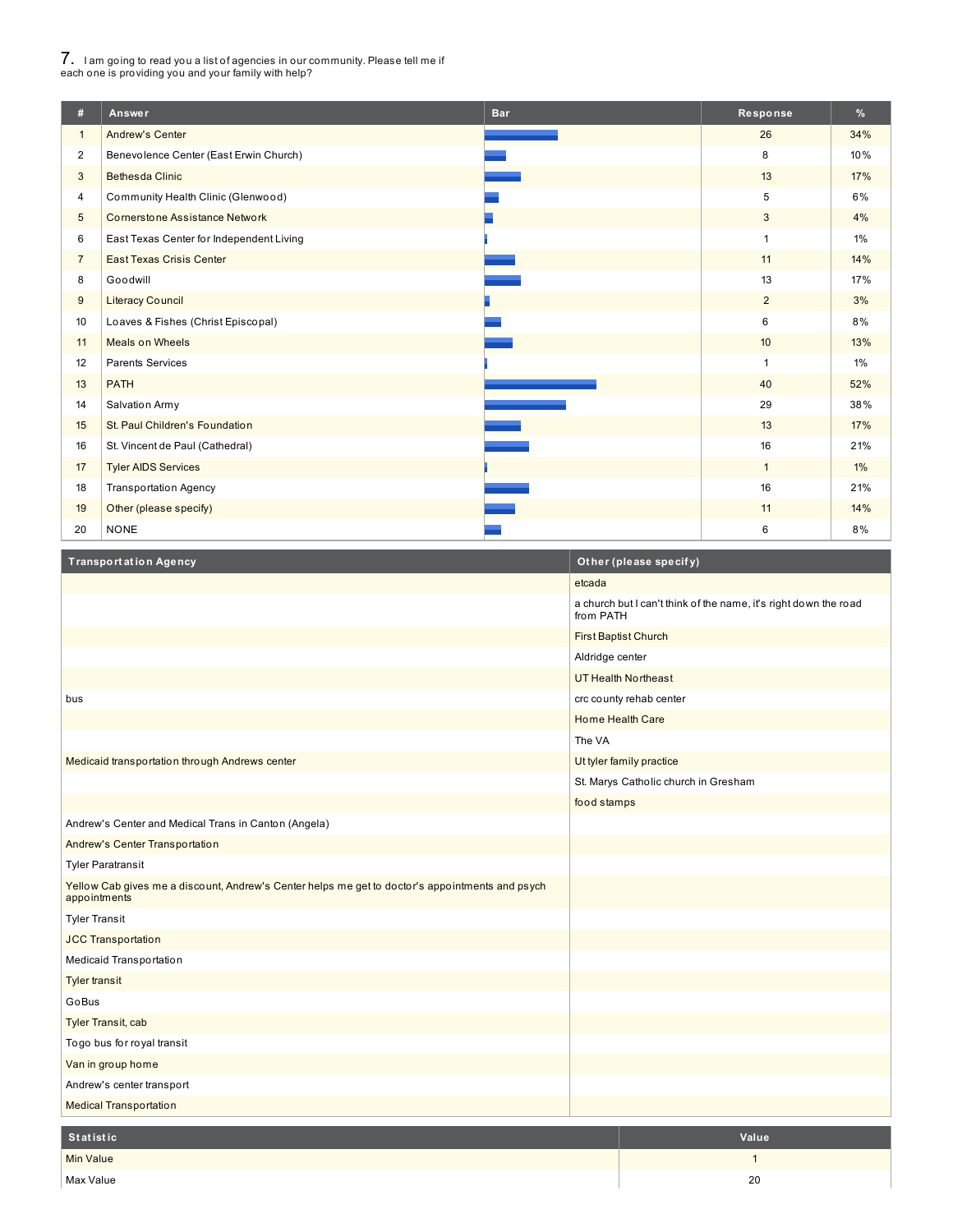## 7. I am going to read you a list of agencies in our community. Please tell me if each one is providing you and your family with help?

| # | Answer | Bar | Response | % |
|---|---|---|---|---|
| 1 | Andrew's Center | | 26 | 34% |
| 2 | Benevolence Center (East Erwin Church) | | 8 | 10% |
| 3 | Bethesda Clinic | | 13 | 17% |
| 4 | Community Health Clinic (Glenwood) | | 5 | 6% |
| 5 | Cornerstone Assistance Network | | 3 | 4% |
| 6 | East Texas Center for Independent Living | | 1 | 1% |
| 7 | East Texas Crisis Center | | 11 | 14% |
| 8 | Goodwill | | 13 | 17% |
| 9 | Literacy Council | | 2 | 3% |
| 10 | Loaves & Fishes (Christ Episcopal) | | 6 | 8% |
| 11 | Meals on Wheels | | 10 | 13% |
| 12 | Parents Services | | 1 | 1% |
| 13 | PATH | | 40 | 52% |
| 14 | Salvation Army | | 29 | 38% |
| 15 | St. Paul Children's Foundation | | 13 | 17% |
| 16 | St. Vincent de Paul (Cathedral) | | 16 | 21% |
| 17 | Tyler AIDS Services | | 1 | 1% |
| 18 | Transportation Agency | | 16 | 21% |
| 19 | Other (please specify) | | 11 | 14% |
| 20 | NONE | | 6 | 8% |

| Transportation Agency | Other (please specify) |
|---|---|
| | etcada |
| | a church but I can't think of the name, it's right down the road from PATH |
| | First Baptist Church |
| | Aldridge center |
| | UT Health Northeast |
| bus | crc county rehab center |
| | Home Health Care |
| | The VA |
| Medicaid transportation through Andrews center | Ut tyler family practice |
| | St. Marys Catholic church in Gresham |
| | food stamps |
| Andrew's Center and Medical Trans in Canton (Angela) | |
| Andrew's Center Transportation | |
| Tyler Paratransit | |
| Yellow Cab gives me a discount, Andrew's Center helps me get to doctor's appointments and psych appointments | |
| Tyler Transit | |
| JCC Transportation | |
| Medicaid Transportation | |
| Tyler transit | |
| GoBus | |
| Tyler Transit, cab | |
| Togo bus for royal transit | |
| Van in group home | |
| Andrew's center transport | |
| Medical Transportation | |

| Statistic | Value |
|---|---|
| Min Value | 1 |
| Max Value | 20 |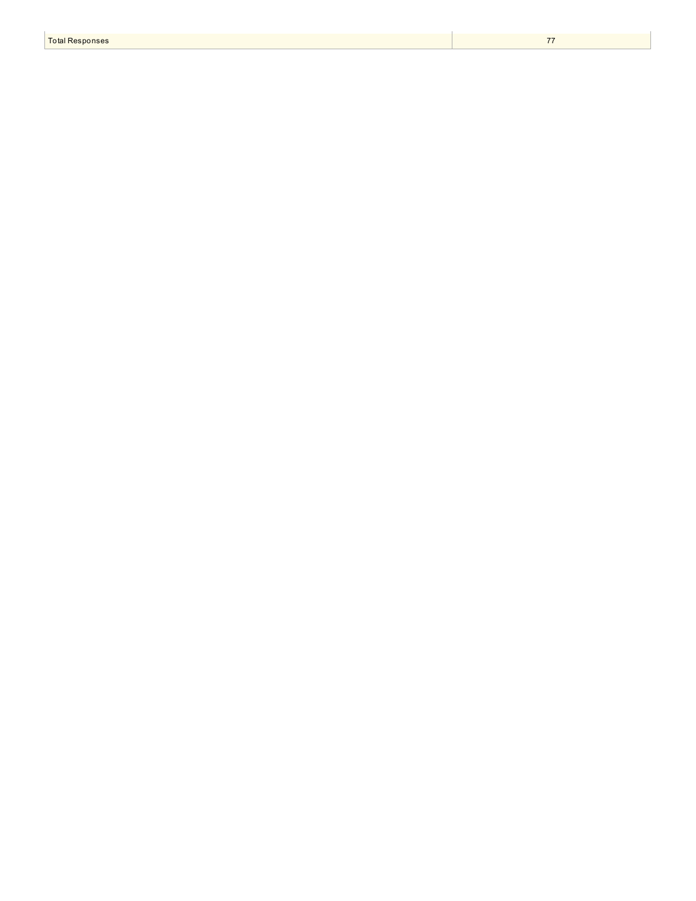| | |
|---|---|
| Total Responses | 77 |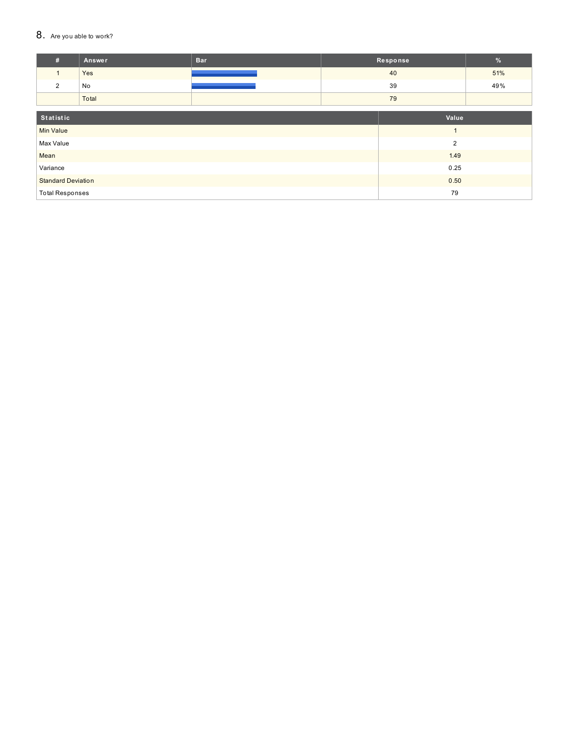8. Are you able to work?

| # | Answer | Bar | Response | % |
| --- | --- | --- | --- | --- |
| 1 | Yes | | 40 | 51% |
| 2 | No | | 39 | 49% |
| | Total | | 79 | |

| Statistic | Value |
| --- | --- |
| Min Value | 1 |
| Max Value | 2 |
| Mean | 1.49 |
| Variance | 0.25 |
| Standard Deviation | 0.50 |
| Total Responses | 79 |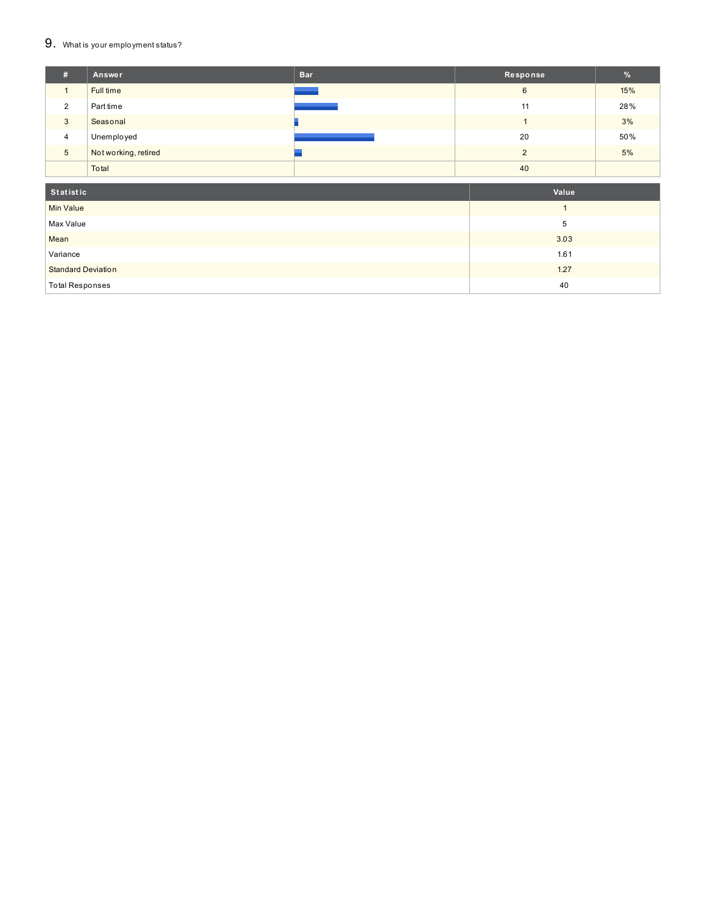## 9. What is your employment status?

| # | Answer | Bar | Response | % |
|---|---|---|---|---|
| 1 | Full time | | 6 | 15% |
| 2 | Part time | | 11 | 28% |
| 3 | Seasonal | | 1 | 3% |
| 4 | Unemployed | | 20 | 50% |
| 5 | Not working, retired | | 2 | 5% |
| | Total | | 40 | |

| Statistic | Value |
|---|---|
| Min Value | 1 |
| Max Value | 5 |
| Mean | 3.03 |
| Variance | 1.61 |
| Standard Deviation | 1.27 |
| Total Responses | 40 |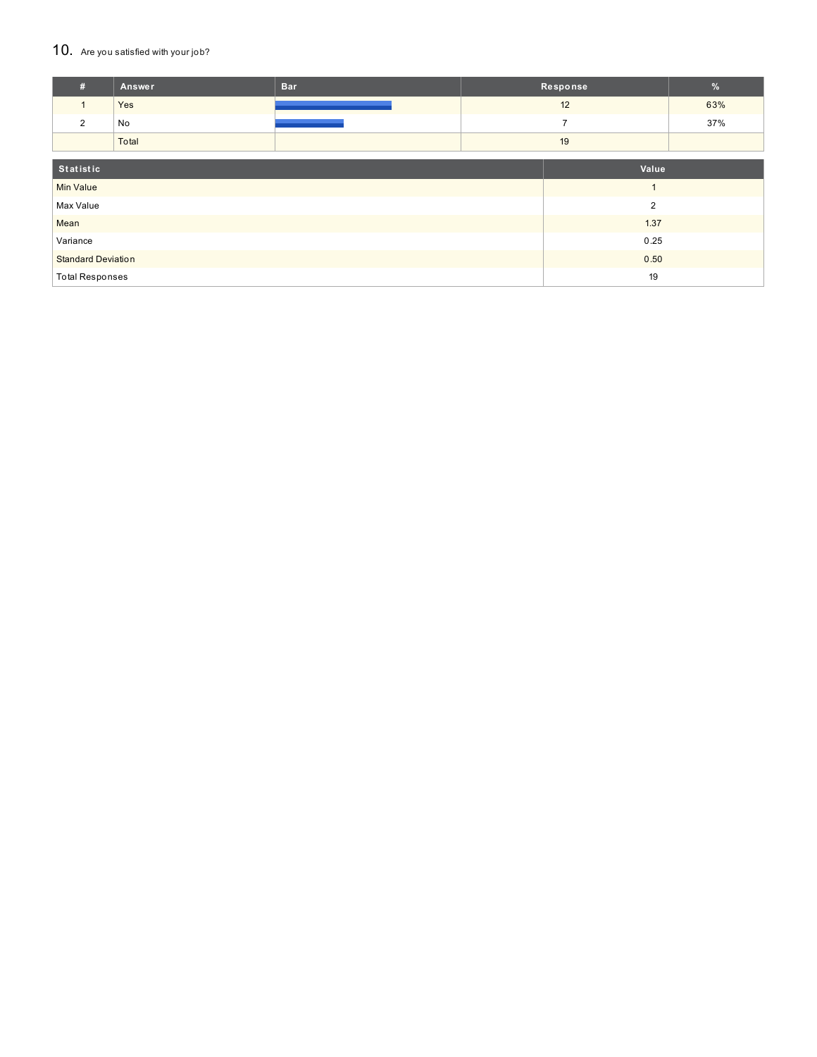## 10. Are you satisfied with your job?

| # | Answer | Bar | Response | % |
|---|---|---|---|---|
| 1 | Yes | | 12 | 63% |
| 2 | No | | 7 | 37% |
| | Total | | 19 | |

| Statistic | Value |
|---|---|
| Min Value | 1 |
| Max Value | 2 |
| Mean | 1.37 |
| Variance | 0.25 |
| Standard Deviation | 0.50 |
| Total Responses | 19 |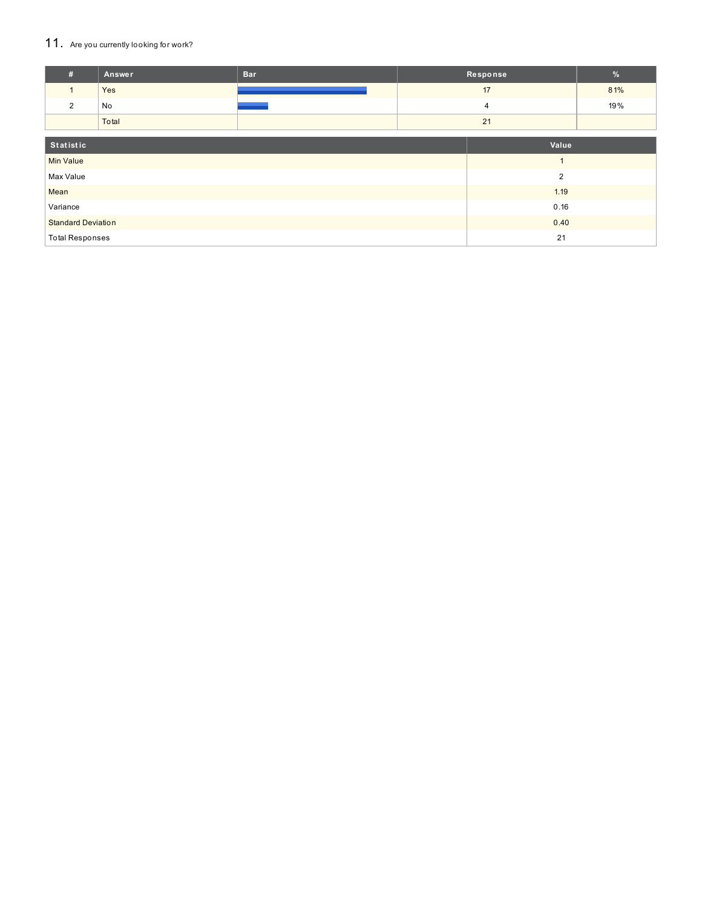## 11. Are you currently looking for work?

| # | Answer | Bar | Response | % |
|---|---|---|---|---|
| 1 | Yes | | 17 | 81% |
| 2 | No | | 4 | 19% |
| | Total | | 21 | |

| Statistic | Value |
|---|---|
| Min Value | 1 |
| Max Value | 2 |
| Mean | 1.19 |
| Variance | 0.16 |
| Standard Deviation | 0.40 |
| Total Responses | 21 |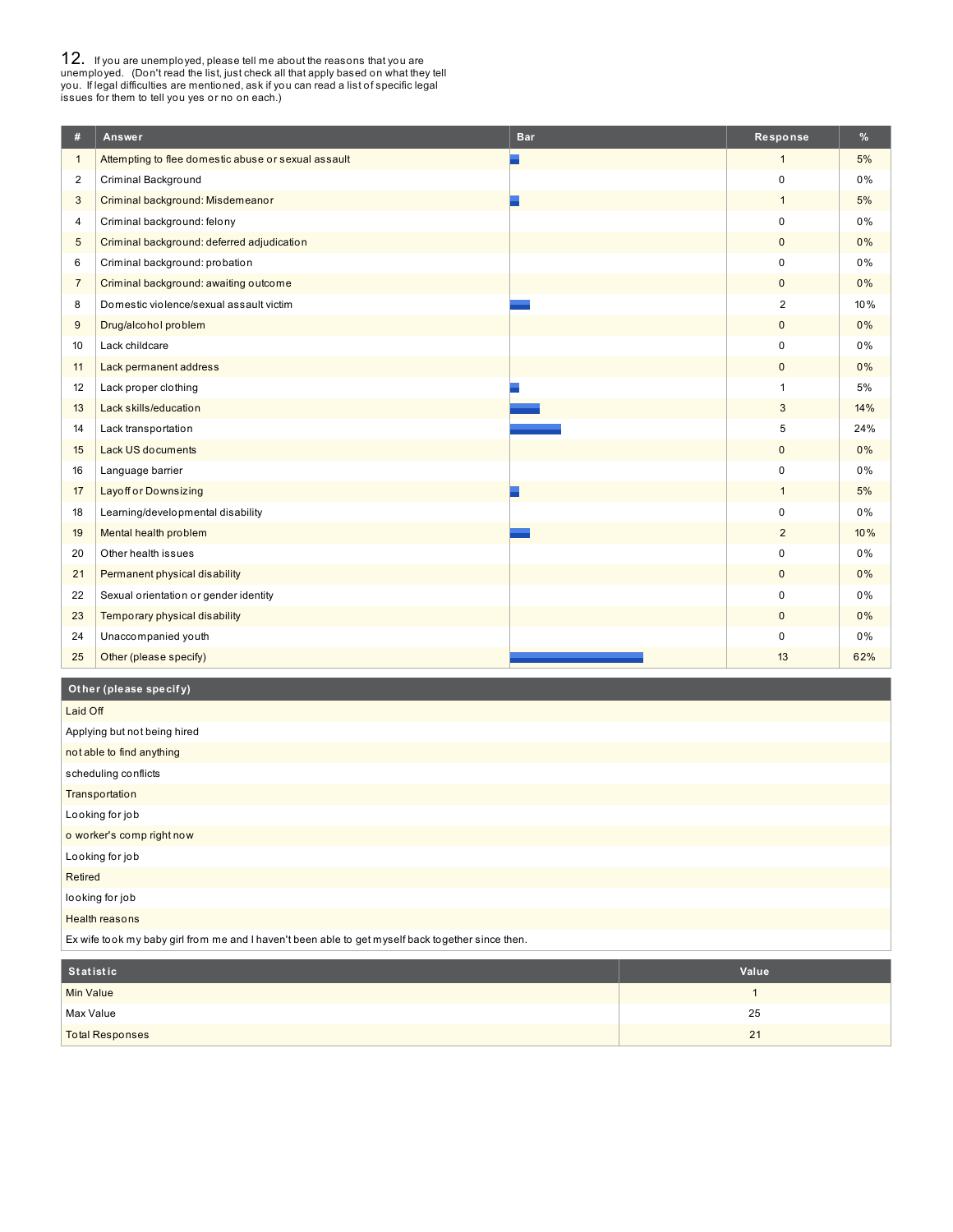12. If you are unemployed, please tell me about the reasons that you are unemployed. (Don't read the list, just check all that apply based on what they tell you. If legal difficulties are mentioned, ask if you can read a list of specific legal issues for them to tell you yes or no on each.)

| # | Answer | Bar | Response | % |
|---|---|---|---|---|
| 1 | Attempting to flee domestic abuse or sexual assault | | 1 | 5% |
| 2 | Criminal Background | | 0 | 0% |
| 3 | Criminal background: Misdemeanor | | 1 | 5% |
| 4 | Criminal background: felony | | 0 | 0% |
| 5 | Criminal background: deferred adjudication | | 0 | 0% |
| 6 | Criminal background: probation | | 0 | 0% |
| 7 | Criminal background: awaiting outcome | | 0 | 0% |
| 8 | Domestic violence/sexual assault victim | | 2 | 10% |
| 9 | Drug/alcohol problem | | 0 | 0% |
| 10 | Lack childcare | | 0 | 0% |
| 11 | Lack permanent address | | 0 | 0% |
| 12 | Lack proper clothing | | 1 | 5% |
| 13 | Lack skills/education | | 3 | 14% |
| 14 | Lack transportation | | 5 | 24% |
| 15 | Lack US documents | | 0 | 0% |
| 16 | Language barrier | | 0 | 0% |
| 17 | Layoff or Downsizing | | 1 | 5% |
| 18 | Learning/developmental disability | | 0 | 0% |
| 19 | Mental health problem | | 2 | 10% |
| 20 | Other health issues | | 0 | 0% |
| 21 | Permanent physical disability | | 0 | 0% |
| 22 | Sexual orientation or gender identity | | 0 | 0% |
| 23 | Temporary physical disability | | 0 | 0% |
| 24 | Unaccompanied youth | | 0 | 0% |
| 25 | Other (please specify) | | 13 | 62% |

| Other (please specify) |
|---|
| Laid Off |
| Applying but not being hired |
| not able to find anything |
| scheduling conflicts |
| Transportation |
| Looking for job |
| o worker's comp right now |
| Looking for job |
| Retired |
| looking for job |
| Health reasons |
| Ex wife took my baby girl from me and I haven't been able to get myself back together since then. |

| Statistic | Value |
|---|---|
| Min Value | 1 |
| Max Value | 25 |
| Total Responses | 21 |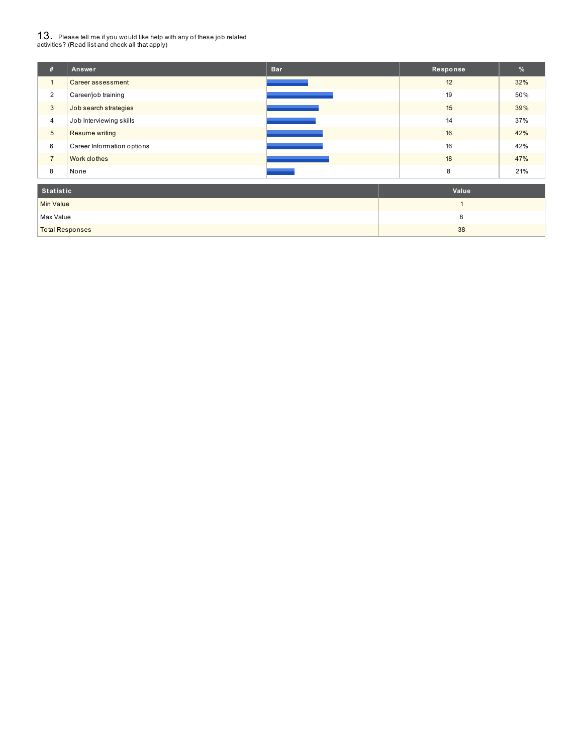## 13. Please tell me if you would like help with any of these job related activities? (Read list and check all that apply)

| # | Answer | Bar | Response | % |
|---|---|---|---|---|
| 1 | Career assessment | | 12 | 32% |
| 2 | Career/job training | | 19 | 50% |
| 3 | Job search strategies | | 15 | 39% |
| 4 | Job Interviewing skills | | 14 | 37% |
| 5 | Resume writing | | 16 | 42% |
| 6 | Career Information options | | 16 | 42% |
| 7 | Work clothes | | 18 | 47% |
| 8 | None | | 8 | 21% |

| Statistic | Value |
|---|---|
| Min Value | 1 |
| Max Value | 8 |
| Total Responses | 38 |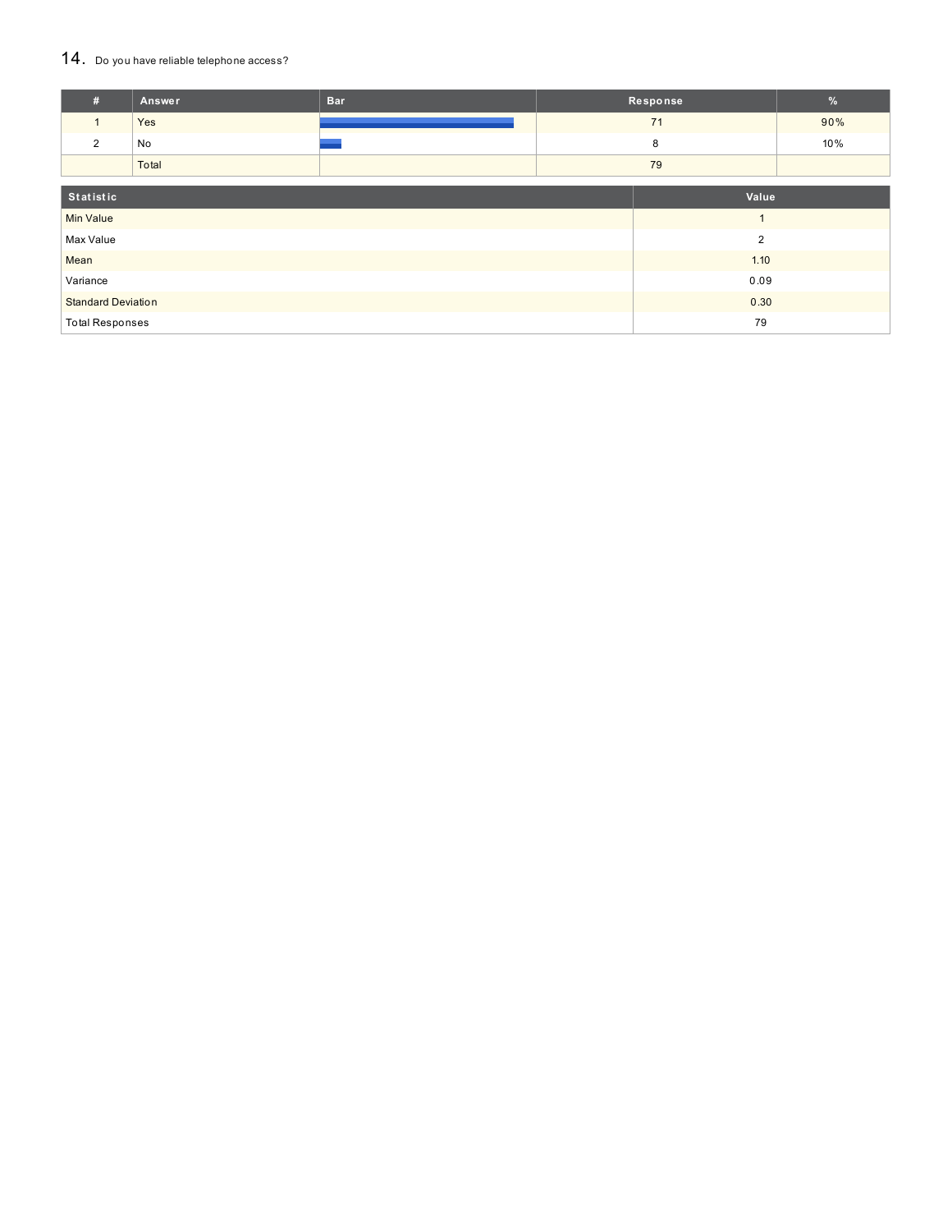## 14. Do you have reliable telephone access?

| # | Answer | Bar | Response | % |
|---|---|---|---|---|
| 1 | Yes | | 71 | 90% |
| 2 | No | | 8 | 10% |
| | Total | | 79 | |

| Statistic | Value |
|---|---|
| Min Value | 1 |
| Max Value | 2 |
| Mean | 1.10 |
| Variance | 0.09 |
| Standard Deviation | 0.30 |
| Total Responses | 79 |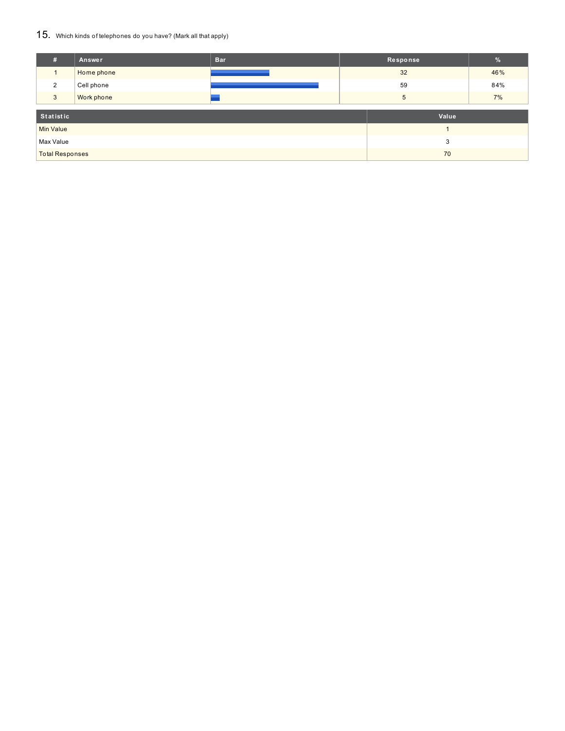## 15. Which kinds of telephones do you have? (Mark all that apply)

| # | Answer | Bar | Response | % |
|---|---|---|---|---|
| 1 | Home phone | | 32 | 46% |
| 2 | Cell phone | | 59 | 84% |
| 3 | Work phone | | 5 | 7% |

| Statistic | Value |
|---|---|
| Min Value | 1 |
| Max Value | 3 |
| Total Responses | 70 |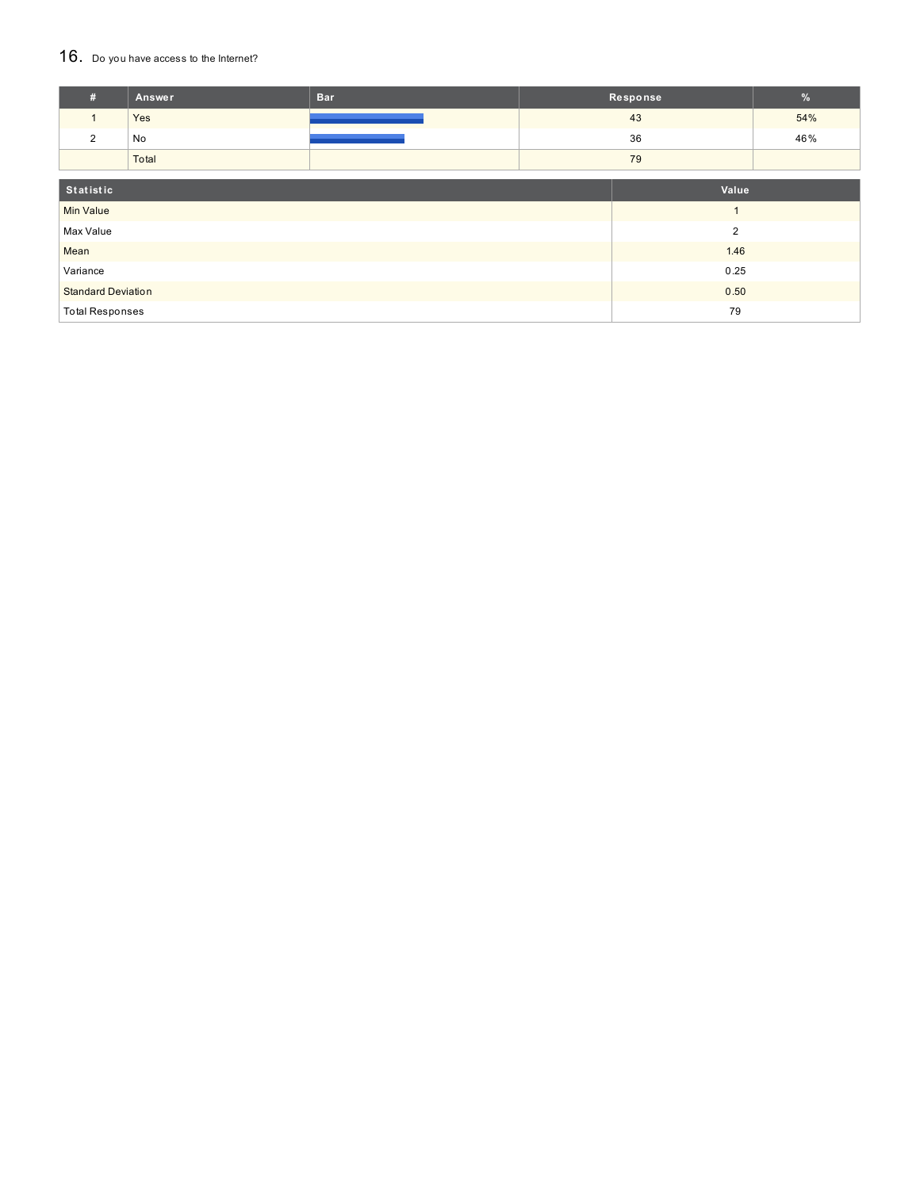## 16. Do you have access to the Internet?

| # | Answer | Bar | Response | % |
|---|---|---|---|---|
| 1 | Yes | | 43 | 54% |
| 2 | No | | 36 | 46% |
| | Total | | 79 | |

| Statistic | Value |
|---|---|
| Min Value | 1 |
| Max Value | 2 |
| Mean | 1.46 |
| Variance | 0.25 |
| Standard Deviation | 0.50 |
| Total Responses | 79 |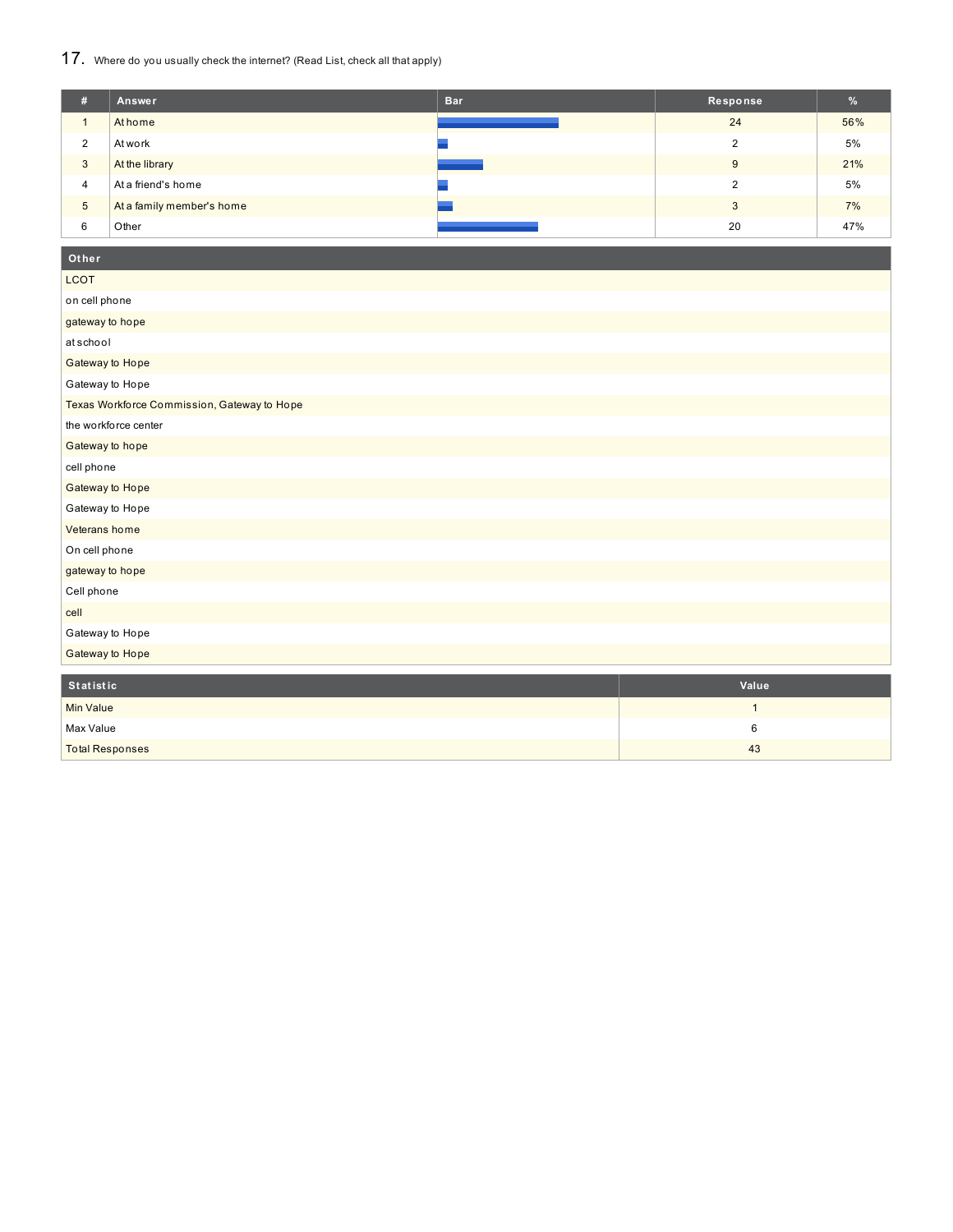## 17. Where do you usually check the internet? (Read List, check all that apply)

| # | Answer | Bar | Response | % |
|---|---|---|---|---|
| 1 | At home | | 24 | 56% |
| 2 | At work | | 2 | 5% |
| 3 | At the library | | 9 | 21% |
| 4 | At a friend's home | | 2 | 5% |
| 5 | At a family member's home | | 3 | 7% |
| 6 | Other | | 20 | 47% |

| Other |
|---|
| LCOT |
| on cell phone |
| gateway to hope |
| at school |
| Gateway to Hope |
| Gateway to Hope |
| Texas Workforce Commission, Gateway to Hope |
| the workforce center |
| Gateway to hope |
| cell phone |
| Gateway to Hope |
| Gateway to Hope |
| Veterans home |
| On cell phone |
| gateway to hope |
| Cell phone |
| cell |
| Gateway to Hope |
| Gateway to Hope |

| Statistic | Value |
|---|---|
| Min Value | 1 |
| Max Value | 6 |
| Total Responses | 43 |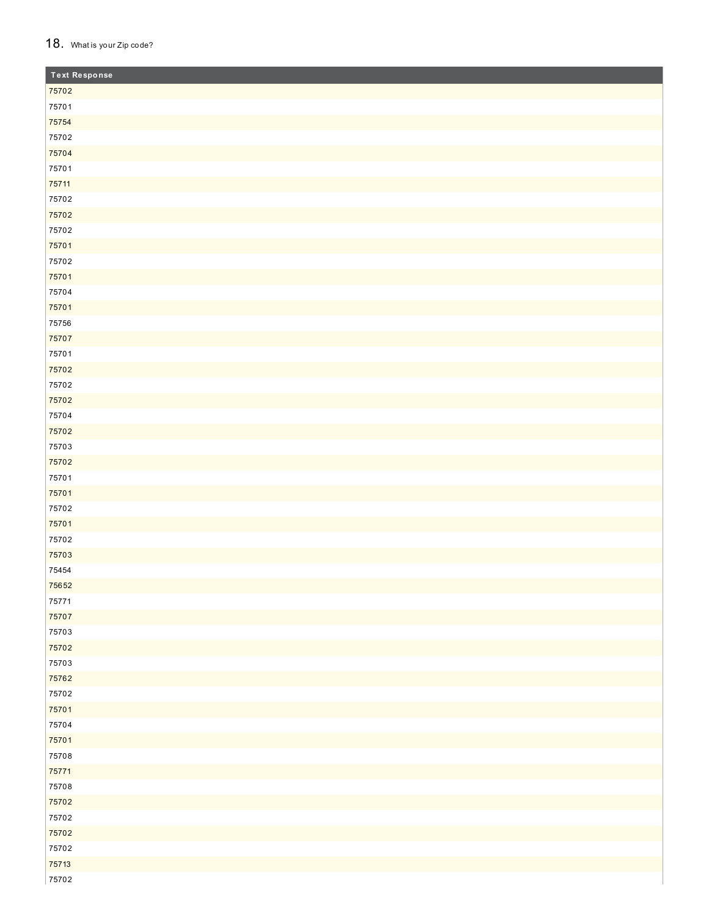18. What is your Zip code?

| Text Response |
|---|
| 75702 |
| 75701 |
| 75754 |
| 75702 |
| 75704 |
| 75701 |
| 75711 |
| 75702 |
| 75702 |
| 75702 |
| 75701 |
| 75702 |
| 75701 |
| 75704 |
| 75701 |
| 75756 |
| 75707 |
| 75701 |
| 75702 |
| 75702 |
| 75702 |
| 75704 |
| 75702 |
| 75703 |
| 75702 |
| 75701 |
| 75701 |
| 75702 |
| 75701 |
| 75702 |
| 75703 |
| 75454 |
| 75652 |
| 75771 |
| 75707 |
| 75703 |
| 75702 |
| 75703 |
| 75762 |
| 75702 |
| 75701 |
| 75704 |
| 75701 |
| 75708 |
| 75771 |
| 75708 |
| 75702 |
| 75702 |
| 75702 |
| 75702 |
| 75713 |
| 75702 |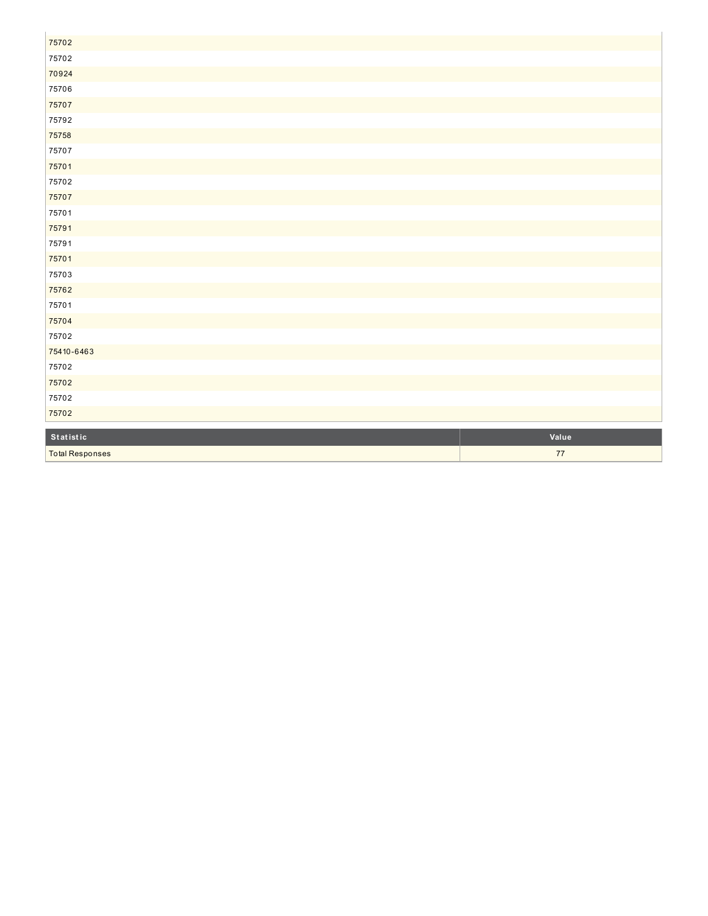| |
|---|
| 75702 |
| 75702 |
| 70924 |
| 75706 |
| 75707 |
| 75792 |
| 75758 |
| 75707 |
| 75701 |
| 75702 |
| 75707 |
| 75701 |
| 75791 |
| 75791 |
| 75701 |
| 75703 |
| 75762 |
| 75701 |
| 75704 |
| 75702 |
| 75410-6463 |
| 75702 |
| 75702 |
| 75702 |
| 75702 |

| Statistic | Value |
|---|---|
| Total Responses | 77 |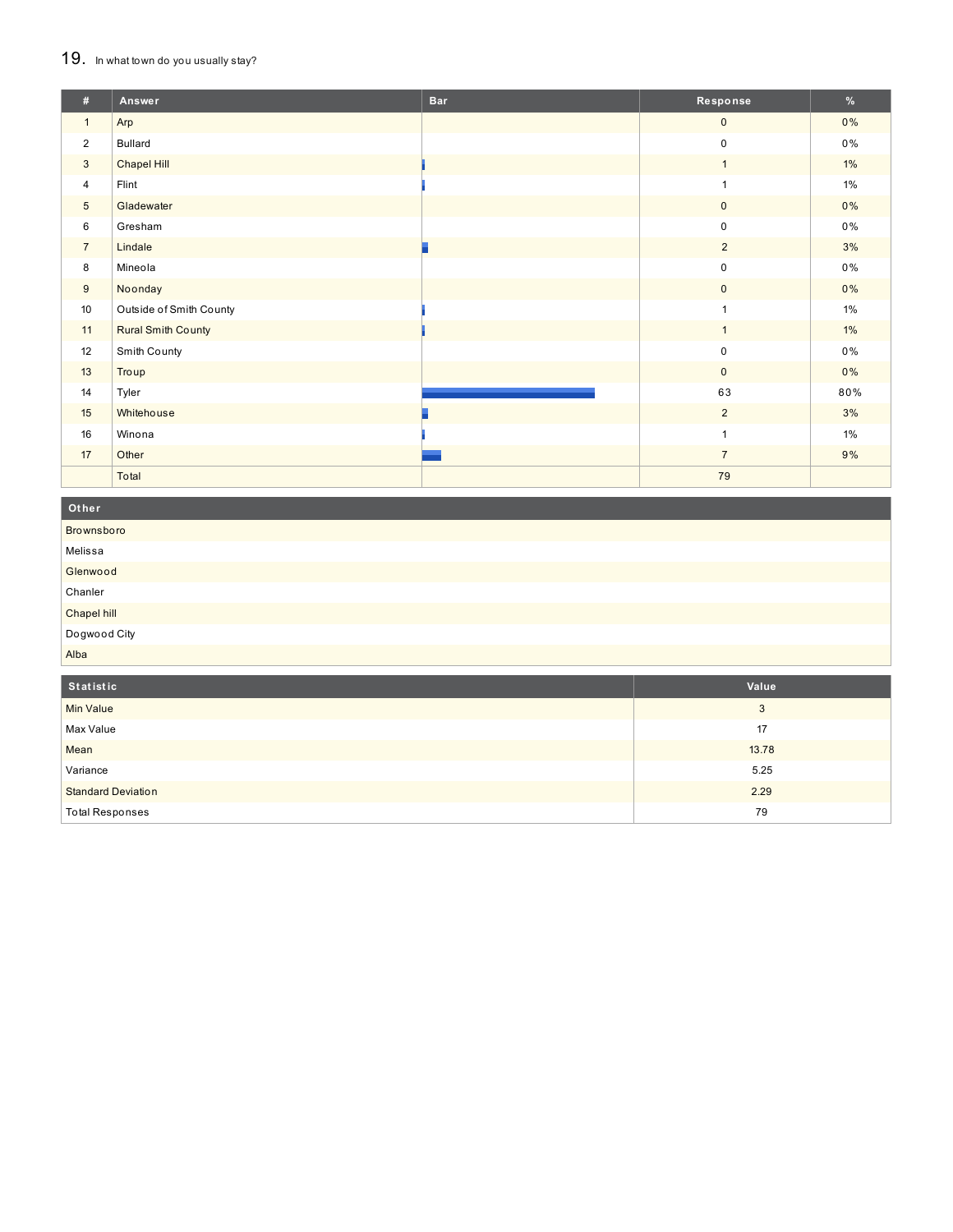## 19. In what town do you usually stay?

| # | Answer | Bar | Response | % |
|---|---|---|---|---|
| 1 | Arp | | 0 | 0% |
| 2 | Bullard | | 0 | 0% |
| 3 | Chapel Hill | | 1 | 1% |
| 4 | Flint | | 1 | 1% |
| 5 | Gladewater | | 0 | 0% |
| 6 | Gresham | | 0 | 0% |
| 7 | Lindale | | 2 | 3% |
| 8 | Mineola | | 0 | 0% |
| 9 | Noonday | | 0 | 0% |
| 10 | Outside of Smith County | | 1 | 1% |
| 11 | Rural Smith County | | 1 | 1% |
| 12 | Smith County | | 0 | 0% |
| 13 | Troup | | 0 | 0% |
| 14 | Tyler | | 63 | 80% |
| 15 | Whitehouse | | 2 | 3% |
| 16 | Winona | | 1 | 1% |
| 17 | Other | | 7 | 9% |
| | Total | | 79 | |

| Other |
|---|
| Brownsboro |
| Melissa |
| Glenwood |
| Chanler |
| Chapel hill |
| Dogwood City |
| Alba |

| Statistic | Value |
|---|---|
| Min Value | 3 |
| Max Value | 17 |
| Mean | 13.78 |
| Variance | 5.25 |
| Standard Deviation | 2.29 |
| Total Responses | 79 |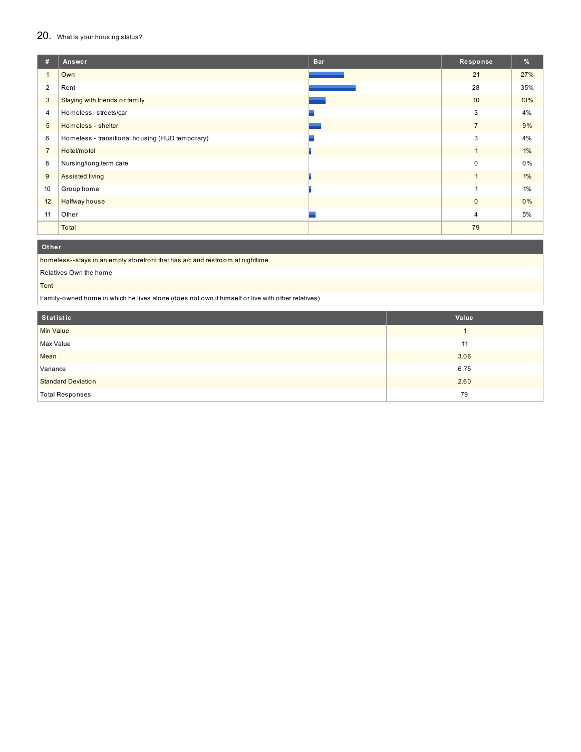## 20. What is your housing status?

| # | Answer | Bar | Response | % |
|---|---|---|---|---|
| 1 | Own | | 21 | 27% |
| 2 | Rent | | 28 | 35% |
| 3 | Staying with friends or family | | 10 | 13% |
| 4 | Homeless- streets/car | | 3 | 4% |
| 5 | Homeless - shelter | | 7 | 9% |
| 6 | Homeless - transitional housing (HUD temporary) | | 3 | 4% |
| 7 | Hotel/motel | | 1 | 1% |
| 8 | Nursing/long term care | | 0 | 0% |
| 9 | Assisted living | | 1 | 1% |
| 10 | Group home | | 1 | 1% |
| 12 | Halfway house | | 0 | 0% |
| 11 | Other | | 4 | 5% |
| | Total | | 79 | |

| Other |
|---|
| homeless--stays in an empty storefront that has a/c and restroom at nighttime |
| Relatives Own the home |
| Tent |
| Family-owned home in which he lives alone (does not own it himself or live with other relatives) |

| Statistic | Value |
|---|---|
| Min Value | 1 |
| Max Value | 11 |
| Mean | 3.06 |
| Variance | 6.75 |
| Standard Deviation | 2.60 |
| Total Responses | 79 |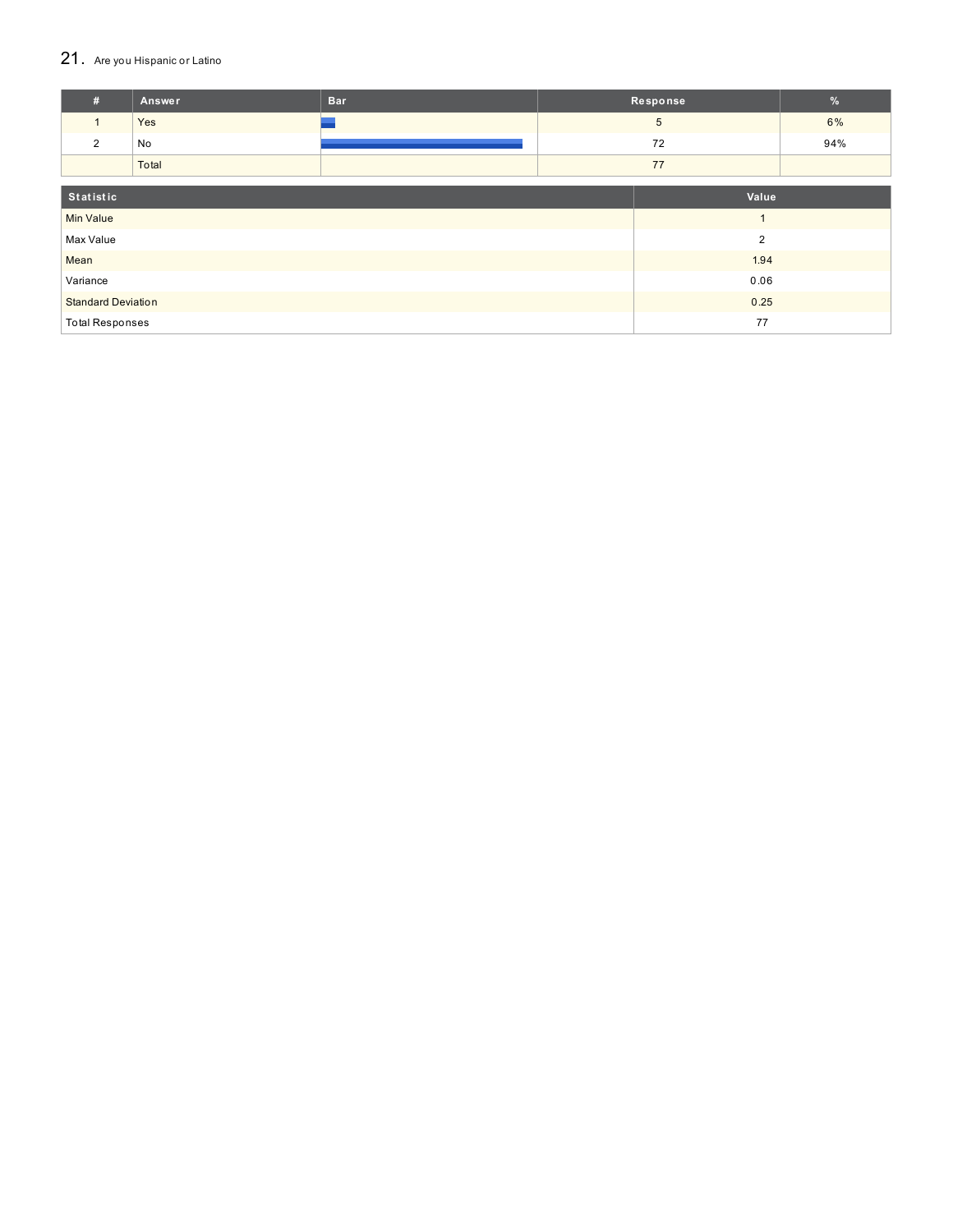## 21. Are you Hispanic or Latino

| # | Answer | Bar | Response | % |
|---|---|---|---|---|
| 1 | Yes | | 5 | 6% |
| 2 | No | | 72 | 94% |
| | Total | | 77 | |

| Statistic | Value |
|---|---|
| Min Value | 1 |
| Max Value | 2 |
| Mean | 1.94 |
| Variance | 0.06 |
| Standard Deviation | 0.25 |
| Total Responses | 77 |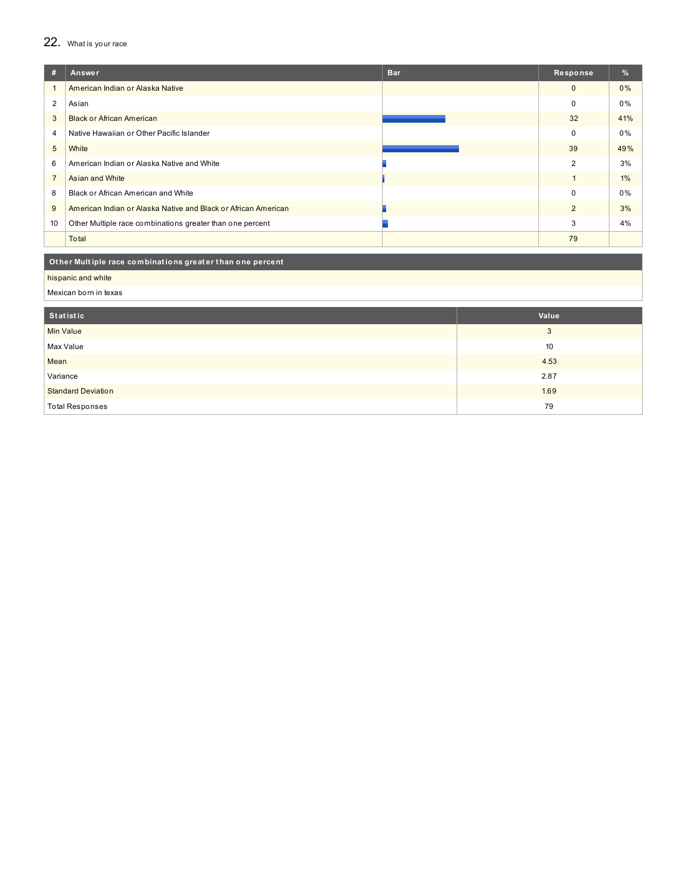## 22. What is your race

| # | Answer | Bar | Response | % |
|---|---|---|---|---|
| 1 | American Indian or Alaska Native | | 0 | 0% |
| 2 | Asian | | 0 | 0% |
| 3 | Black or African American | | 32 | 41% |
| 4 | Native Hawaiian or Other Pacific Islander | | 0 | 0% |
| 5 | White | | 39 | 49% |
| 6 | American Indian or Alaska Native and White | | 2 | 3% |
| 7 | Asian and White | | 1 | 1% |
| 8 | Black or African American and White | | 0 | 0% |
| 9 | American Indian or Alaska Native and Black or African American | | 2 | 3% |
| 10 | Other Multiple race combinations greater than one percent | | 3 | 4% |
| | Total | | 79 | |

| Other Multiple race combinations greater than one percent |
|---|
| hispanic and white |
| Mexican born in texas |

| Statistic | Value |
|---|---|
| Min Value | 3 |
| Max Value | 10 |
| Mean | 4.53 |
| Variance | 2.87 |
| Standard Deviation | 1.69 |
| Total Responses | 79 |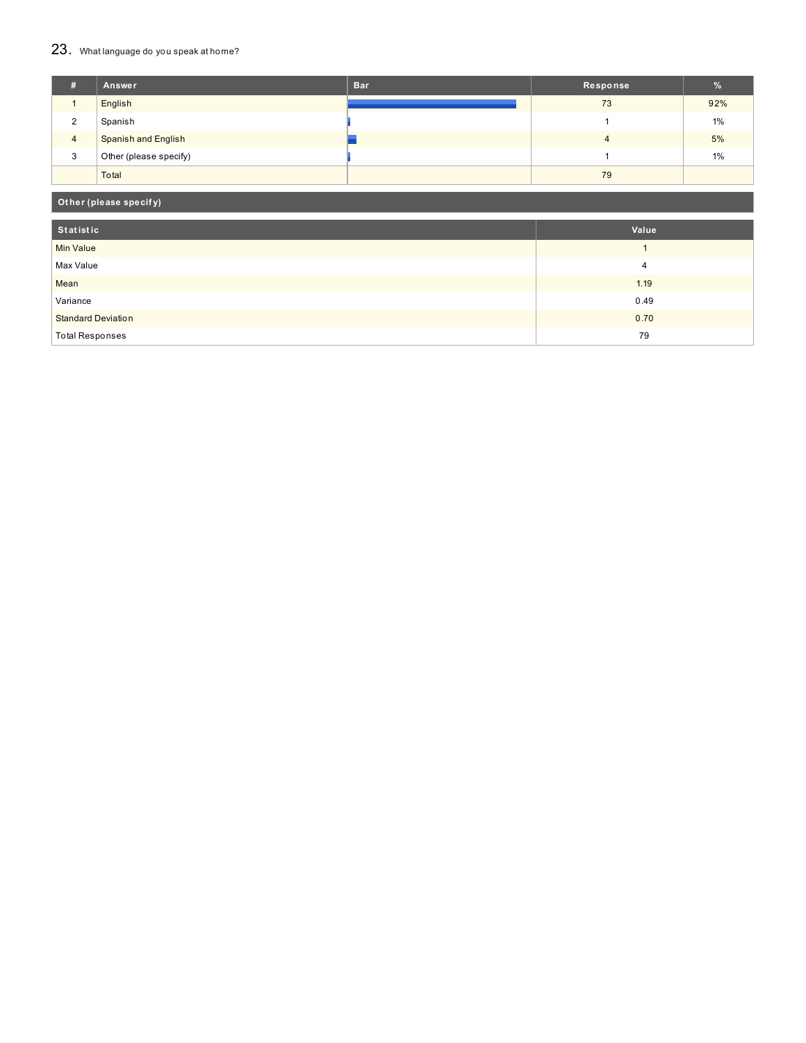## 23. What language do you speak at home?

| # | Answer | Bar | Response | % |
|---|---|---|---|---|
| 1 | English | | 73 | 92% |
| 2 | Spanish | | 1 | 1% |
| 4 | Spanish and English | | 4 | 5% |
| 3 | Other (please specify) | | 1 | 1% |
| | Total | | 79 | |

**Other (please specify)**

| Statistic | Value |
|---|---|
| Min Value | 1 |
| Max Value | 4 |
| Mean | 1.19 |
| Variance | 0.49 |
| Standard Deviation | 0.70 |
| Total Responses | 79 |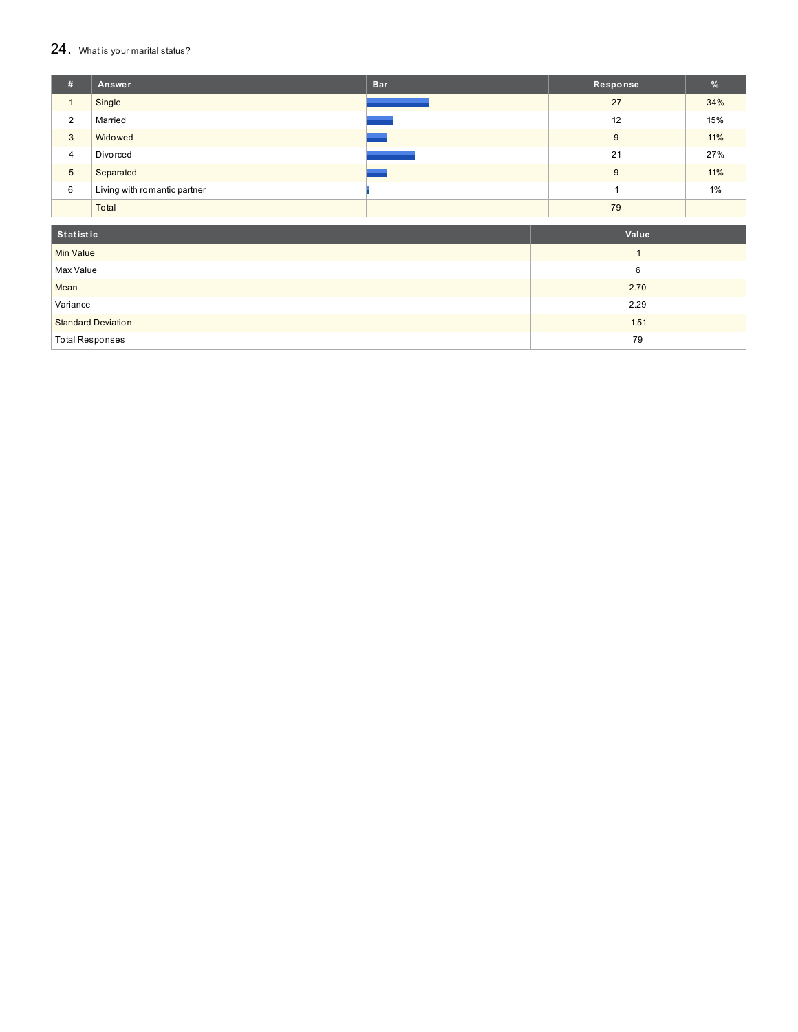## 24. What is your marital status?

| # | Answer | Bar | Response | % |
|---|---|---|---|---|
| 1 | Single | | 27 | 34% |
| 2 | Married | | 12 | 15% |
| 3 | Widowed | | 9 | 11% |
| 4 | Divorced | | 21 | 27% |
| 5 | Separated | | 9 | 11% |
| 6 | Living with romantic partner | | 1 | 1% |
| | Total | | 79 | |

| Statistic | Value |
|---|---|
| Min Value | 1 |
| Max Value | 6 |
| Mean | 2.70 |
| Variance | 2.29 |
| Standard Deviation | 1.51 |
| Total Responses | 79 |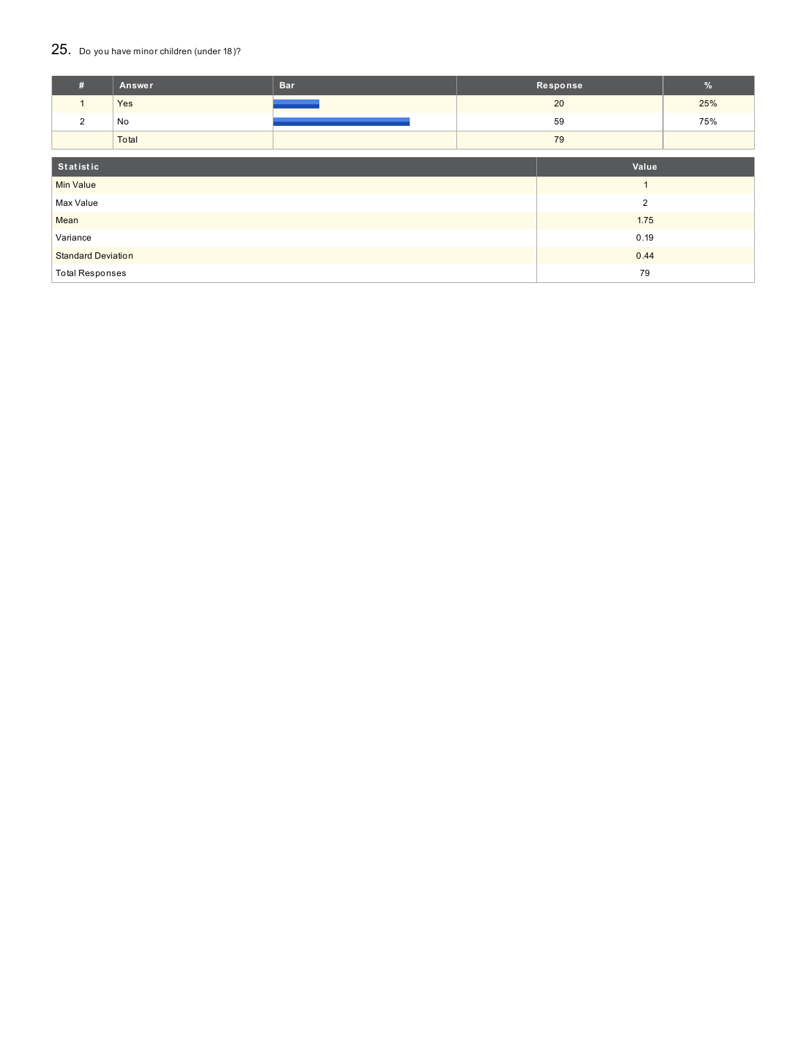## 25. Do you have minor children (under 18)?

| # | Answer | Bar | Response | % |
|---|---|---|---|---|
| 1 | Yes | | 20 | 25% |
| 2 | No | | 59 | 75% |
| | Total | | 79 | |

| Statistic | Value |
|---|---|
| Min Value | 1 |
| Max Value | 2 |
| Mean | 1.75 |
| Variance | 0.19 |
| Standard Deviation | 0.44 |
| Total Responses | 79 |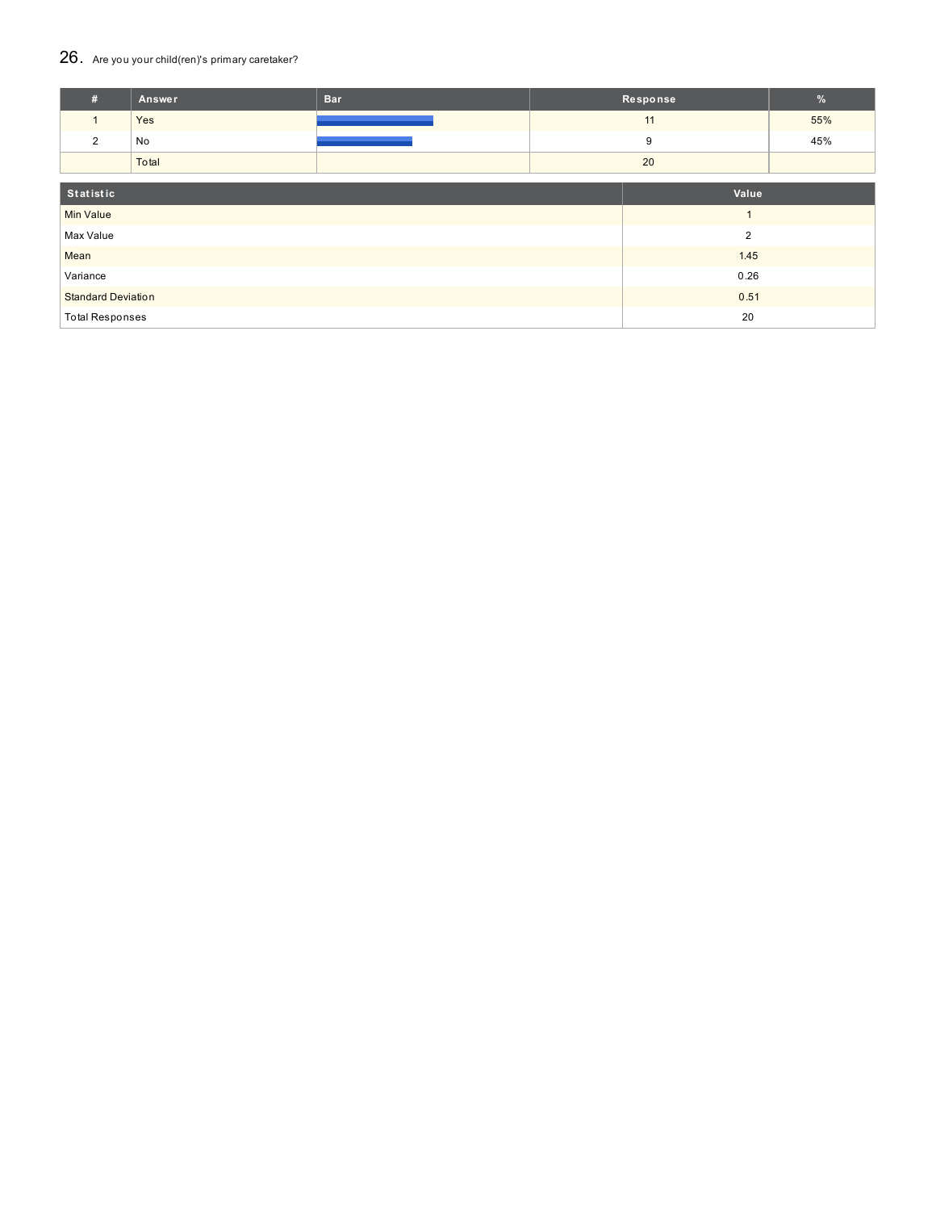## 26. Are you your child(ren)'s primary caretaker?

| # | Answer | Bar | Response | % |
|---|---|---|---|---|
| 1 | Yes | | 11 | 55% |
| 2 | No | | 9 | 45% |
| | Total | | 20 | |

| Statistic | Value |
|---|---|
| Min Value | 1 |
| Max Value | 2 |
| Mean | 1.45 |
| Variance | 0.26 |
| Standard Deviation | 0.51 |
| Total Responses | 20 |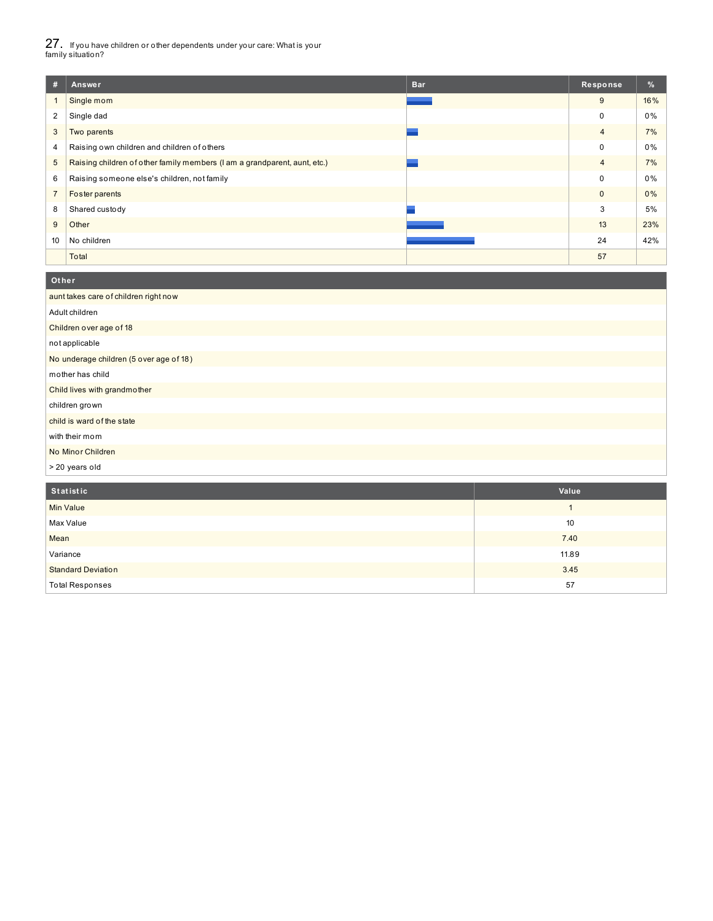## 27. If you have children or other dependents under your care: What is your family situation?

| # | Answer | Bar | Response | % |
|---|---|---|---|---|
| 1 | Single mom | | 9 | 16% |
| 2 | Single dad | | 0 | 0% |
| 3 | Two parents | | 4 | 7% |
| 4 | Raising own children and children of others | | 0 | 0% |
| 5 | Raising children of other family members (I am a grandparent, aunt, etc.) | | 4 | 7% |
| 6 | Raising someone else's children, not family | | 0 | 0% |
| 7 | Foster parents | | 0 | 0% |
| 8 | Shared custody | | 3 | 5% |
| 9 | Other | | 13 | 23% |
| 10 | No children | | 24 | 42% |
| | Total | | 57 | |

| Other |
|---|
| aunt takes care of children right now |
| Adult children |
| Children over age of 18 |
| not applicable |
| No underage children (5 over age of 18) |
| mother has child |
| Child lives with grandmother |
| children grown |
| child is ward of the state |
| with their mom |
| No Minor Children |
| > 20 years old |

| Statistic | Value |
|---|---|
| Min Value | 1 |
| Max Value | 10 |
| Mean | 7.40 |
| Variance | 11.89 |
| Standard Deviation | 3.45 |
| Total Responses | 57 |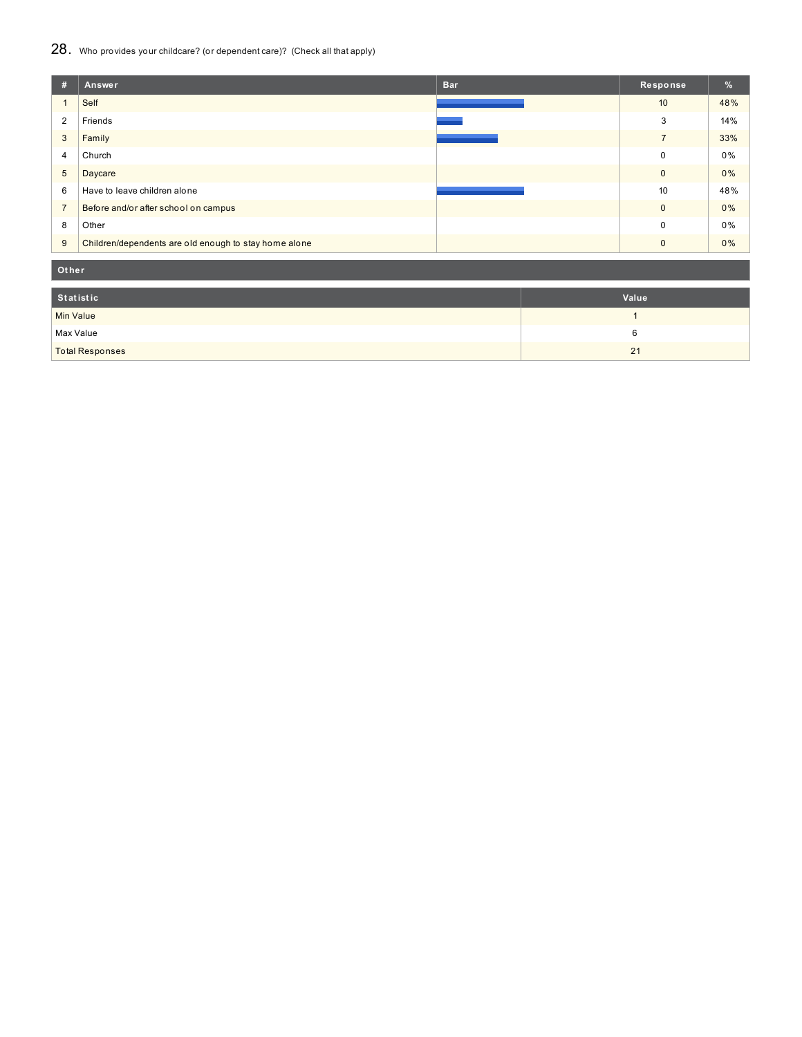## 28. Who provides your childcare? (or dependent care)? (Check all that apply)

| # | Answer | Bar | Response | % |
|---|---|---|---|---|
| 1 | Self | | 10 | 48% |
| 2 | Friends | | 3 | 14% |
| 3 | Family | | 7 | 33% |
| 4 | Church | | 0 | 0% |
| 5 | Daycare | | 0 | 0% |
| 6 | Have to leave children alone | | 10 | 48% |
| 7 | Before and/or after school on campus | | 0 | 0% |
| 8 | Other | | 0 | 0% |
| 9 | Children/dependents are old enough to stay home alone | | 0 | 0% |

**Other**

| Statistic | Value |
|---|---|
| Min Value | 1 |
| Max Value | 6 |
| Total Responses | 21 |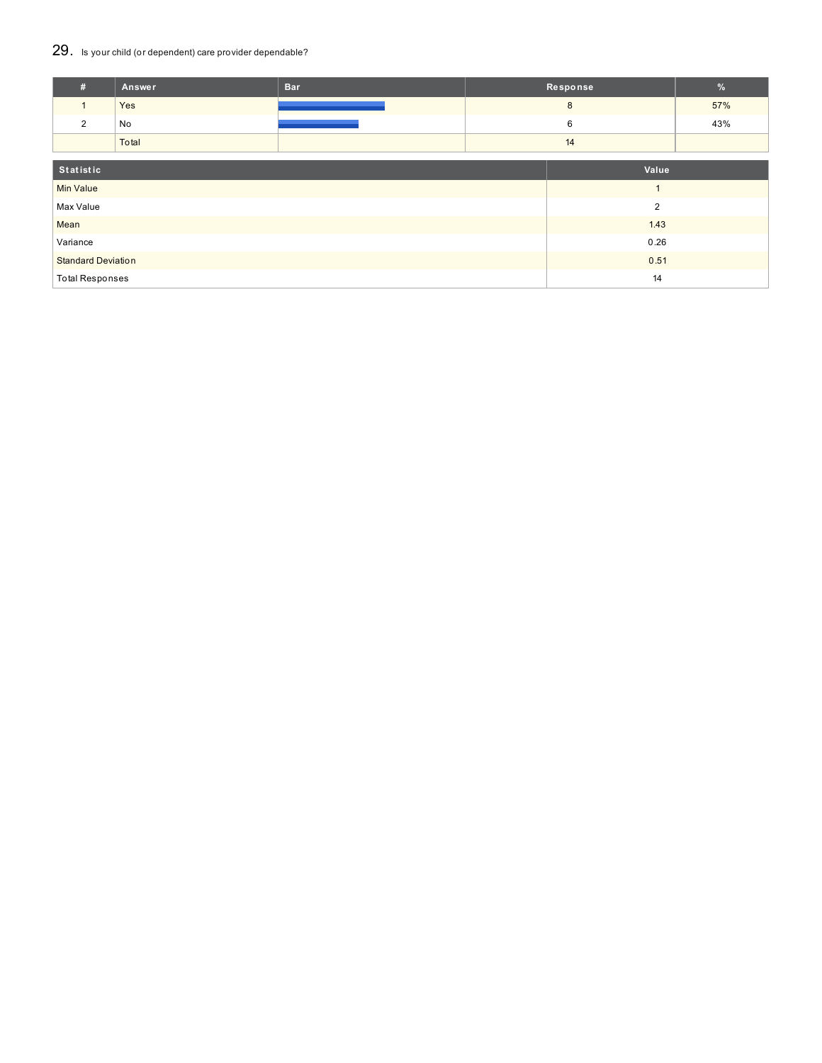## 29. Is your child (or dependent) care provider dependable?

| # | Answer | Bar | Response | % |
|---|---|---|---|---|
| 1 | Yes | | 8 | 57% |
| 2 | No | | 6 | 43% |
| | Total | | 14 | |

| Statistic | Value |
|---|---|
| Min Value | 1 |
| Max Value | 2 |
| Mean | 1.43 |
| Variance | 0.26 |
| Standard Deviation | 0.51 |
| Total Responses | 14 |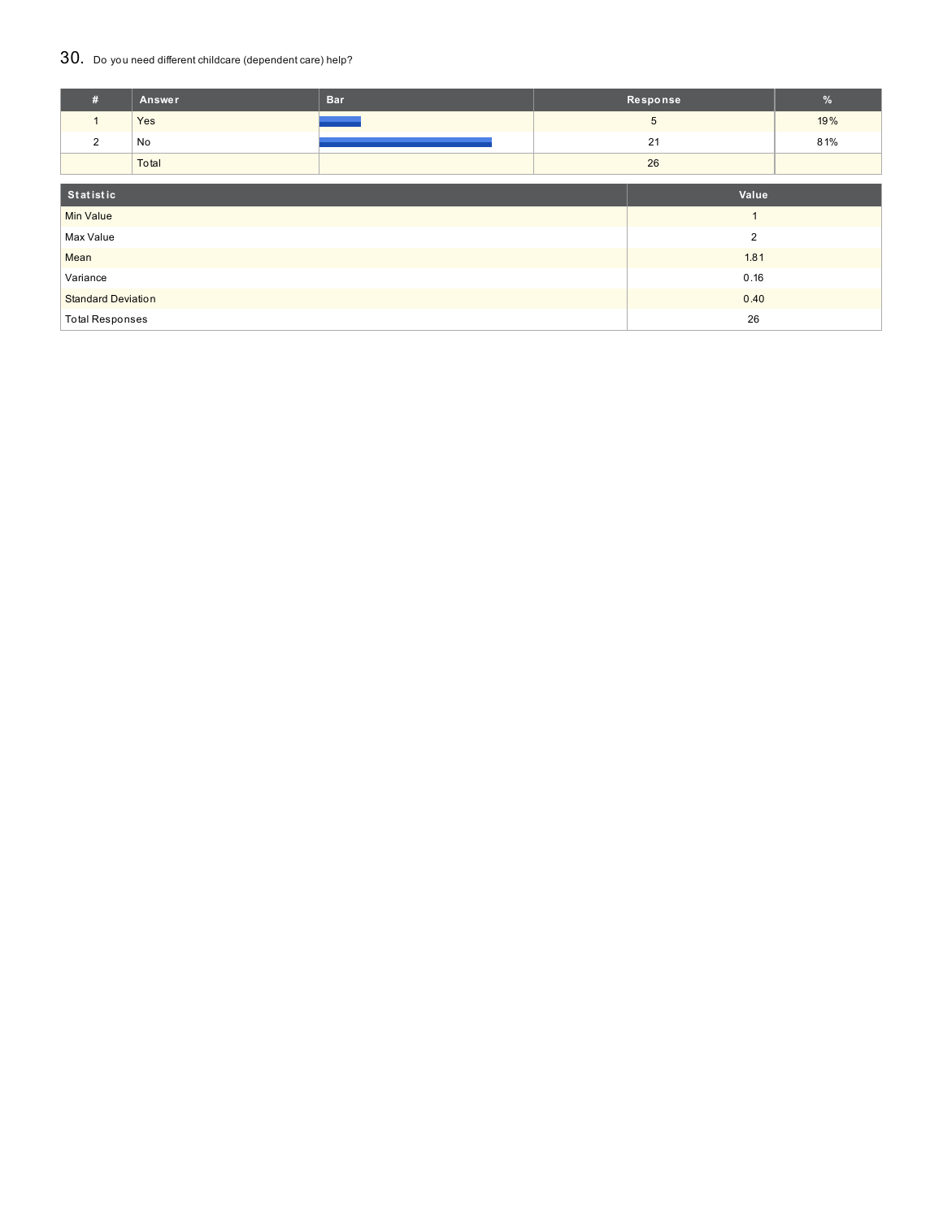## 30. Do you need different childcare (dependent care) help?

| # | Answer | Bar | Response | % |
|---|---|---|---|---|
| 1 | Yes | | 5 | 19% |
| 2 | No | | 21 | 81% |
| | Total | | 26 | |

| Statistic | Value |
|---|---|
| Min Value | 1 |
| Max Value | 2 |
| Mean | 1.81 |
| Variance | 0.16 |
| Standard Deviation | 0.40 |
| Total Responses | 26 |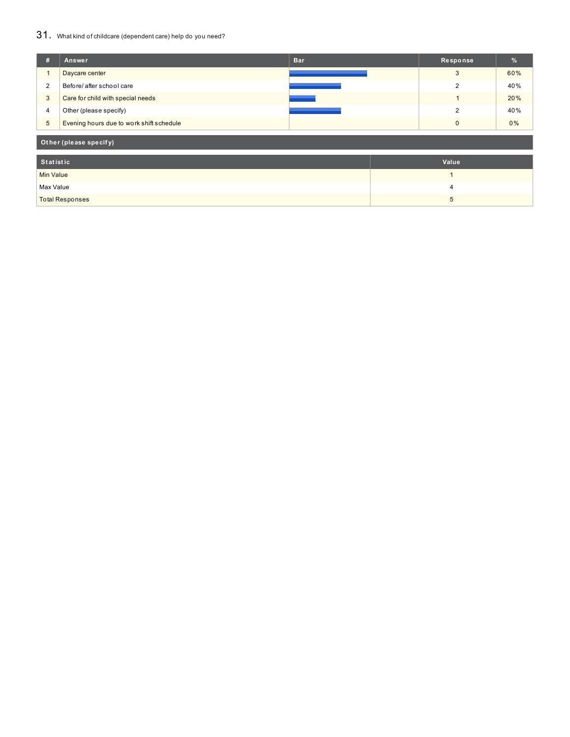## 31. What kind of childcare (dependent care) help do you need?

| # | Answer | Bar | Response | % |
|---|---|---|---|---|
| 1 | Daycare center | | 3 | 60% |
| 2 | Before/ after school care | | 2 | 40% |
| 3 | Care for child with special needs | | 1 | 20% |
| 4 | Other (please specify) | | 2 | 40% |
| 5 | Evening hours due to work shift schedule | | 0 | 0% |

**Other (please specify)**

| Statistic | Value |
|---|---|
| Min Value | 1 |
| Max Value | 4 |
| Total Responses | 5 |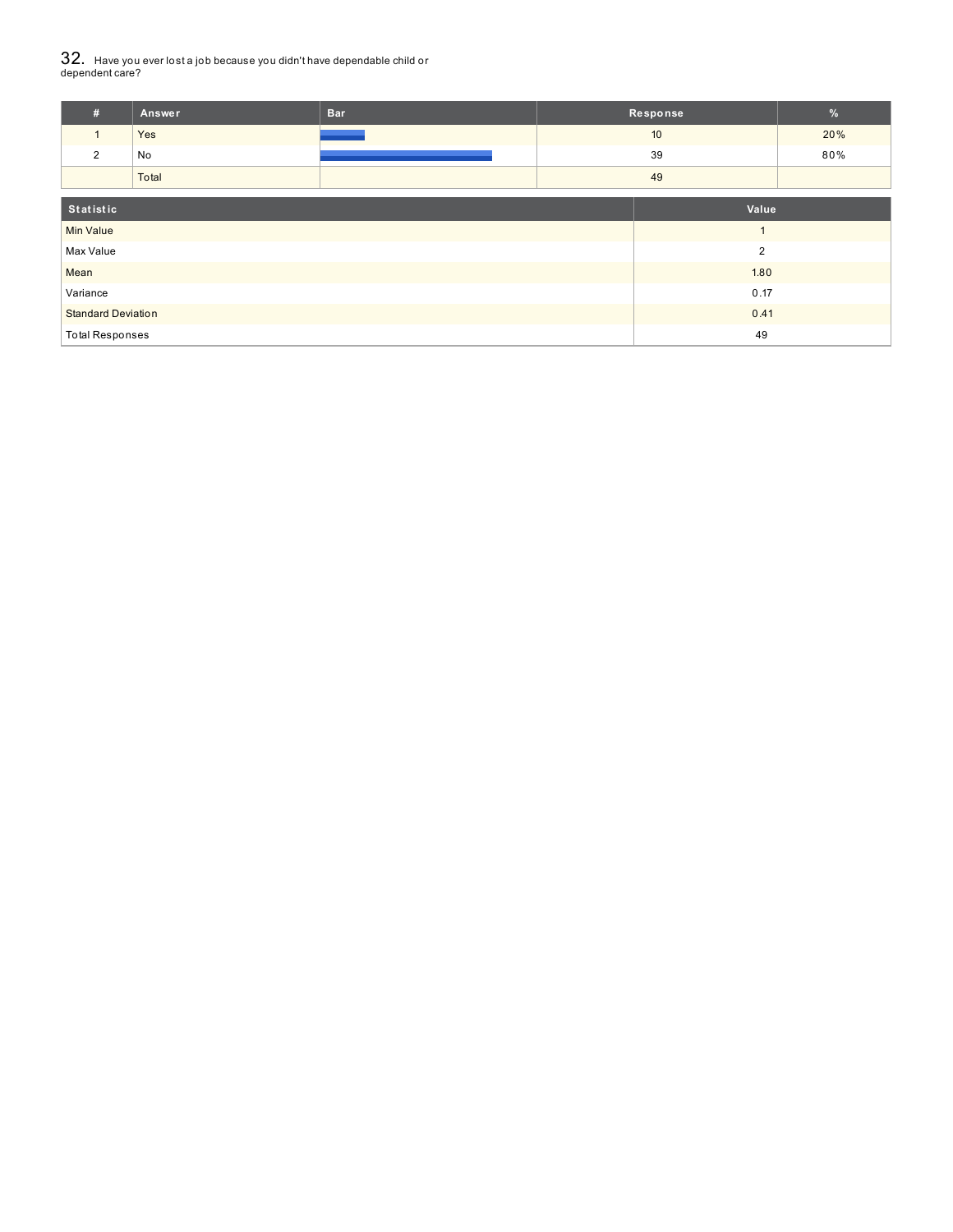## 32. Have you ever lost a job because you didn't have dependable child or dependent care?

| # | Answer | Bar | Response | % |
|---|---|---|---|---|
| 1 | Yes | | 10 | 20% |
| 2 | No | | 39 | 80% |
| | Total | | 49 | |

| Statistic | Value |
|---|---|
| Min Value | 1 |
| Max Value | 2 |
| Mean | 1.80 |
| Variance | 0.17 |
| Standard Deviation | 0.41 |
| Total Responses | 49 |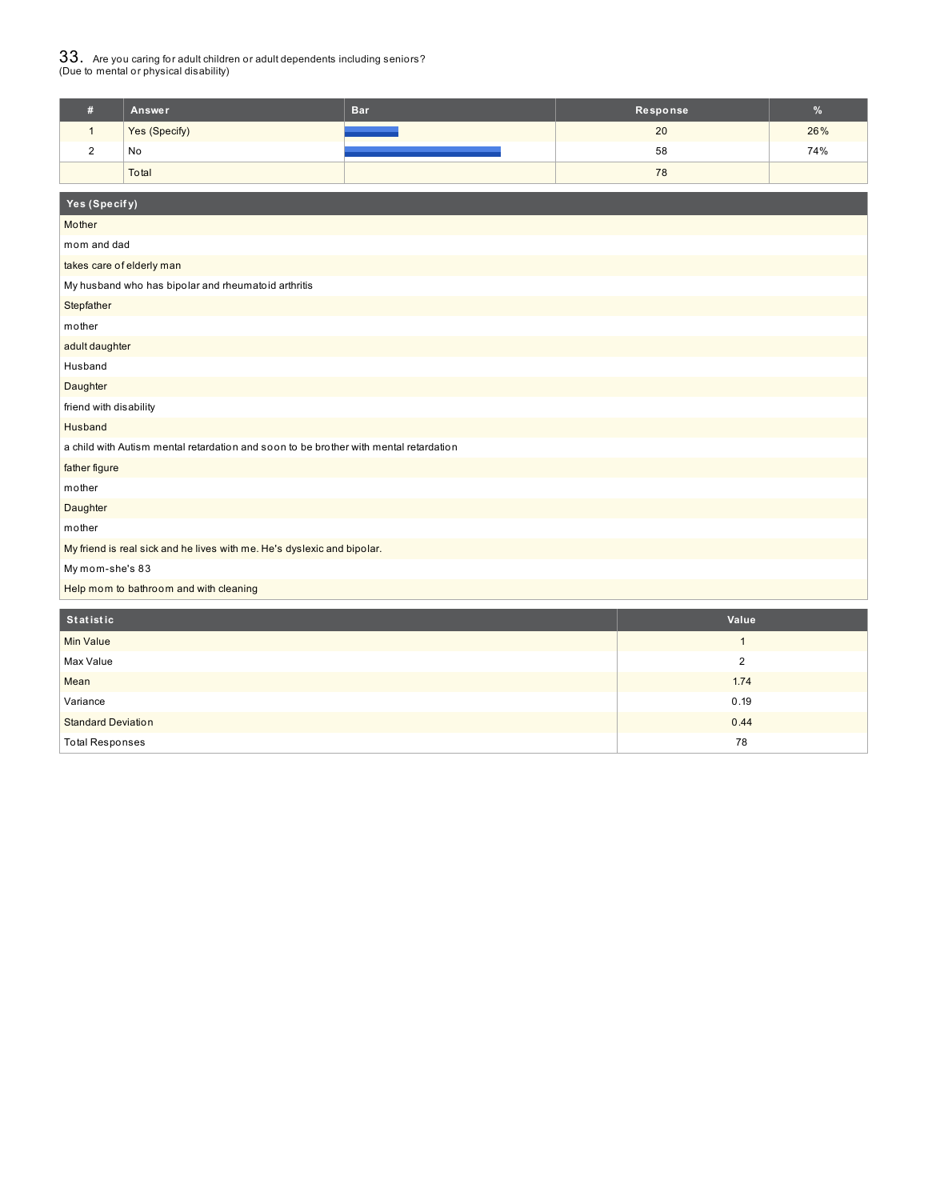## 33. Are you caring for adult children or adult dependents including seniors? (Due to mental or physical disability)

| # | Answer | Bar | Response | % |
|---|---|---|---|---|
| 1 | Yes (Specify) | | 20 | 26% |
| 2 | No | | 58 | 74% |
| | Total | | 78 | |

| Yes (Specify) |
|---|
| Mother |
| mom and dad |
| takes care of elderly man |
| My husband who has bipolar and rheumatoid arthritis |
| Stepfather |
| mother |
| adult daughter |
| Husband |
| Daughter |
| friend with disability |
| Husband |
| a child with Autism mental retardation and soon to be brother with mental retardation |
| father figure |
| mother |
| Daughter |
| mother |
| My friend is real sick and he lives with me. He's dyslexic and bipolar. |
| My mom-she's 83 |
| Help mom to bathroom and with cleaning |

| Statistic | Value |
|---|---|
| Min Value | 1 |
| Max Value | 2 |
| Mean | 1.74 |
| Variance | 0.19 |
| Standard Deviation | 0.44 |
| Total Responses | 78 |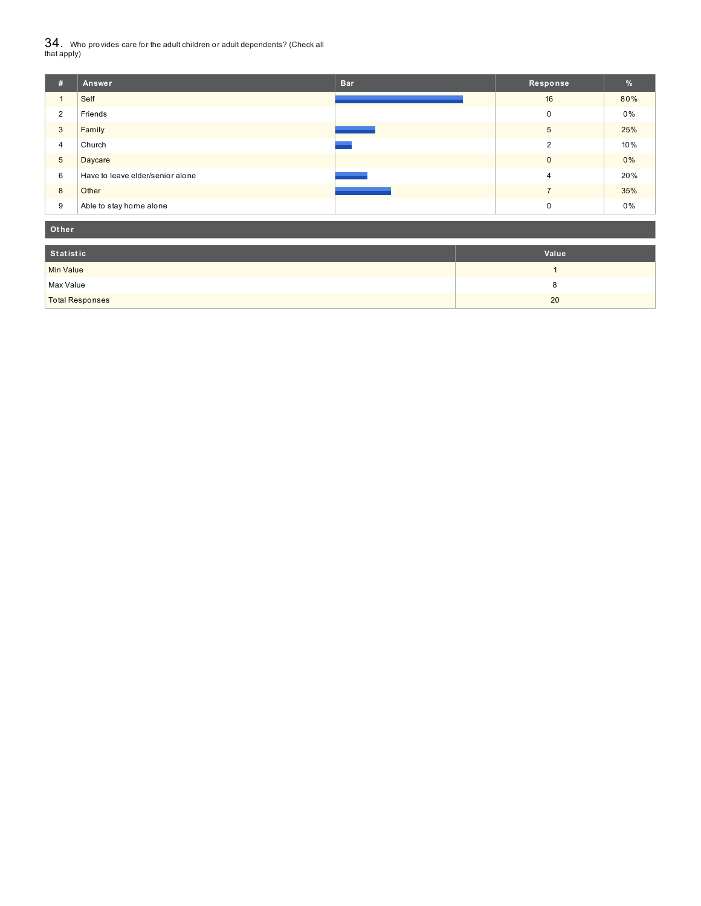## 34. Who provides care for the adult children or adult dependents? (Check all that apply)

| # | Answer | Bar | Response | % |
|---|---|---|---|---|
| 1 | Self | | 16 | 80% |
| 2 | Friends | | 0 | 0% |
| 3 | Family | | 5 | 25% |
| 4 | Church | | 2 | 10% |
| 5 | Daycare | | 0 | 0% |
| 6 | Have to leave elder/senior alone | | 4 | 20% |
| 8 | Other | | 7 | 35% |
| 9 | Able to stay home alone | | 0 | 0% |

**Other**

| Statistic | Value |
|---|---|
| Min Value | 1 |
| Max Value | 8 |
| Total Responses | 20 |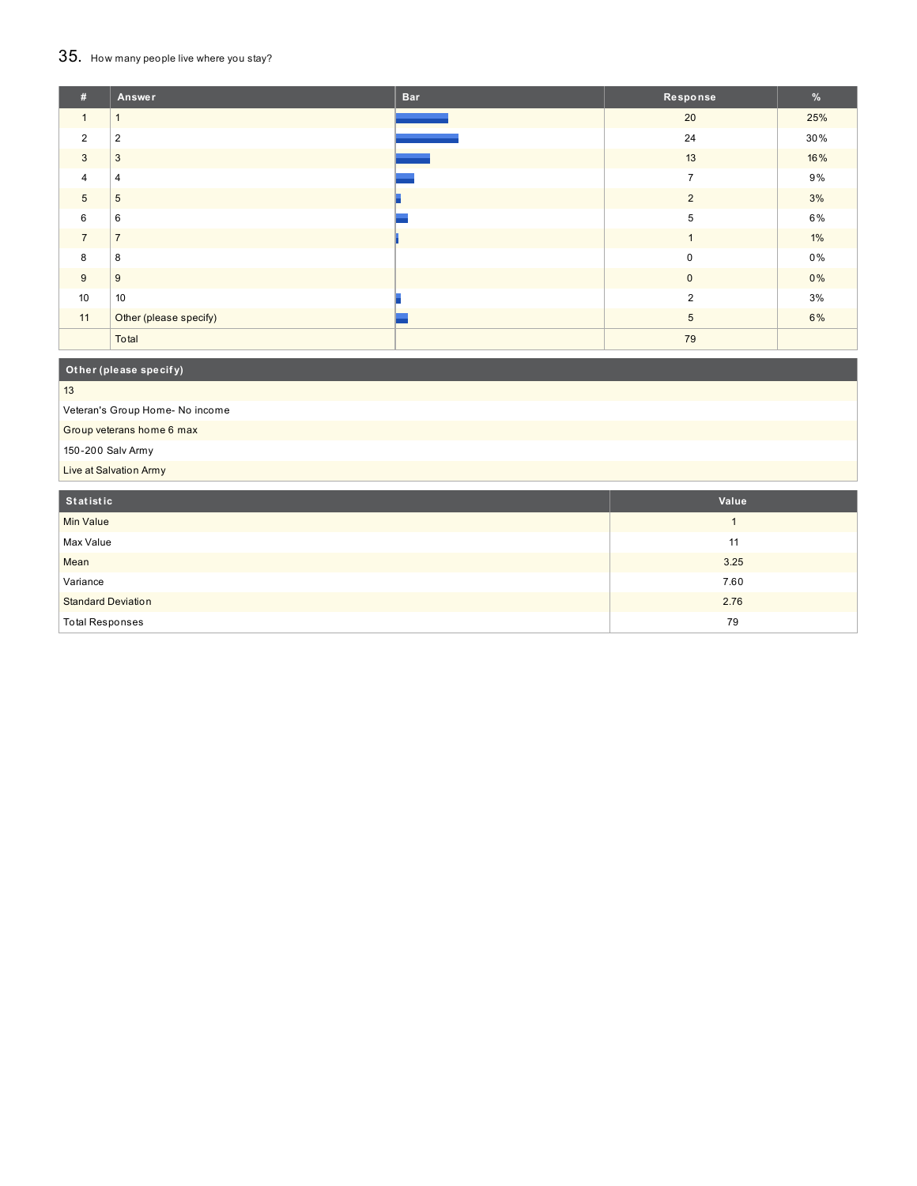## 35. How many people live where you stay?

| # | Answer | Bar | Response | % |
|---|---|---|---|---|
| 1 | 1 | | 20 | 25% |
| 2 | 2 | | 24 | 30% |
| 3 | 3 | | 13 | 16% |
| 4 | 4 | | 7 | 9% |
| 5 | 5 | | 2 | 3% |
| 6 | 6 | | 5 | 6% |
| 7 | 7 | | 1 | 1% |
| 8 | 8 | | 0 | 0% |
| 9 | 9 | | 0 | 0% |
| 10 | 10 | | 2 | 3% |
| 11 | Other (please specify) | | 5 | 6% |
| | Total | | 79 | |

| Other (please specify) |
|---|
| 13 |
| Veteran's Group Home- No income |
| Group veterans home 6 max |
| 150-200 Salv Army |
| Live at Salvation Army |

| Statistic | Value |
|---|---|
| Min Value | 1 |
| Max Value | 11 |
| Mean | 3.25 |
| Variance | 7.60 |
| Standard Deviation | 2.76 |
| Total Responses | 79 |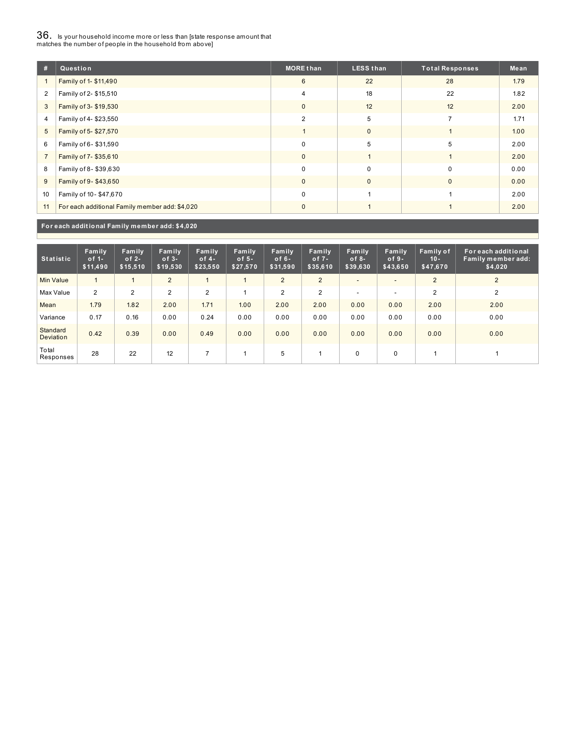## 36. Is your household income more or less than [state response amount that matches the number of people in the household from above]

| # | Question | MORE than | LESS than | Total Responses | Mean |
|---|---|---|---|---|---|
| 1 | Family of 1- $11,490 | 6 | 22 | 28 | 1.79 |
| 2 | Family of 2- $15,510 | 4 | 18 | 22 | 1.82 |
| 3 | Family of 3- $19,530 | 0 | 12 | 12 | 2.00 |
| 4 | Family of 4- $23,550 | 2 | 5 | 7 | 1.71 |
| 5 | Family of 5- $27,570 | 1 | 0 | 1 | 1.00 |
| 6 | Family of 6- $31,590 | 0 | 5 | 5 | 2.00 |
| 7 | Family of 7- $35,610 | 0 | 1 | 1 | 2.00 |
| 8 | Family of 8- $39,630 | 0 | 0 | 0 | 0.00 |
| 9 | Family of 9- $43,650 | 0 | 0 | 0 | 0.00 |
| 10 | Family of 10- $47,670 | 0 | 1 | 1 | 2.00 |
| 11 | For each additional Family member add: $4,020 | 0 | 1 | 1 | 2.00 |

**For each additional Family member add: $4,020**

| Statistic | Family of 1- $11,490 | Family of 2- $15,510 | Family of 3- $19,530 | Family of 4- $23,550 | Family of 5- $27,570 | Family of 6- $31,590 | Family of 7- $35,610 | Family of 8- $39,630 | Family of 9- $43,650 | Family of 10- $47,670 | For each additional Family member add: $4,020 |
|---|---|---|---|---|---|---|---|---|---|---|---|
| Min Value | 1 | 1 | 2 | 1 | 1 | 2 | 2 | - | - | 2 | 2 |
| Max Value | 2 | 2 | 2 | 2 | 1 | 2 | 2 | - | - | 2 | 2 |
| Mean | 1.79 | 1.82 | 2.00 | 1.71 | 1.00 | 2.00 | 2.00 | 0.00 | 0.00 | 2.00 | 2.00 |
| Variance | 0.17 | 0.16 | 0.00 | 0.24 | 0.00 | 0.00 | 0.00 | 0.00 | 0.00 | 0.00 | 0.00 |
| Standard Deviation | 0.42 | 0.39 | 0.00 | 0.49 | 0.00 | 0.00 | 0.00 | 0.00 | 0.00 | 0.00 | 0.00 |
| Total Responses | 28 | 22 | 12 | 7 | 1 | 5 | 1 | 0 | 0 | 1 | 1 |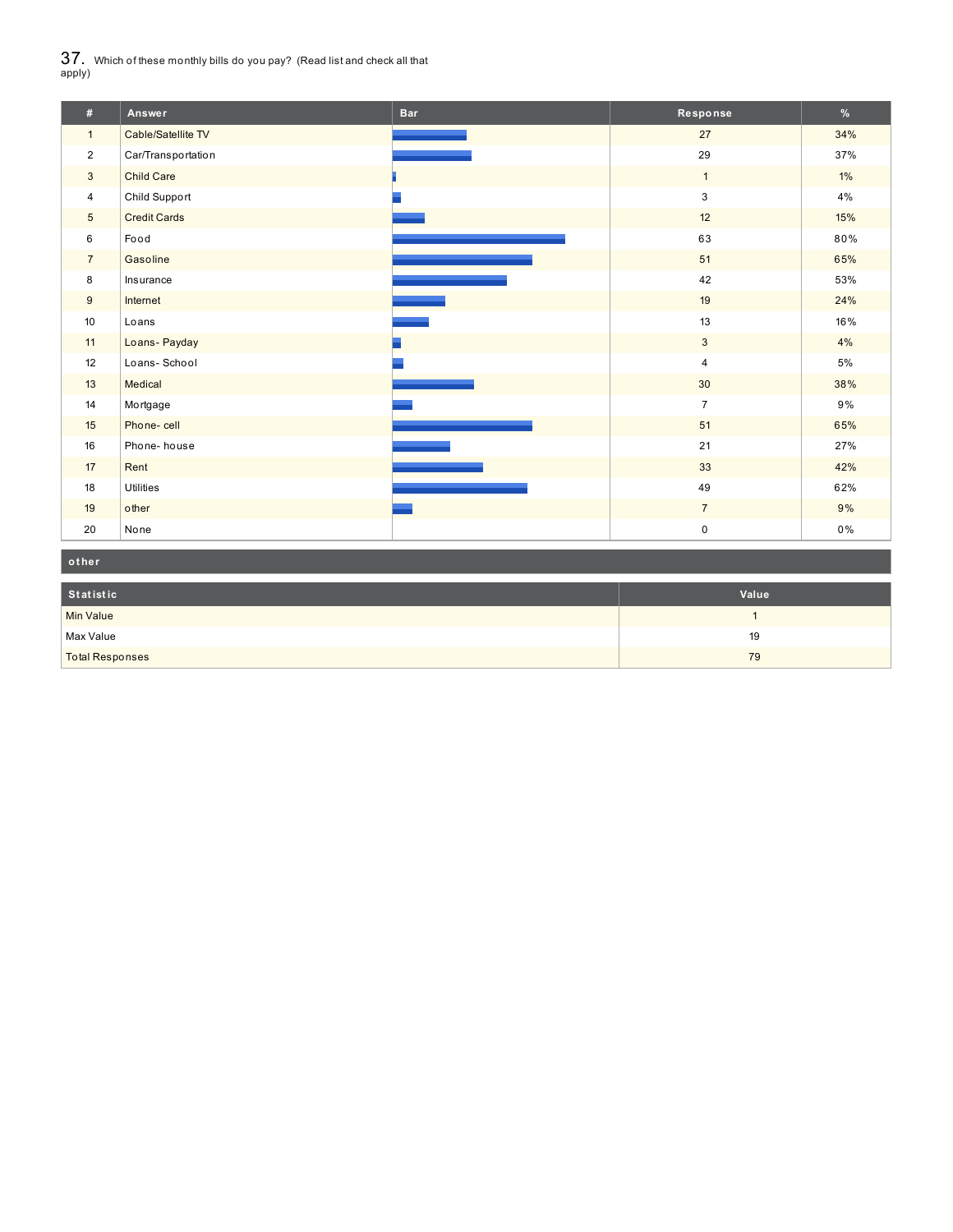37. Which of these monthly bills do you pay? (Read list and check all that apply)

| # | Answer | Bar | Response | % |
|---|---|---|---|---|
| 1 | Cable/Satellite TV | | 27 | 34% |
| 2 | Car/Transportation | | 29 | 37% |
| 3 | Child Care | | 1 | 1% |
| 4 | Child Support | | 3 | 4% |
| 5 | Credit Cards | | 12 | 15% |
| 6 | Food | | 63 | 80% |
| 7 | Gasoline | | 51 | 65% |
| 8 | Insurance | | 42 | 53% |
| 9 | Internet | | 19 | 24% |
| 10 | Loans | | 13 | 16% |
| 11 | Loans- Payday | | 3 | 4% |
| 12 | Loans- School | | 4 | 5% |
| 13 | Medical | | 30 | 38% |
| 14 | Mortgage | | 7 | 9% |
| 15 | Phone- cell | | 51 | 65% |
| 16 | Phone- house | | 21 | 27% |
| 17 | Rent | | 33 | 42% |
| 18 | Utilities | | 49 | 62% |
| 19 | other | | 7 | 9% |
| 20 | None | | 0 | 0% |

**other**

| Statistic | Value |
|---|---|
| Min Value | 1 |
| Max Value | 19 |
| Total Responses | 79 |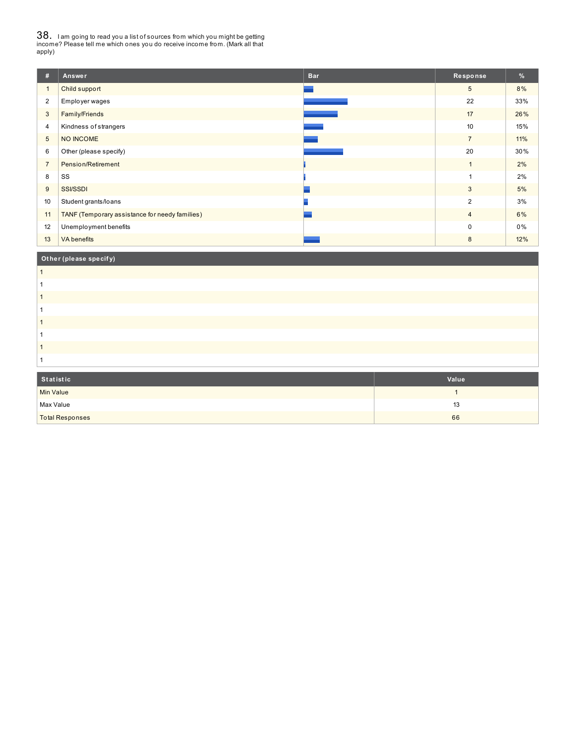## 38. I am going to read you a list of sources from which you might be getting income? Please tell me which ones you do receive income from. (Mark all that apply)

| # | Answer | Bar | Response | % |
|---|---|---|---|---|
| 1 | Child support | | 5 | 8% |
| 2 | Employer wages | | 22 | 33% |
| 3 | Family/Friends | | 17 | 26% |
| 4 | Kindness of strangers | | 10 | 15% |
| 5 | NO INCOME | | 7 | 11% |
| 6 | Other (please specify) | | 20 | 30% |
| 7 | Pension/Retirement | | 1 | 2% |
| 8 | SS | | 1 | 2% |
| 9 | SSI/SSDI | | 3 | 5% |
| 10 | Student grants/loans | | 2 | 3% |
| 11 | TANF (Temporary assistance for needy families) | | 4 | 6% |
| 12 | Unemployment benefits | | 0 | 0% |
| 13 | VA benefits | | 8 | 12% |

| Other (please specify) |
|---|
| 1 |
| 1 |
| 1 |
| 1 |
| 1 |
| 1 |
| 1 |
| 1 |

| Statistic | Value |
|---|---|
| Min Value | 1 |
| Max Value | 13 |
| Total Responses | 66 |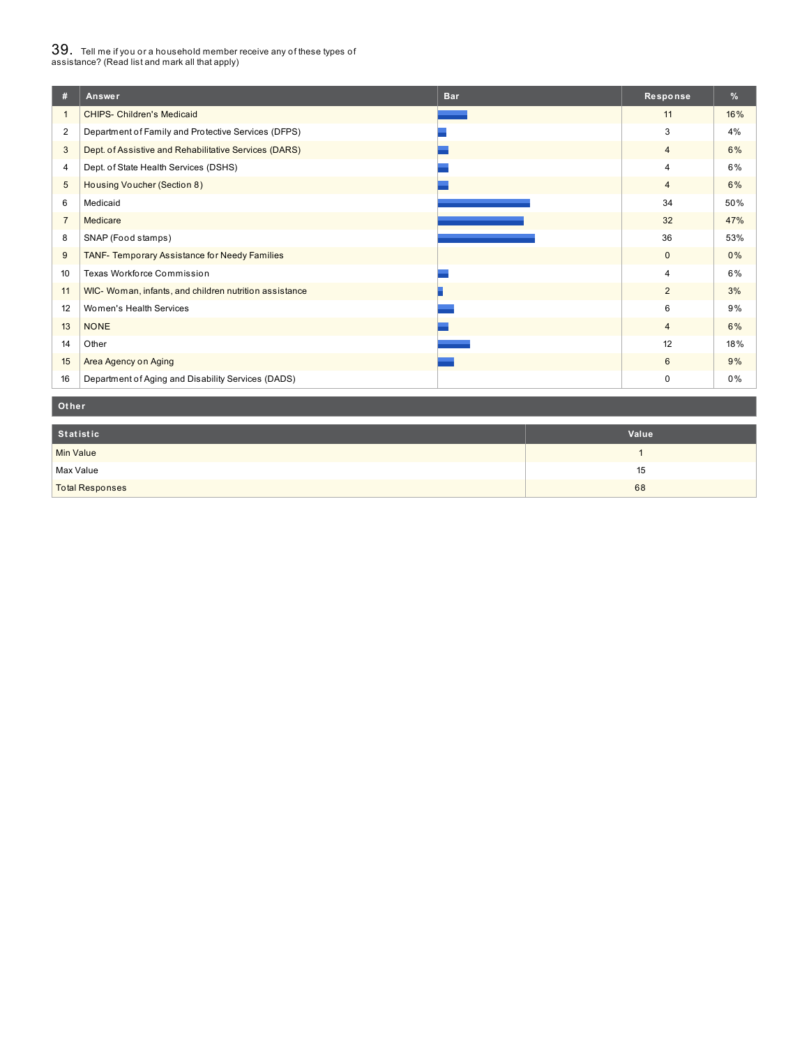## 39. Tell me if you or a household member receive any of these types of assistance? (Read list and mark all that apply)

| # | Answer | Bar | Response | % |
|---|---|---|---|---|
| 1 | CHIPS- Children's Medicaid | | 11 | 16% |
| 2 | Department of Family and Protective Services (DFPS) | | 3 | 4% |
| 3 | Dept. of Assistive and Rehabilitative Services (DARS) | | 4 | 6% |
| 4 | Dept. of State Health Services (DSHS) | | 4 | 6% |
| 5 | Housing Voucher (Section 8) | | 4 | 6% |
| 6 | Medicaid | | 34 | 50% |
| 7 | Medicare | | 32 | 47% |
| 8 | SNAP (Food stamps) | | 36 | 53% |
| 9 | TANF- Temporary Assistance for Needy Families | | 0 | 0% |
| 10 | Texas Workforce Commission | | 4 | 6% |
| 11 | WIC- Woman, infants, and children nutrition assistance | | 2 | 3% |
| 12 | Women's Health Services | | 6 | 9% |
| 13 | NONE | | 4 | 6% |
| 14 | Other | | 12 | 18% |
| 15 | Area Agency on Aging | | 6 | 9% |
| 16 | Department of Aging and Disability Services (DADS) | | 0 | 0% |

**Other**

| Statistic | Value |
|---|---|
| Min Value | 1 |
| Max Value | 15 |
| Total Responses | 68 |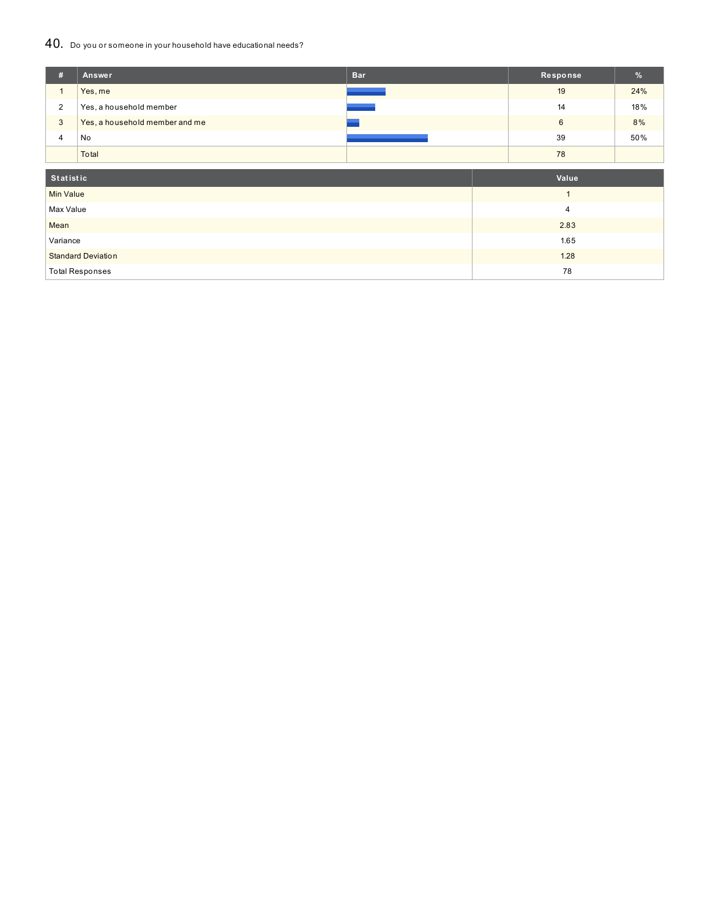## 40. Do you or someone in your household have educational needs?

| # | Answer | Bar | Response | % |
|---|---|---|---|---|
| 1 | Yes, me | | 19 | 24% |
| 2 | Yes, a household member | | 14 | 18% |
| 3 | Yes, a household member and me | | 6 | 8% |
| 4 | No | | 39 | 50% |
| | Total | | 78 | |

| Statistic | Value |
|---|---|
| Min Value | 1 |
| Max Value | 4 |
| Mean | 2.83 |
| Variance | 1.65 |
| Standard Deviation | 1.28 |
| Total Responses | 78 |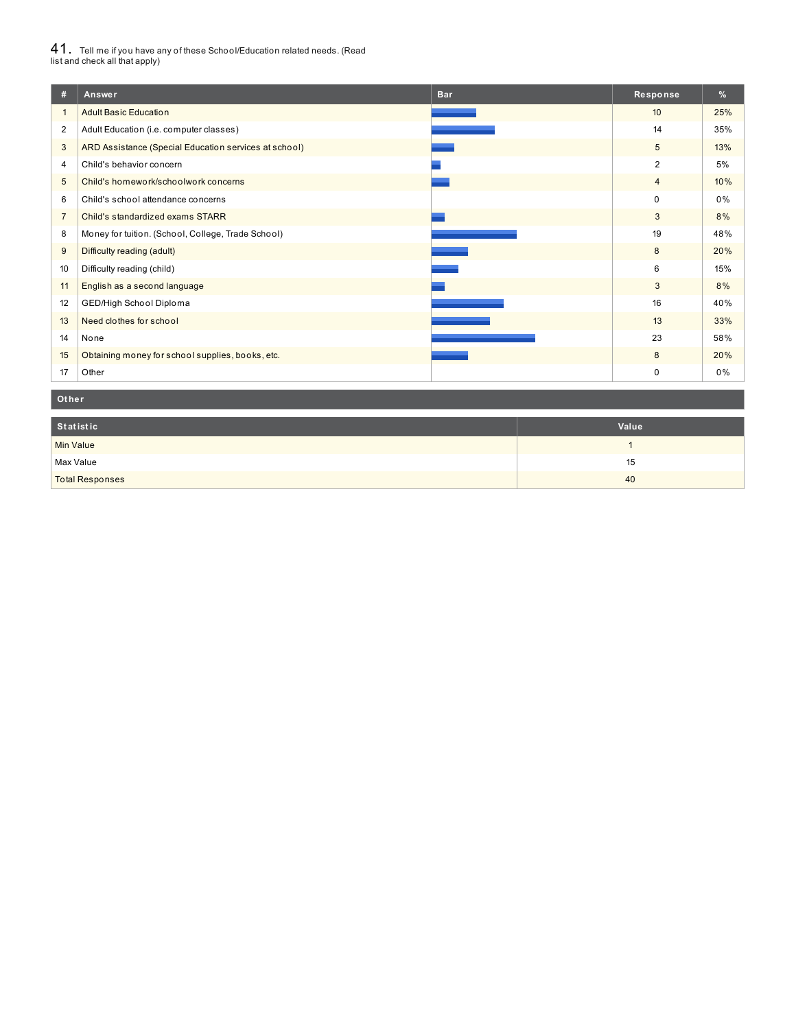41. Tell me if you have any of these School/Education related needs. (Read list and check all that apply)

| # | Answer | Bar | Response | % |
|---|---|---|---|---|
| 1 | Adult Basic Education | | 10 | 25% |
| 2 | Adult Education (i.e. computer classes) | | 14 | 35% |
| 3 | ARD Assistance (Special Education services at school) | | 5 | 13% |
| 4 | Child's behavior concern | | 2 | 5% |
| 5 | Child's homework/schoolwork concerns | | 4 | 10% |
| 6 | Child's school attendance concerns | | 0 | 0% |
| 7 | Child's standardized exams STARR | | 3 | 8% |
| 8 | Money for tuition. (School, College, Trade School) | | 19 | 48% |
| 9 | Difficulty reading (adult) | | 8 | 20% |
| 10 | Difficulty reading (child) | | 6 | 15% |
| 11 | English as a second language | | 3 | 8% |
| 12 | GED/High School Diploma | | 16 | 40% |
| 13 | Need clothes for school | | 13 | 33% |
| 14 | None | | 23 | 58% |
| 15 | Obtaining money for school supplies, books, etc. | | 8 | 20% |
| 17 | Other | | 0 | 0% |

**Other**

| Statistic | Value |
|---|---|
| Min Value | 1 |
| Max Value | 15 |
| Total Responses | 40 |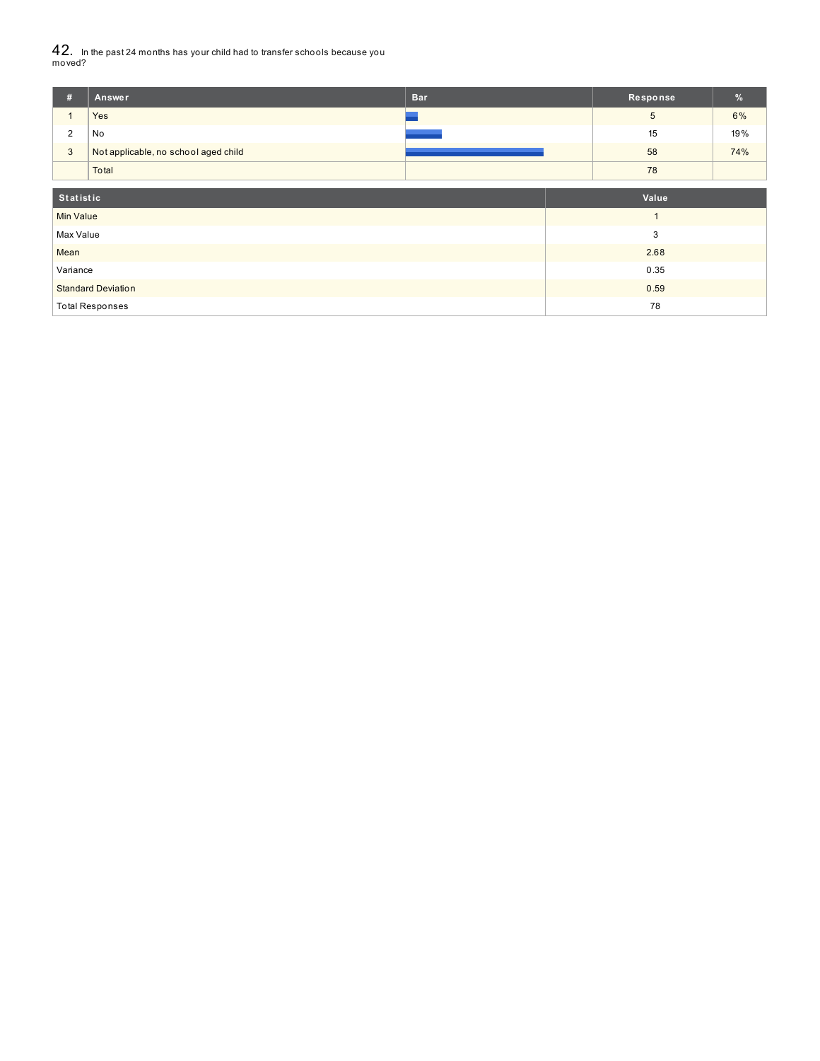## 42. In the past 24 months has your child had to transfer schools because you moved?

| # | Answer | Bar | Response | % |
|---|---|---|---|---|
| 1 | Yes | | 5 | 6% |
| 2 | No | | 15 | 19% |
| 3 | Not applicable, no school aged child | | 58 | 74% |
| | Total | | 78 | |

| Statistic | Value |
|---|---|
| Min Value | 1 |
| Max Value | 3 |
| Mean | 2.68 |
| Variance | 0.35 |
| Standard Deviation | 0.59 |
| Total Responses | 78 |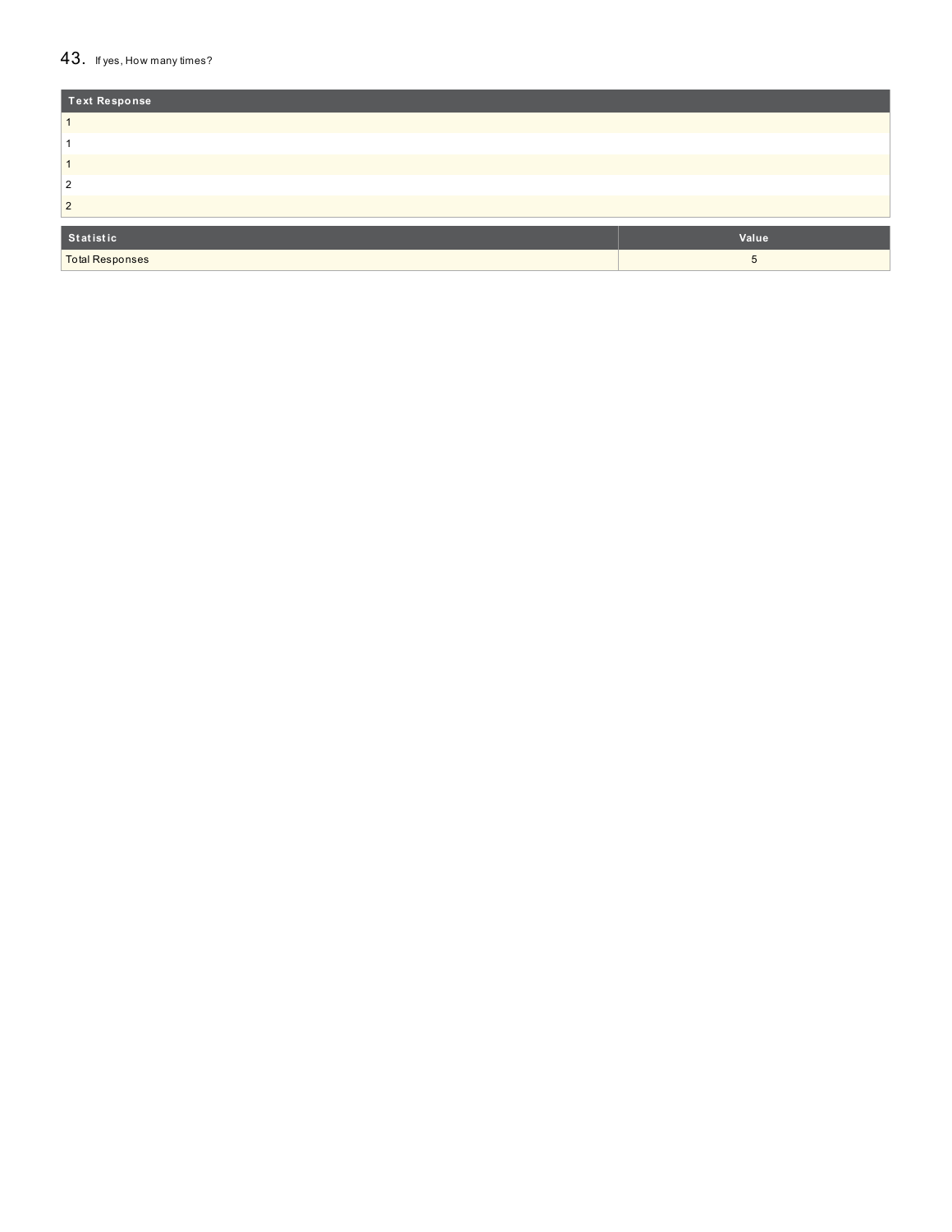## 43. If yes, How many times?

| Text Response |
| --- |
| 1 |
| 1 |
| 1 |
| 2 |
| 2 |

| Statistic | Value |
| --- | --- |
| Total Responses | 5 |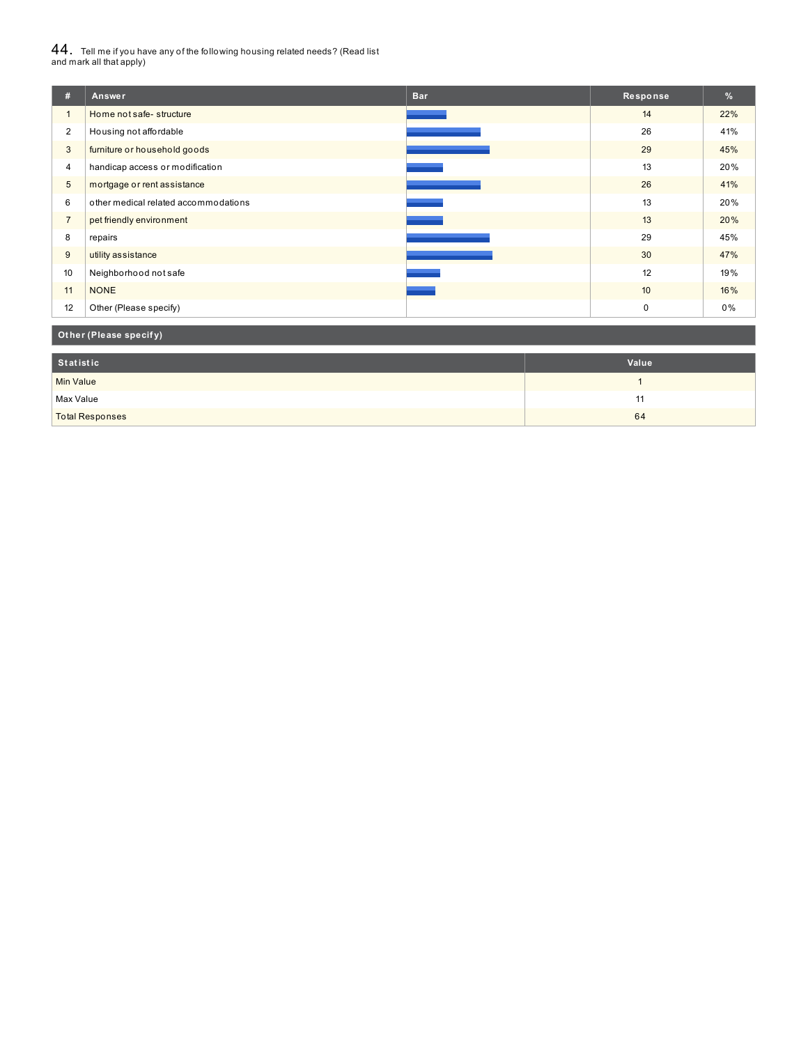## 44. Tell me if you have any of the following housing related needs? (Read list and mark all that apply)

| # | Answer | Bar | Response | % |
|---|---|---|---|---|
| 1 | Home not safe- structure | | 14 | 22% |
| 2 | Housing not affordable | | 26 | 41% |
| 3 | furniture or household goods | | 29 | 45% |
| 4 | handicap access or modification | | 13 | 20% |
| 5 | mortgage or rent assistance | | 26 | 41% |
| 6 | other medical related accommodations | | 13 | 20% |
| 7 | pet friendly environment | | 13 | 20% |
| 8 | repairs | | 29 | 45% |
| 9 | utility assistance | | 30 | 47% |
| 10 | Neighborhood not safe | | 12 | 19% |
| 11 | NONE | | 10 | 16% |
| 12 | Other (Please specify) | | 0 | 0% |

**Other (Please specify)**

| Statistic | Value |
|---|---|
| Min Value | 1 |
| Max Value | 11 |
| Total Responses | 64 |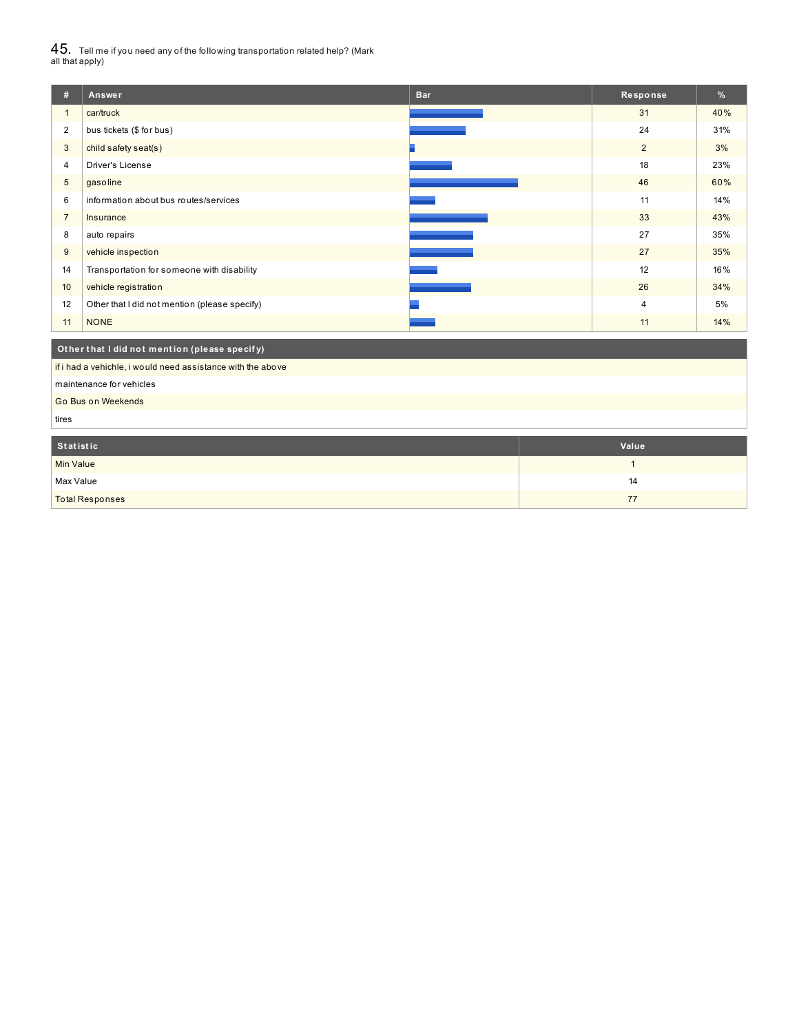## 45. Tell me if you need any of the following transportation related help? (Mark all that apply)

| # | Answer | Bar | Response | % |
|---|---|---|---|---|
| 1 | car/truck | | 31 | 40% |
| 2 | bus tickets ($ for bus) | | 24 | 31% |
| 3 | child safety seat(s) | | 2 | 3% |
| 4 | Driver's License | | 18 | 23% |
| 5 | gasoline | | 46 | 60% |
| 6 | information about bus routes/services | | 11 | 14% |
| 7 | Insurance | | 33 | 43% |
| 8 | auto repairs | | 27 | 35% |
| 9 | vehicle inspection | | 27 | 35% |
| 14 | Transportation for someone with disability | | 12 | 16% |
| 10 | vehicle registration | | 26 | 34% |
| 12 | Other that I did not mention (please specify) | | 4 | 5% |
| 11 | NONE | | 11 | 14% |

| Other that I did not mention (please specify) |
|---|
| if i had a vehichle, i would need assistance with the above |
| maintenance for vehicles |
| Go Bus on Weekends |
| tires |

| Statistic | Value |
|---|---|
| Min Value | 1 |
| Max Value | 14 |
| Total Responses | 77 |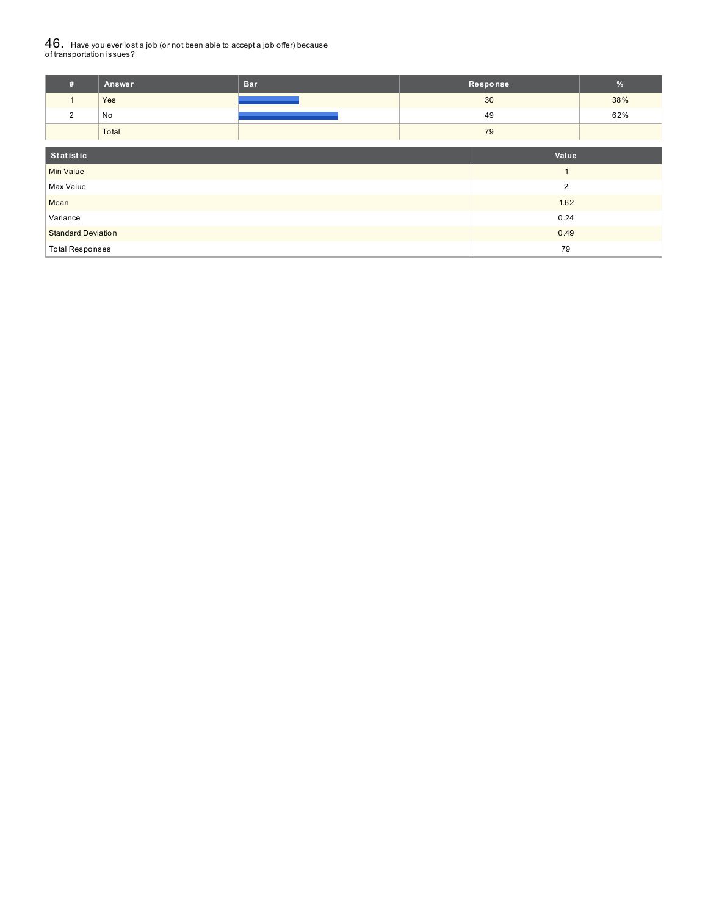## 46. Have you ever lost a job (or not been able to accept a job offer) because of transportation issues?

| # | Answer | Bar | Response | % |
|---|---|---|---|---|
| 1 | Yes | | 30 | 38% |
| 2 | No | | 49 | 62% |
| | Total | | 79 | |

| Statistic | Value |
|---|---|
| Min Value | 1 |
| Max Value | 2 |
| Mean | 1.62 |
| Variance | 0.24 |
| Standard Deviation | 0.49 |
| Total Responses | 79 |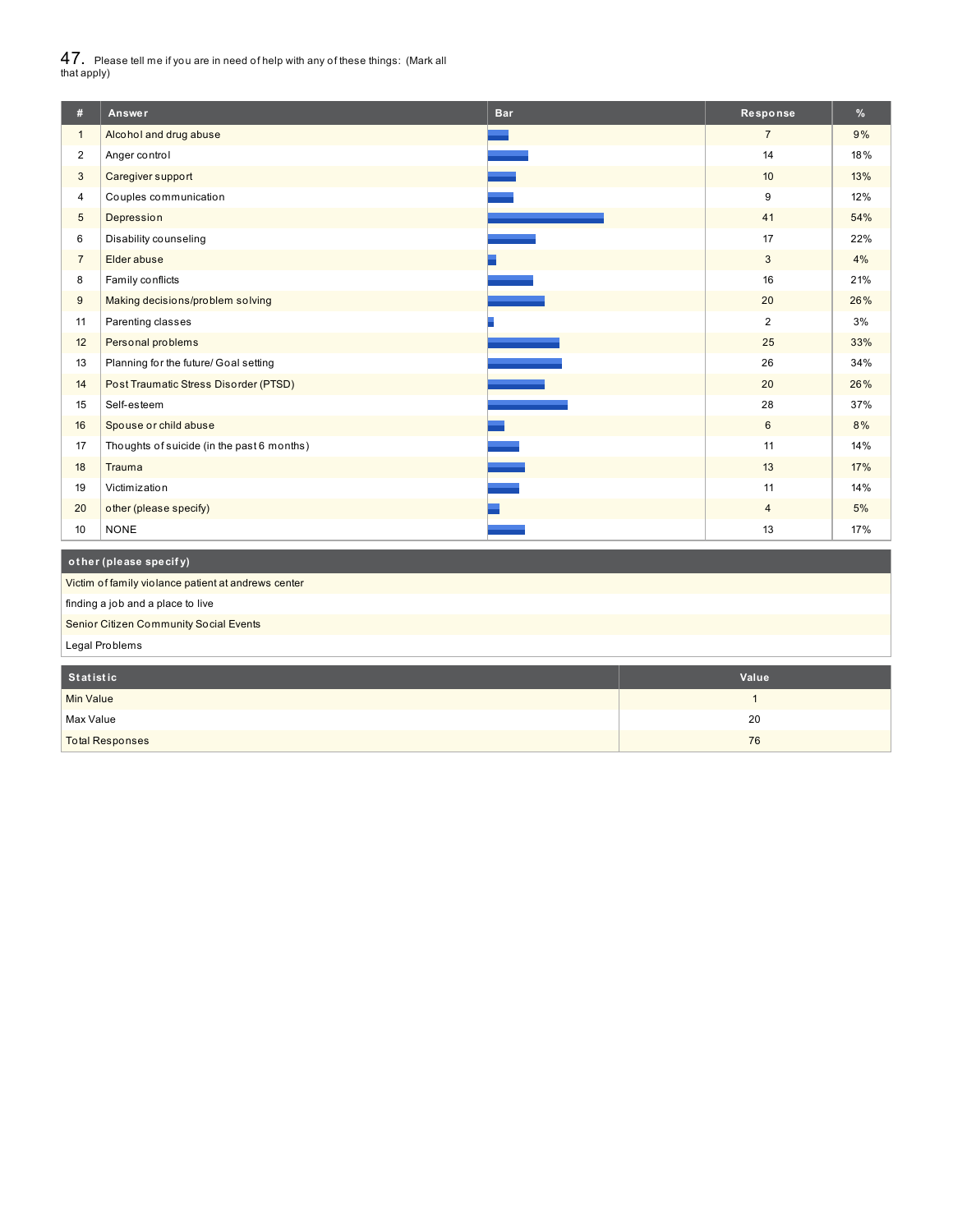47. Please tell me if you are in need of help with any of these things: (Mark all that apply)

| # | Answer | Bar | Response | % |
|---|---|---|---|---|
| 1 | Alcohol and drug abuse | | 7 | 9% |
| 2 | Anger control | | 14 | 18% |
| 3 | Caregiver support | | 10 | 13% |
| 4 | Couples communication | | 9 | 12% |
| 5 | Depression | | 41 | 54% |
| 6 | Disability counseling | | 17 | 22% |
| 7 | Elder abuse | | 3 | 4% |
| 8 | Family conflicts | | 16 | 21% |
| 9 | Making decisions/problem solving | | 20 | 26% |
| 11 | Parenting classes | | 2 | 3% |
| 12 | Personal problems | | 25 | 33% |
| 13 | Planning for the future/ Goal setting | | 26 | 34% |
| 14 | Post Traumatic Stress Disorder (PTSD) | | 20 | 26% |
| 15 | Self-esteem | | 28 | 37% |
| 16 | Spouse or child abuse | | 6 | 8% |
| 17 | Thoughts of suicide (in the past 6 months) | | 11 | 14% |
| 18 | Trauma | | 13 | 17% |
| 19 | Victimization | | 11 | 14% |
| 20 | other (please specify) | | 4 | 5% |
| 10 | NONE | | 13 | 17% |

| other (please specify) |
|---|
| Victim of family violance patient at andrews center |
| finding a job and a place to live |
| Senior Citizen Community Social Events |
| Legal Problems |

| Statistic | Value |
|---|---|
| Min Value | 1 |
| Max Value | 20 |
| Total Responses | 76 |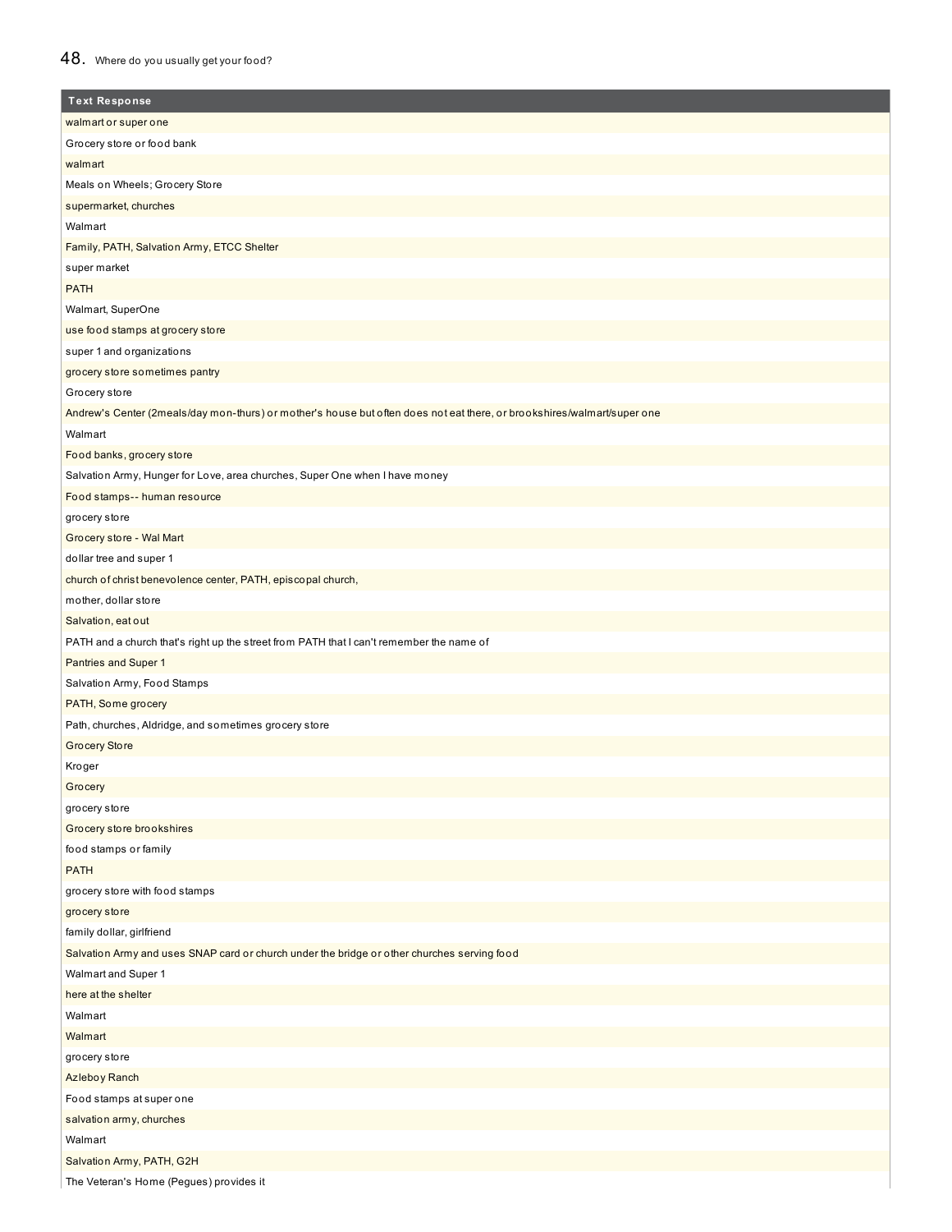## 48. Where do you usually get your food?

| Text Response |
|---|
| walmart or super one |
| Grocery store or food bank |
| walmart |
| Meals on Wheels; Grocery Store |
| supermarket, churches |
| Walmart |
| Family, PATH, Salvation Army, ETCC Shelter |
| super market |
| PATH |
| Walmart, SuperOne |
| use food stamps at grocery store |
| super 1 and organizations |
| grocery store sometimes pantry |
| Grocery store |
| Andrew's Center (2meals/day mon-thurs) or mother's house but often does not eat there, or brookshires/walmart/super one |
| Walmart |
| Food banks, grocery store |
| Salvation Army, Hunger for Love, area churches, Super One when I have money |
| Food stamps-- human resource |
| grocery store |
| Grocery store - Wal Mart |
| dollar tree and super 1 |
| church of christ benevolence center, PATH, episcopal church, |
| mother, dollar store |
| Salvation, eat out |
| PATH and a church that's right up the street from PATH that I can't remember the name of |
| Pantries and Super 1 |
| Salvation Army, Food Stamps |
| PATH, Some grocery |
| Path, churches, Aldridge, and sometimes grocery store |
| Grocery Store |
| Kroger |
| Grocery |
| grocery store |
| Grocery store brookshires |
| food stamps or family |
| PATH |
| grocery store with food stamps |
| grocery store |
| family dollar, girlfriend |
| Salvation Army and uses SNAP card or church under the bridge or other churches serving food |
| Walmart and Super 1 |
| here at the shelter |
| Walmart |
| Walmart |
| grocery store |
| Azleboy Ranch |
| Food stamps at super one |
| salvation army, churches |
| Walmart |
| Salvation Army, PATH, G2H |
| The Veteran's Home (Pegues) provides it |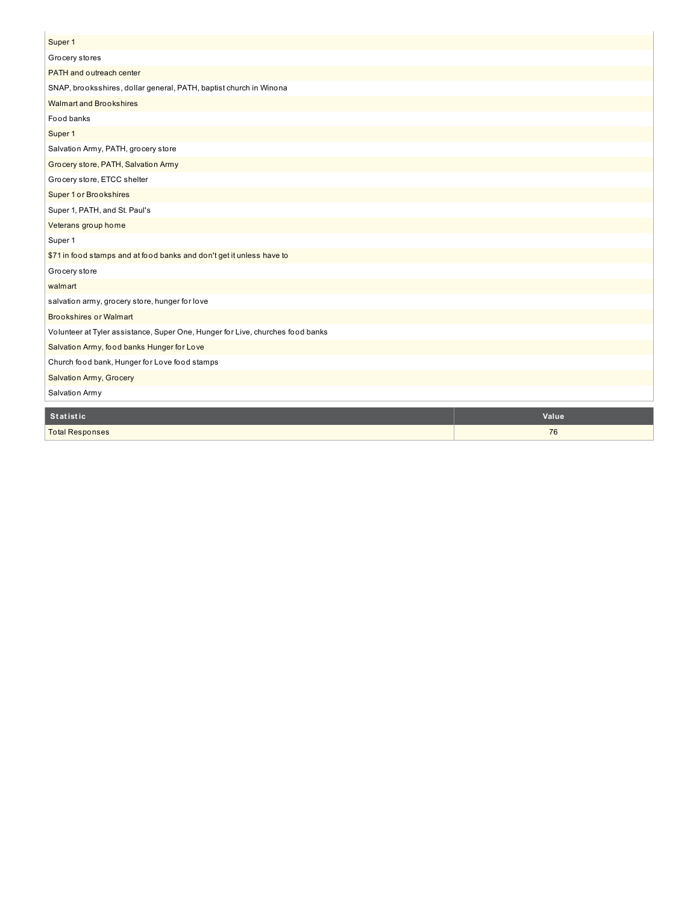| |
|---|
| Super 1 |
| Grocery stores |
| PATH and outreach center |
| SNAP, brooksshires, dollar general, PATH, baptist church in Winona |
| Walmart and Brookshires |
| Food banks |
| Super 1 |
| Salvation Army, PATH, grocery store |
| Grocery store, PATH, Salvation Army |
| Grocery store, ETCC shelter |
| Super 1 or Brookshires |
| Super 1, PATH, and St. Paul's |
| Veterans group home |
| Super 1 |
| $71 in food stamps and at food banks and don't get it unless have to |
| Grocery store |
| walmart |
| salvation army, grocery store, hunger for love |
| Brookshires or Walmart |
| Volunteer at Tyler assistance, Super One, Hunger for Live, churches food banks |
| Salvation Army, food banks Hunger for Love |
| Church food bank, Hunger for Love food stamps |
| Salvation Army, Grocery |
| Salvation Army |

| Statistic | Value |
|---|---|
| Total Responses | 76 |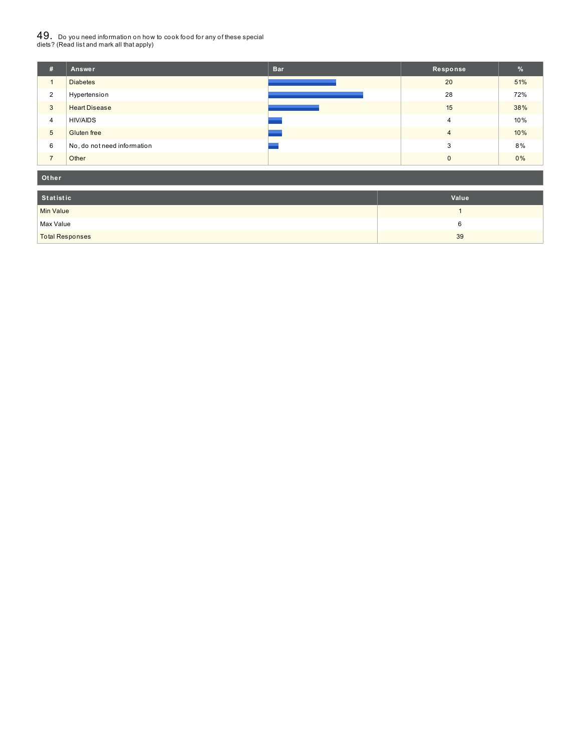## 49. Do you need information on how to cook food for any of these special diets? (Read list and mark all that apply)

| # | Answer | Bar | Response | % |
|---|---|---|---|---|
| 1 | Diabetes | | 20 | 51% |
| 2 | Hypertension | | 28 | 72% |
| 3 | Heart Disease | | 15 | 38% |
| 4 | HIV/AIDS | | 4 | 10% |
| 5 | Gluten free | | 4 | 10% |
| 6 | No, do not need information | | 3 | 8% |
| 7 | Other | | 0 | 0% |

| Other |
|---|

| Statistic | Value |
|---|---|
| Min Value | 1 |
| Max Value | 6 |
| Total Responses | 39 |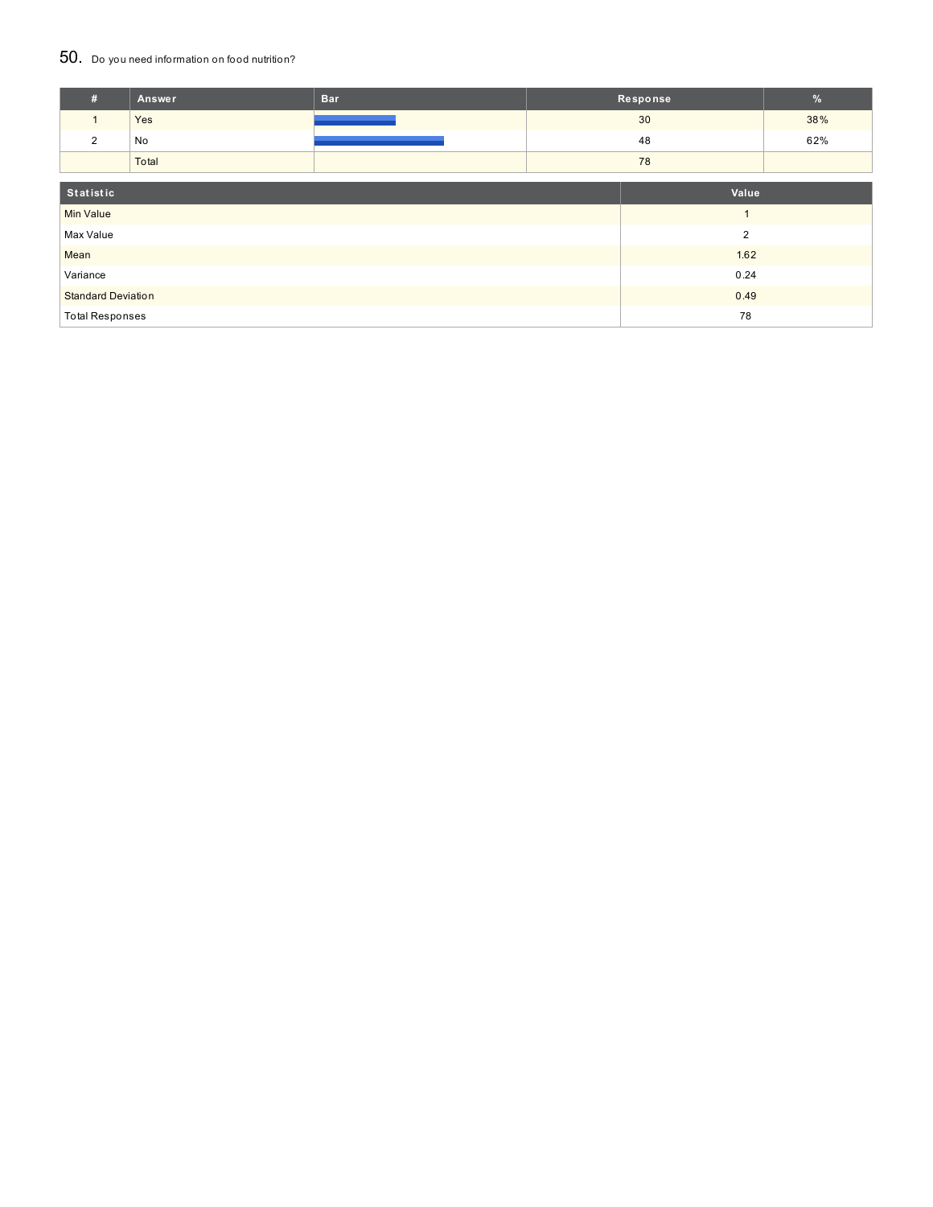## 50. Do you need information on food nutrition?

| # | Answer | Bar | Response | % |
|---|---|---|---|---|
| 1 | Yes | | 30 | 38% |
| 2 | No | | 48 | 62% |
| | Total | | 78 | |

| Statistic | Value |
|---|---|
| Min Value | 1 |
| Max Value | 2 |
| Mean | 1.62 |
| Variance | 0.24 |
| Standard Deviation | 0.49 |
| Total Responses | 78 |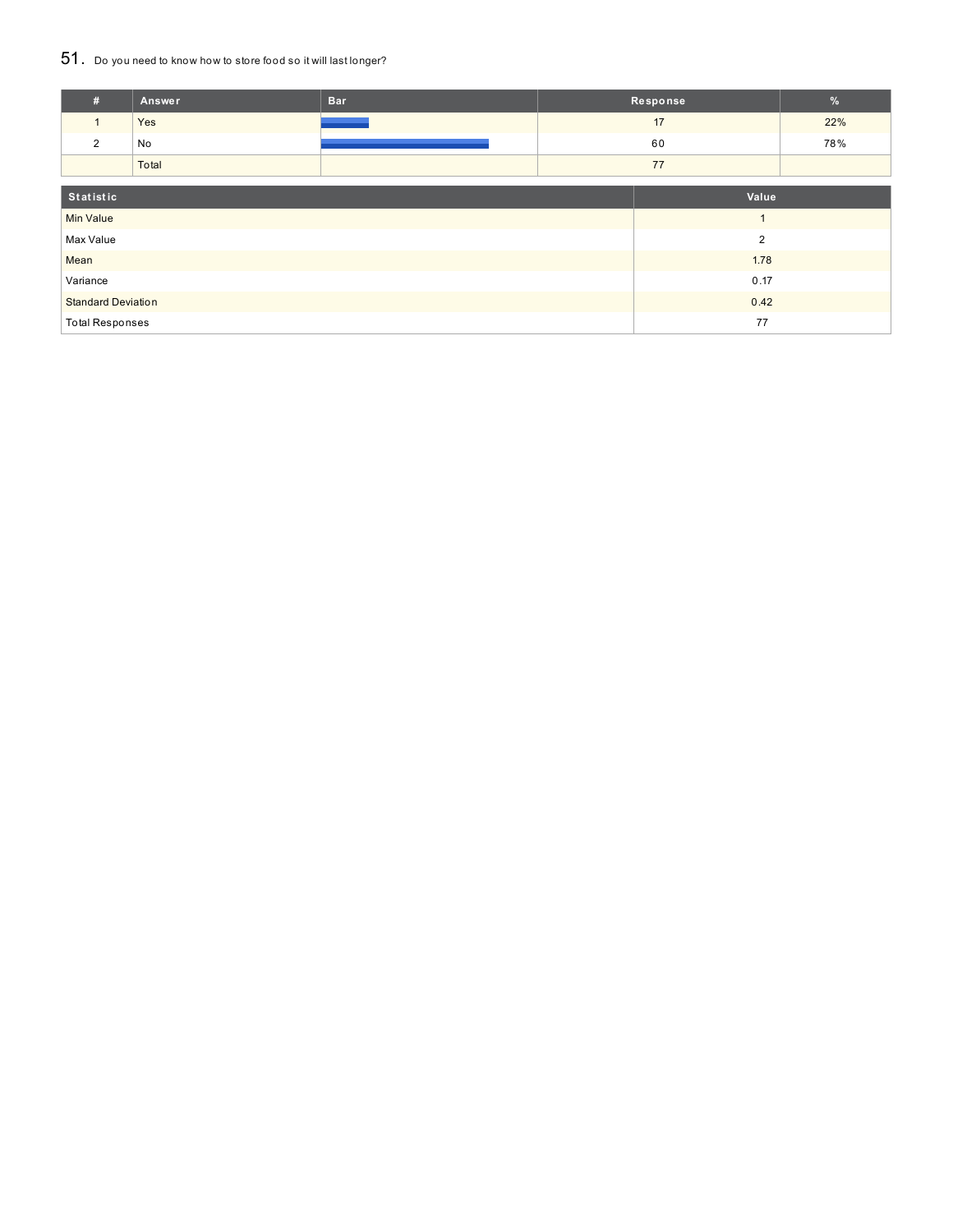## 51. Do you need to know how to store food so it will last longer?

| # | Answer | Bar | Response | % |
|---|---|---|---|---|
| 1 | Yes | | 17 | 22% |
| 2 | No | | 60 | 78% |
| | Total | | 77 | |

| Statistic | Value |
|---|---|
| Min Value | 1 |
| Max Value | 2 |
| Mean | 1.78 |
| Variance | 0.17 |
| Standard Deviation | 0.42 |
| Total Responses | 77 |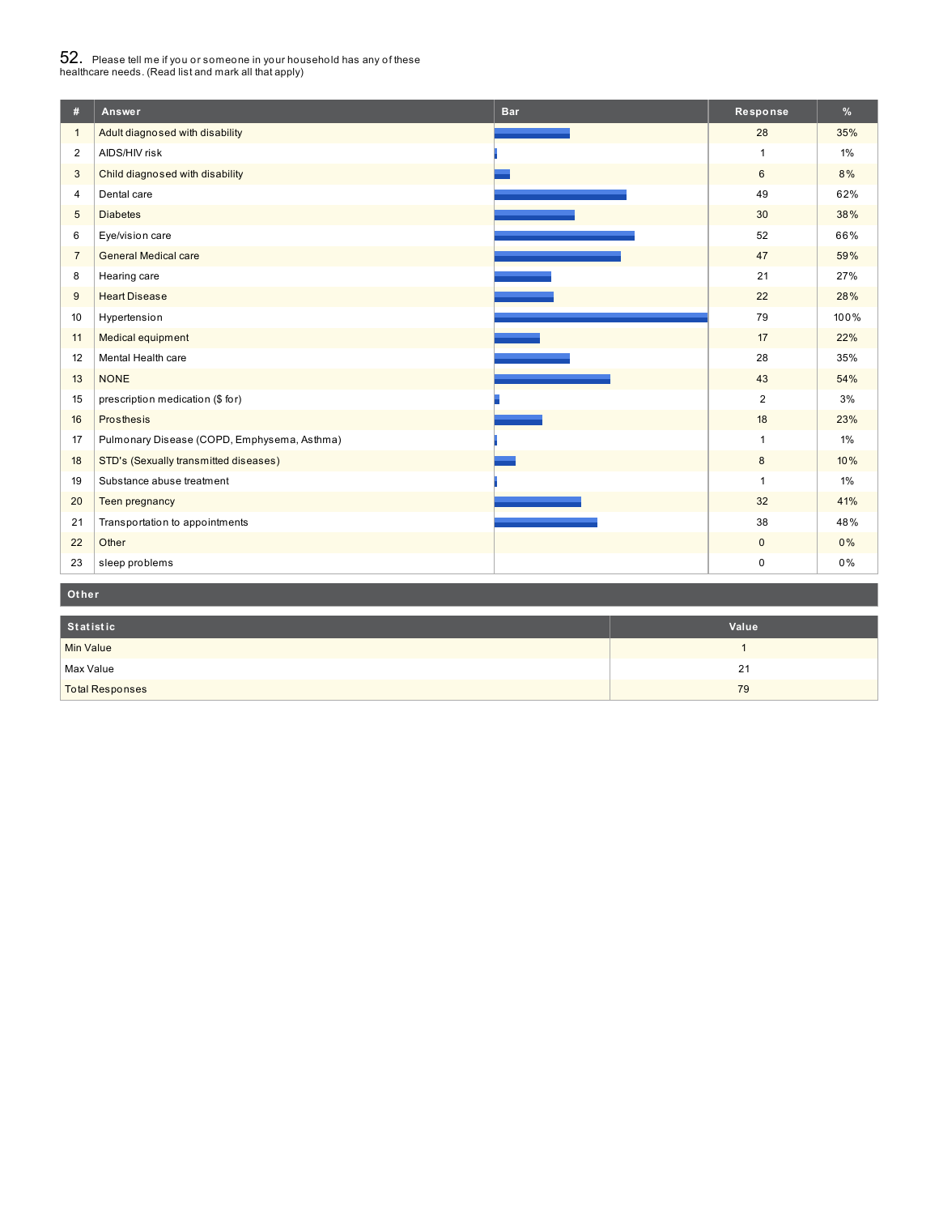52. Please tell me if you or someone in your household has any of these healthcare needs. (Read list and mark all that apply)

| # | Answer | Bar | Response | % |
|---|---|---|---|---|
| 1 | Adult diagnosed with disability | | 28 | 35% |
| 2 | AIDS/HIV risk | | 1 | 1% |
| 3 | Child diagnosed with disability | | 6 | 8% |
| 4 | Dental care | | 49 | 62% |
| 5 | Diabetes | | 30 | 38% |
| 6 | Eye/vision care | | 52 | 66% |
| 7 | General Medical care | | 47 | 59% |
| 8 | Hearing care | | 21 | 27% |
| 9 | Heart Disease | | 22 | 28% |
| 10 | Hypertension | | 79 | 100% |
| 11 | Medical equipment | | 17 | 22% |
| 12 | Mental Health care | | 28 | 35% |
| 13 | NONE | | 43 | 54% |
| 15 | prescription medication ($ for) | | 2 | 3% |
| 16 | Prosthesis | | 18 | 23% |
| 17 | Pulmonary Disease (COPD, Emphysema, Asthma) | | 1 | 1% |
| 18 | STD's (Sexually transmitted diseases) | | 8 | 10% |
| 19 | Substance abuse treatment | | 1 | 1% |
| 20 | Teen pregnancy | | 32 | 41% |
| 21 | Transportation to appointments | | 38 | 48% |
| 22 | Other | | 0 | 0% |
| 23 | sleep problems | | 0 | 0% |

**Other**

| Statistic | Value |
|---|---|
| Min Value | 1 |
| Max Value | 21 |
| Total Responses | 79 |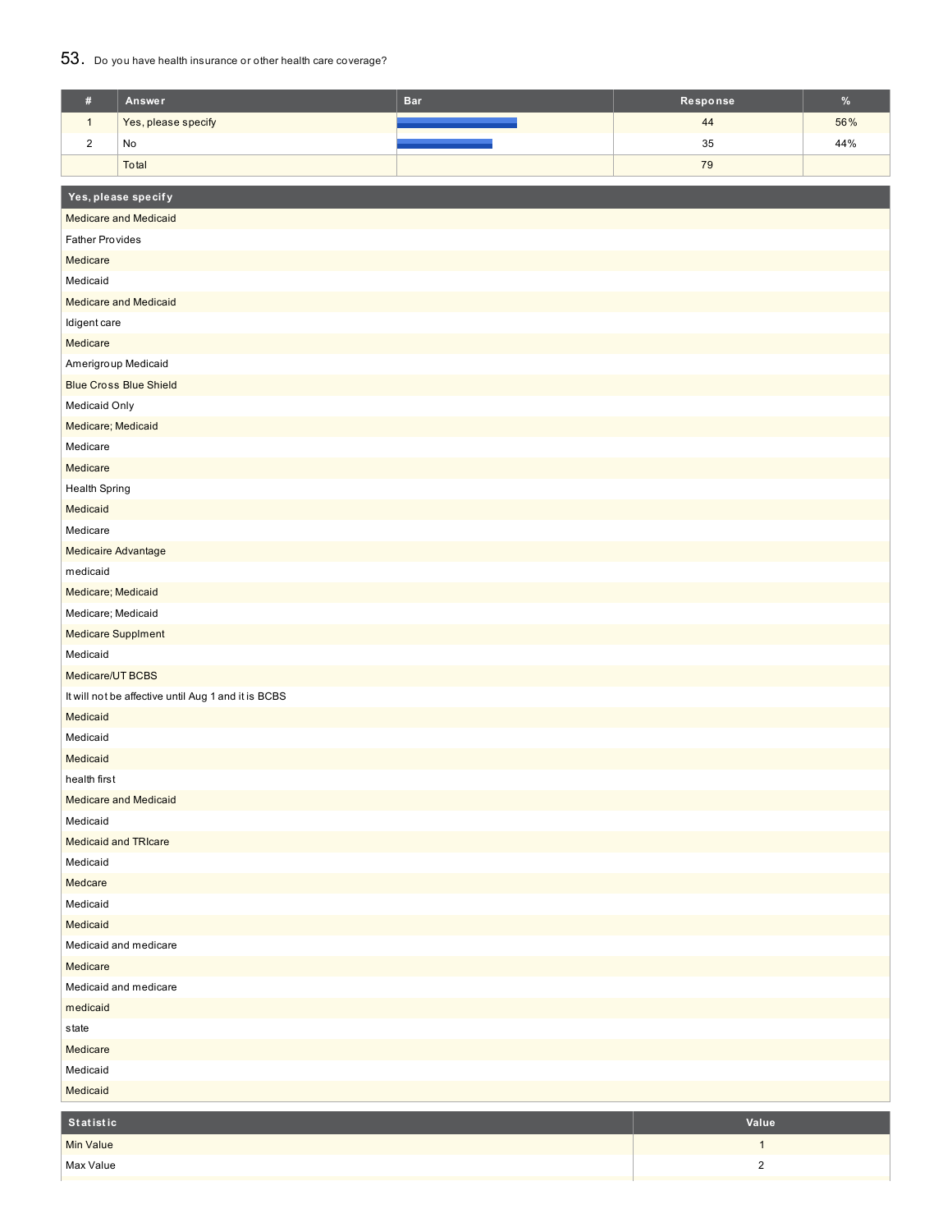## 53. Do you have health insurance or other health care coverage?

| # | Answer | Bar | Response | % |
|---|---|---|---|---|
| 1 | Yes, please specify | | 44 | 56% |
| 2 | No | | 35 | 44% |
| | Total | | 79 | |

| Yes, please specify |
|---|
| Medicare and Medicaid |
| Father Provides |
| Medicare |
| Medicaid |
| Medicare and Medicaid |
| Idigent care |
| Medicare |
| Amerigroup Medicaid |
| Blue Cross Blue Shield |
| Medicaid Only |
| Medicare; Medicaid |
| Medicare |
| Medicare |
| Health Spring |
| Medicaid |
| Medicare |
| Medicaire Advantage |
| medicaid |
| Medicare; Medicaid |
| Medicare; Medicaid |
| Medicare Supplment |
| Medicaid |
| Medicare/UT BCBS |
| It will not be affective until Aug 1 and it is BCBS |
| Medicaid |
| Medicaid |
| Medicaid |
| health first |
| Medicare and Medicaid |
| Medicaid |
| Medicaid and TRIcare |
| Medicaid |
| Medcare |
| Medicaid |
| Medicaid |
| Medicaid and medicare |
| Medicare |
| Medicaid and medicare |
| medicaid |
| state |
| Medicare |
| Medicaid |
| Medicaid |

| Statistic | Value |
|---|---|
| Min Value | 1 |
| Max Value | 2 |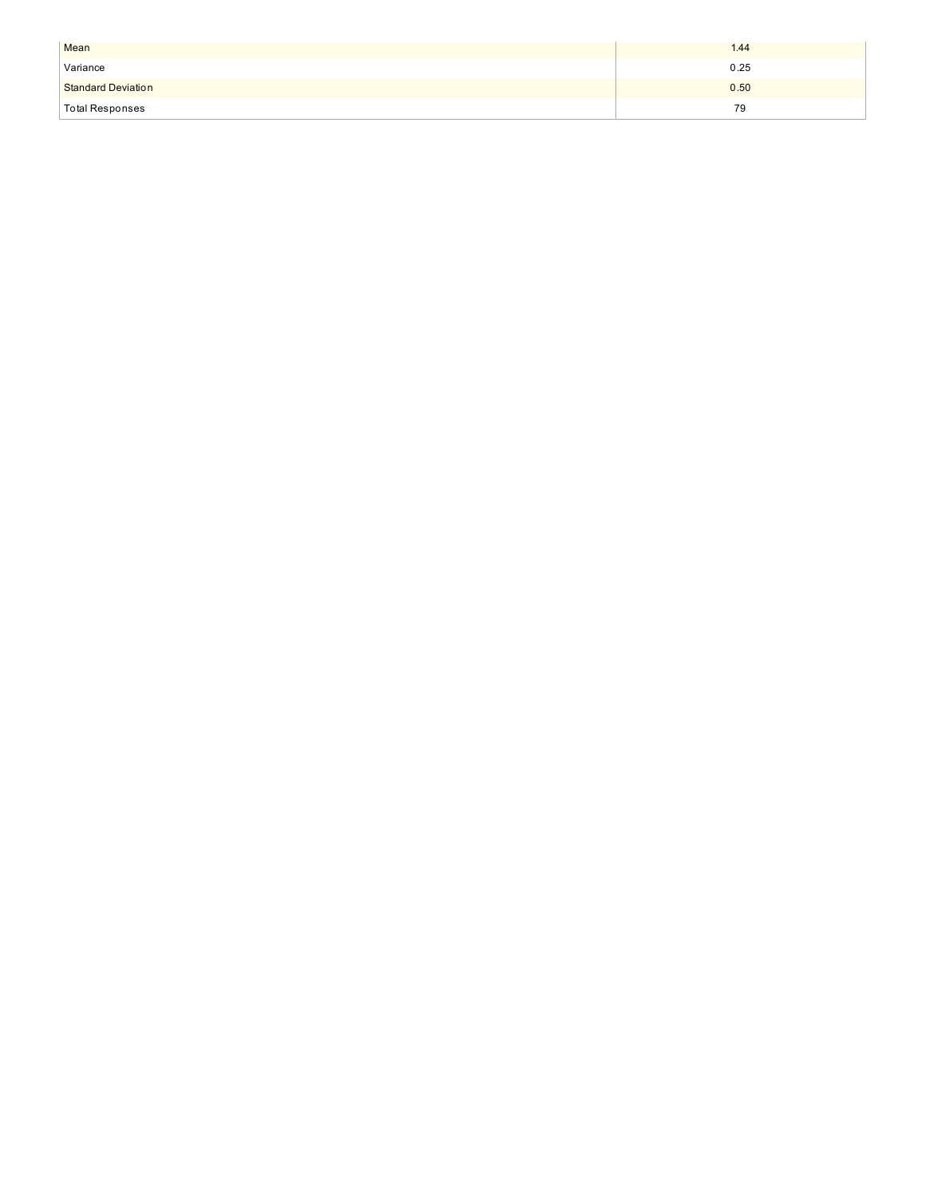| | |
|---|---|
| Mean | 1.44 |
| Variance | 0.25 |
| Standard Deviation | 0.50 |
| Total Responses | 79 |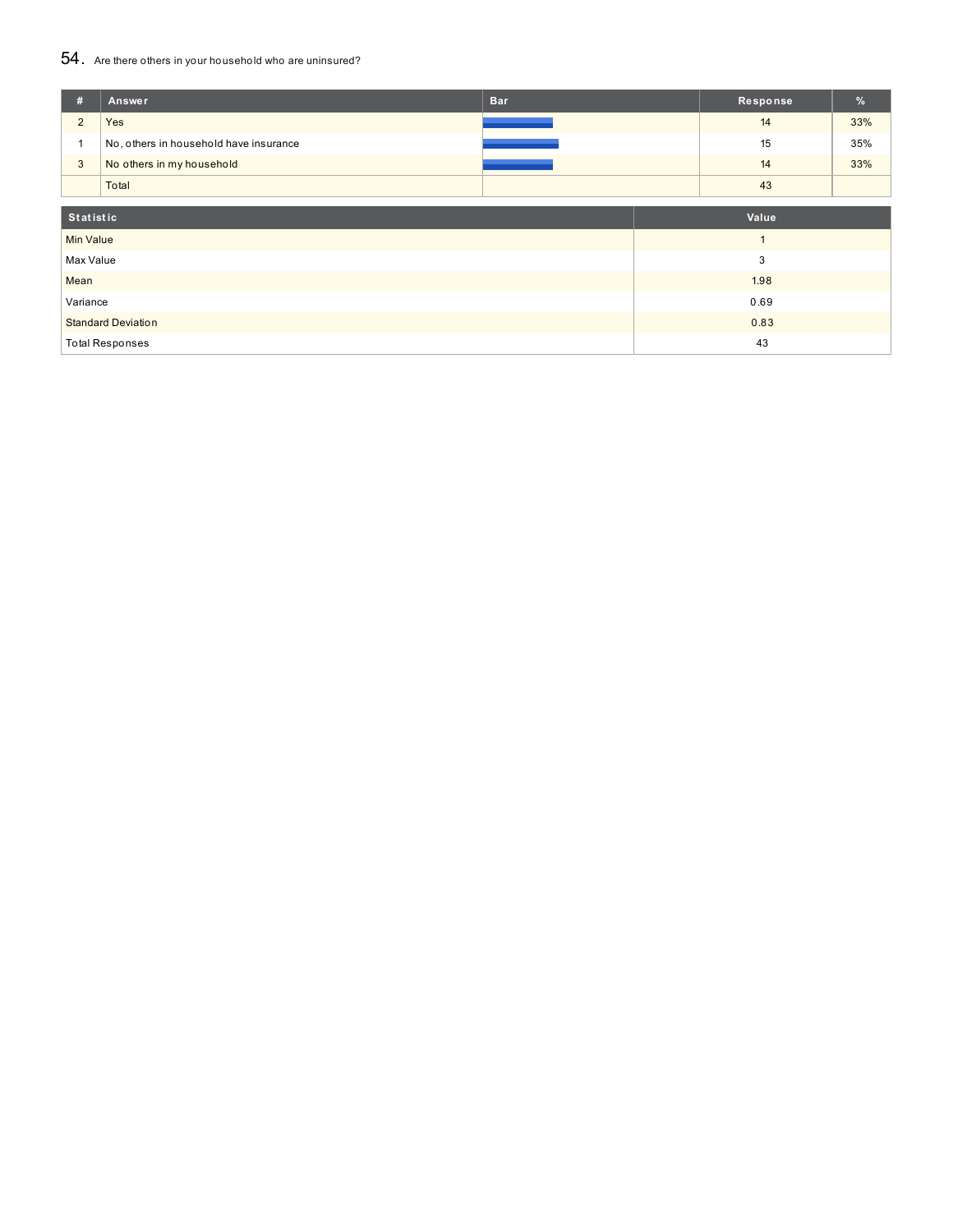## 54. Are there others in your household who are uninsured?

| # | Answer | Bar | Response | % |
|---|---|---|---|---|
| 2 | Yes | | 14 | 33% |
| 1 | No, others in household have insurance | | 15 | 35% |
| 3 | No others in my household | | 14 | 33% |
| | Total | | 43 | |

| Statistic | Value |
|---|---|
| Min Value | 1 |
| Max Value | 3 |
| Mean | 1.98 |
| Variance | 0.69 |
| Standard Deviation | 0.83 |
| Total Responses | 43 |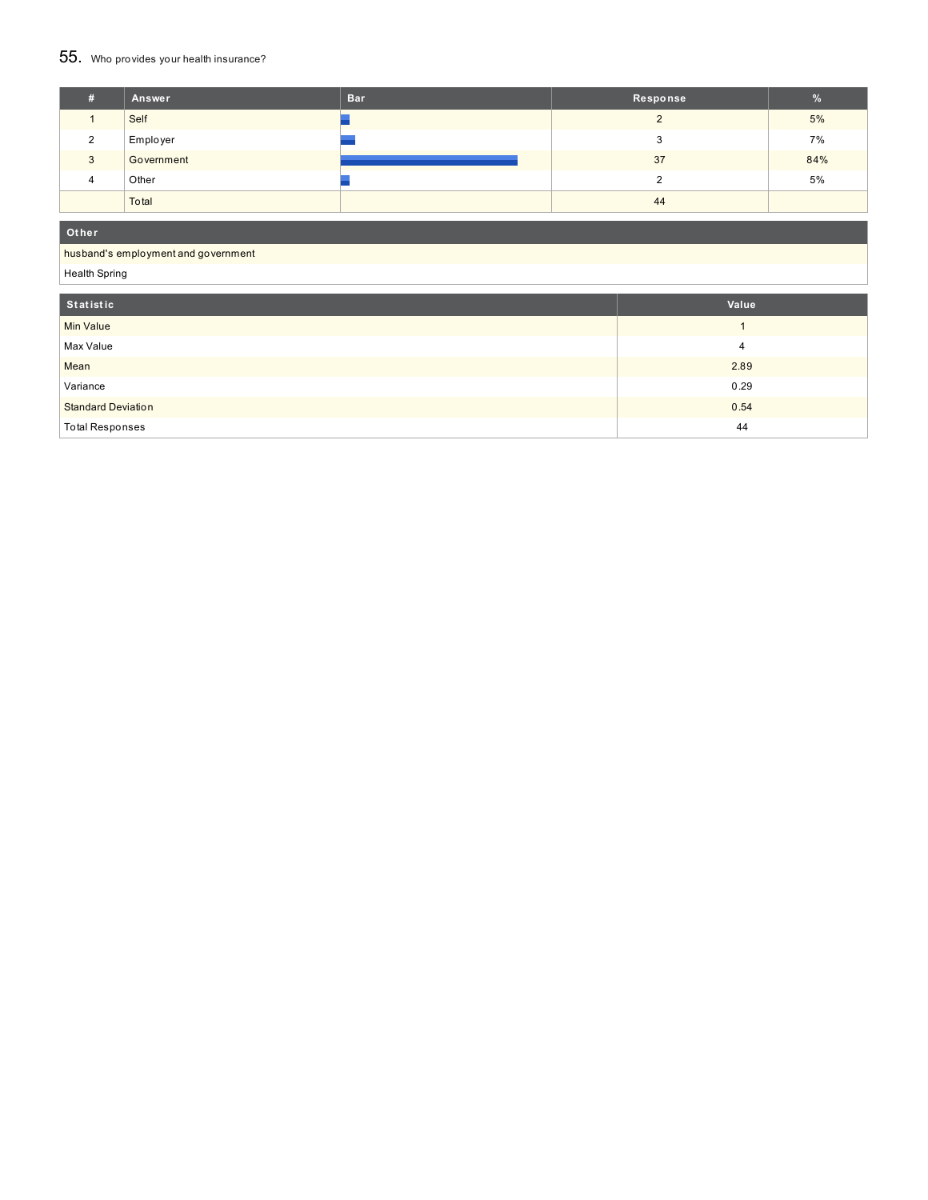## 55. Who provides your health insurance?

| # | Answer | Bar | Response | % |
|---|---|---|---|---|
| 1 | Self | | 2 | 5% |
| 2 | Employer | | 3 | 7% |
| 3 | Government | | 37 | 84% |
| 4 | Other | | 2 | 5% |
| | Total | | 44 | |

| Other |
|---|
| husband's employment and government |
| Health Spring |

| Statistic | Value |
|---|---|
| Min Value | 1 |
| Max Value | 4 |
| Mean | 2.89 |
| Variance | 0.29 |
| Standard Deviation | 0.54 |
| Total Responses | 44 |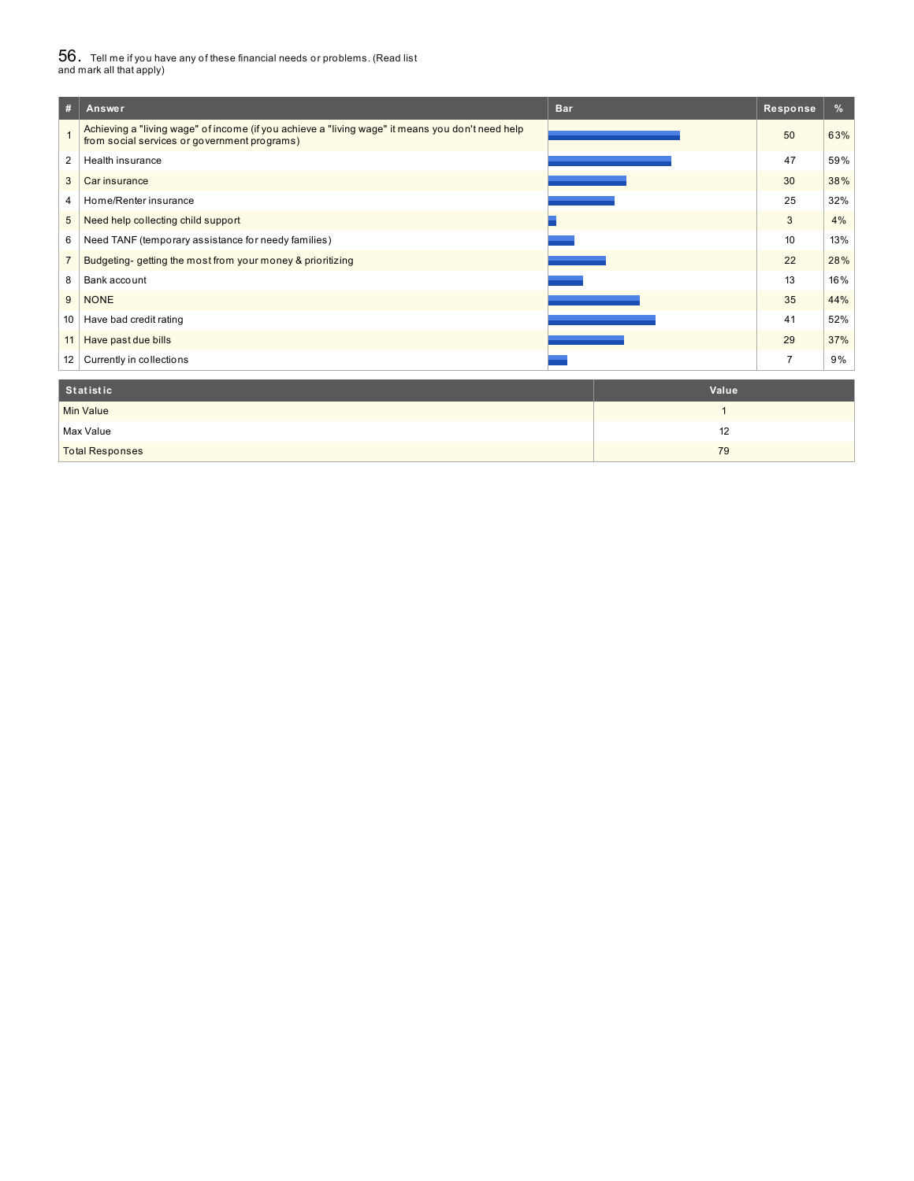## 56. Tell me if you have any of these financial needs or problems. (Read list and mark all that apply)

| # | Answer | Bar | Response | % |
|---|---|---|---|---|
| 1 | Achieving a "living wage" of income (if you achieve a "living wage" it means you don't need help from social services or government programs) | | 50 | 63% |
| 2 | Health insurance | | 47 | 59% |
| 3 | Car insurance | | 30 | 38% |
| 4 | Home/Renter insurance | | 25 | 32% |
| 5 | Need help collecting child support | | 3 | 4% |
| 6 | Need TANF (temporary assistance for needy families) | | 10 | 13% |
| 7 | Budgeting- getting the most from your money & prioritizing | | 22 | 28% |
| 8 | Bank account | | 13 | 16% |
| 9 | NONE | | 35 | 44% |
| 10 | Have bad credit rating | | 41 | 52% |
| 11 | Have past due bills | | 29 | 37% |
| 12 | Currently in collections | | 7 | 9% |

| Statistic | Value |
|---|---|
| Min Value | 1 |
| Max Value | 12 |
| Total Responses | 79 |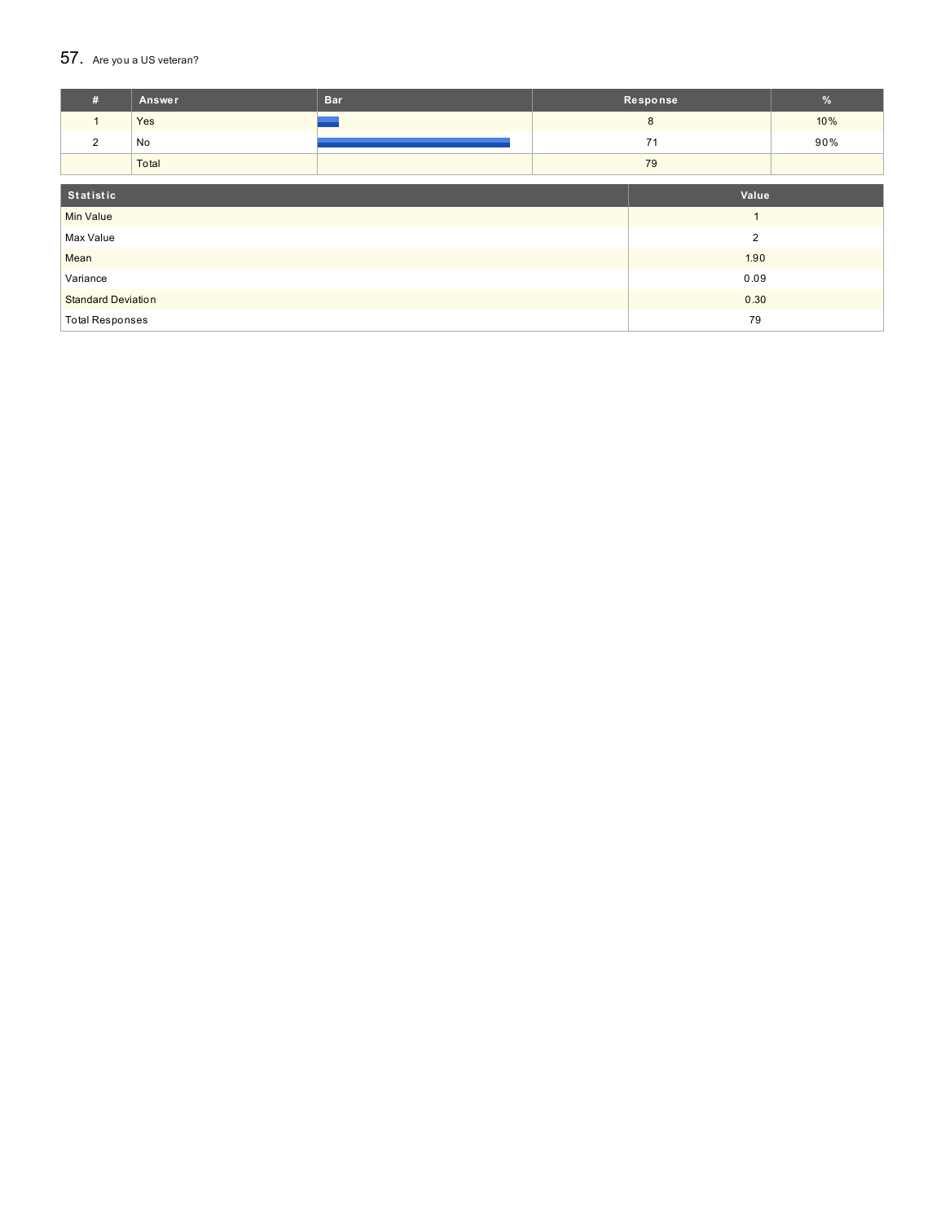## 57. Are you a US veteran?

| # | Answer | Bar | Response | % |
|---|---|---|---|---|
| 1 | Yes | | 8 | 10% |
| 2 | No | | 71 | 90% |
| | Total | | 79 | |

| Statistic | Value |
|---|---|
| Min Value | 1 |
| Max Value | 2 |
| Mean | 1.90 |
| Variance | 0.09 |
| Standard Deviation | 0.30 |
| Total Responses | 79 |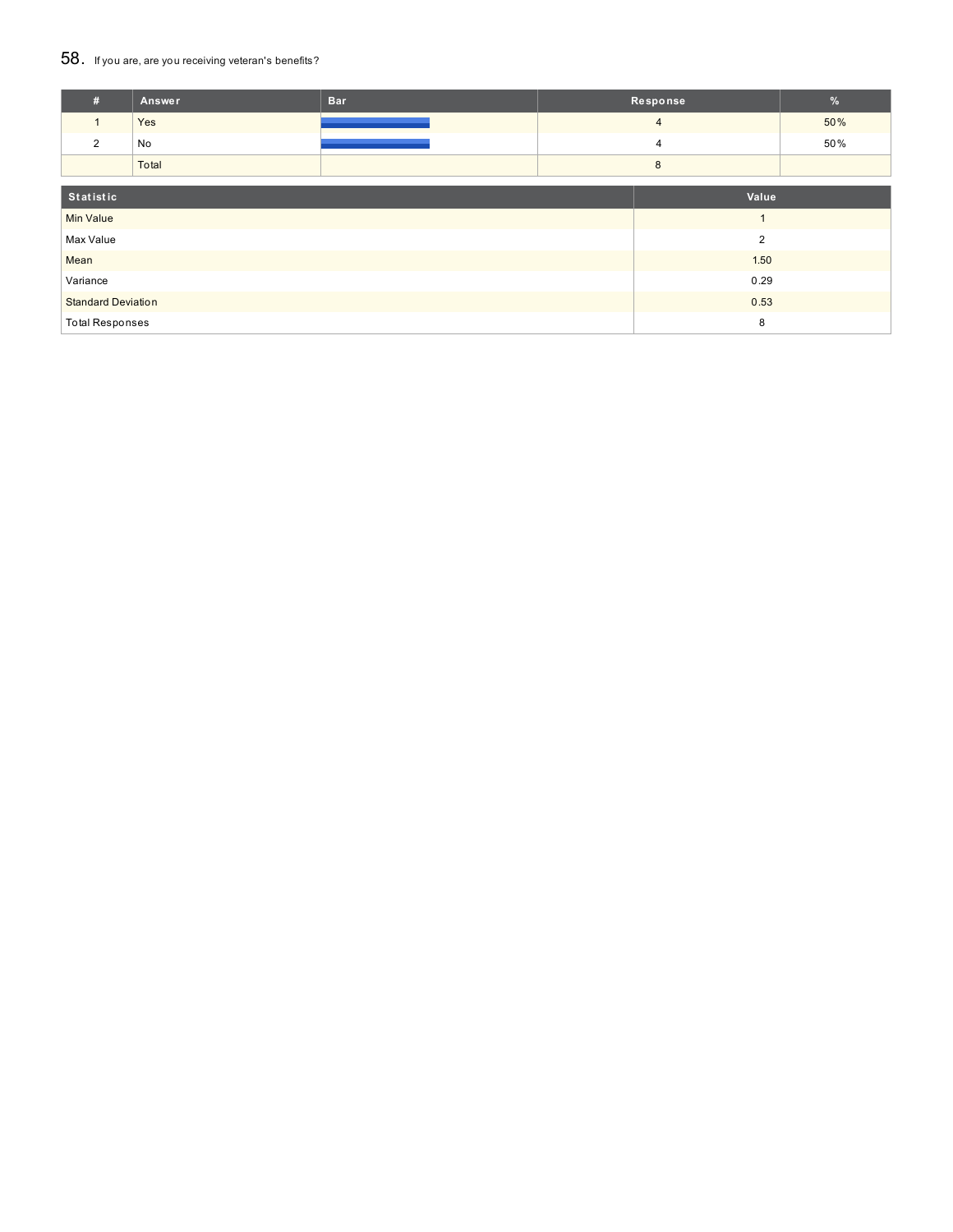## 58. If you are, are you receiving veteran's benefits?

| # | Answer | Bar | Response | % |
|---|---|---|---|---|
| 1 | Yes | | 4 | 50% |
| 2 | No | | 4 | 50% |
| | Total | | 8 | |

| Statistic | Value |
|---|---|
| Min Value | 1 |
| Max Value | 2 |
| Mean | 1.50 |
| Variance | 0.29 |
| Standard Deviation | 0.53 |
| Total Responses | 8 |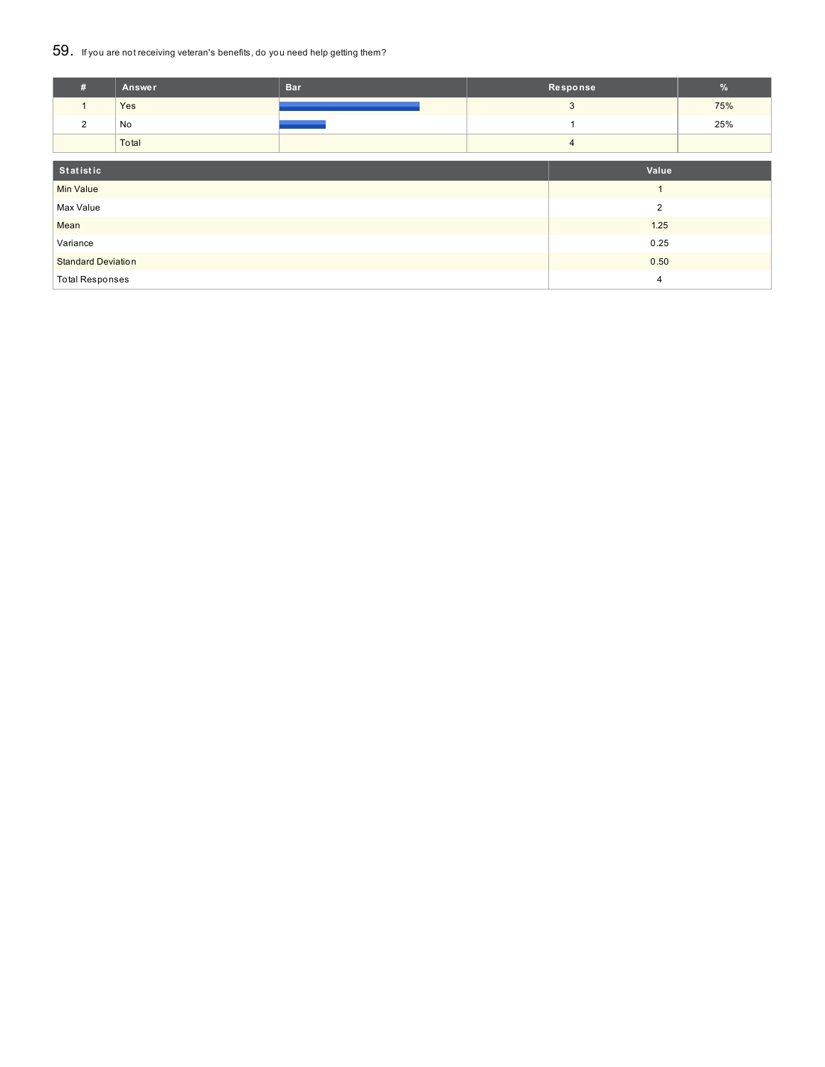## 59. If you are not receiving veteran's benefits, do you need help getting them?

| # | Answer | Bar | Response | % |
|---|---|---|---|---|
| 1 | Yes | | 3 | 75% |
| 2 | No | | 1 | 25% |
| | Total | | 4 | |

| Statistic | Value |
|---|---|
| Min Value | 1 |
| Max Value | 2 |
| Mean | 1.25 |
| Variance | 0.25 |
| Standard Deviation | 0.50 |
| Total Responses | 4 |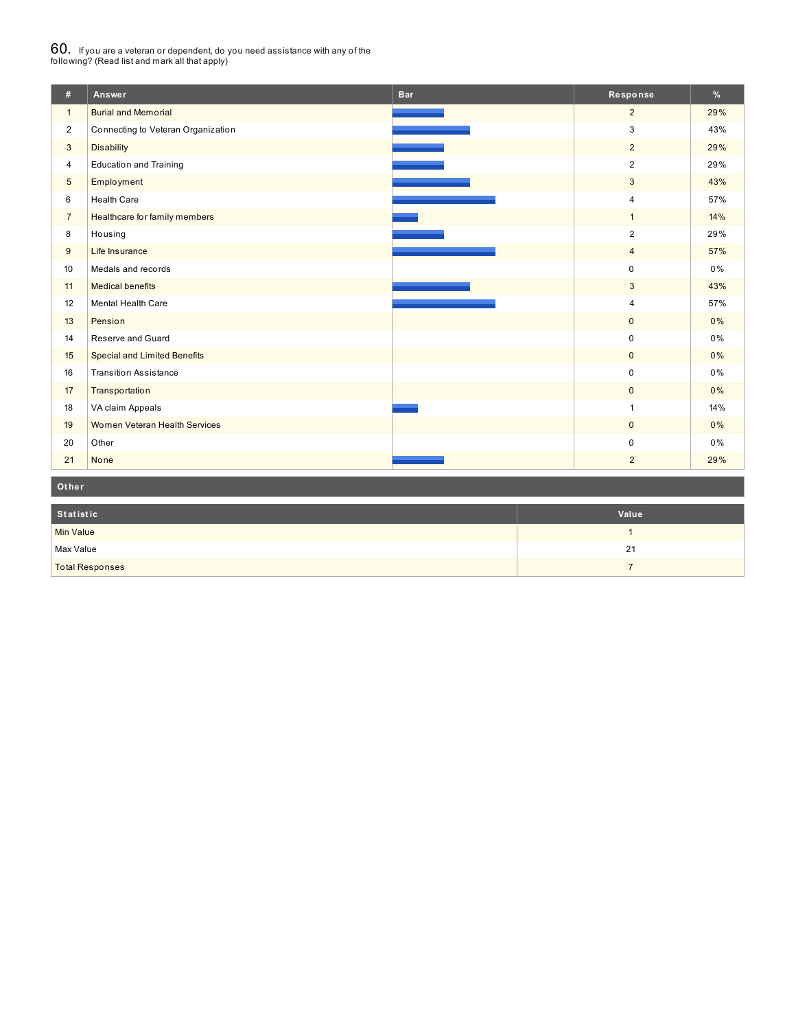## 60. If you are a veteran or dependent, do you need assistance with any of the following? (Read list and mark all that apply)

| # | Answer | Bar | Response | % |
|---|---|---|---|---|
| 1 | Burial and Memorial | | 2 | 29% |
| 2 | Connecting to Veteran Organization | | 3 | 43% |
| 3 | Disability | | 2 | 29% |
| 4 | Education and Training | | 2 | 29% |
| 5 | Employment | | 3 | 43% |
| 6 | Health Care | | 4 | 57% |
| 7 | Healthcare for family members | | 1 | 14% |
| 8 | Housing | | 2 | 29% |
| 9 | Life Insurance | | 4 | 57% |
| 10 | Medals and records | | 0 | 0% |
| 11 | Medical benefits | | 3 | 43% |
| 12 | Mental Health Care | | 4 | 57% |
| 13 | Pension | | 0 | 0% |
| 14 | Reserve and Guard | | 0 | 0% |
| 15 | Special and Limited Benefits | | 0 | 0% |
| 16 | Transition Assistance | | 0 | 0% |
| 17 | Transportation | | 0 | 0% |
| 18 | VA claim Appeals | | 1 | 14% |
| 19 | Women Veteran Health Services | | 0 | 0% |
| 20 | Other | | 0 | 0% |
| 21 | None | | 2 | 29% |

**Other**

| Statistic | Value |
|---|---|
| Min Value | 1 |
| Max Value | 21 |
| Total Responses | 7 |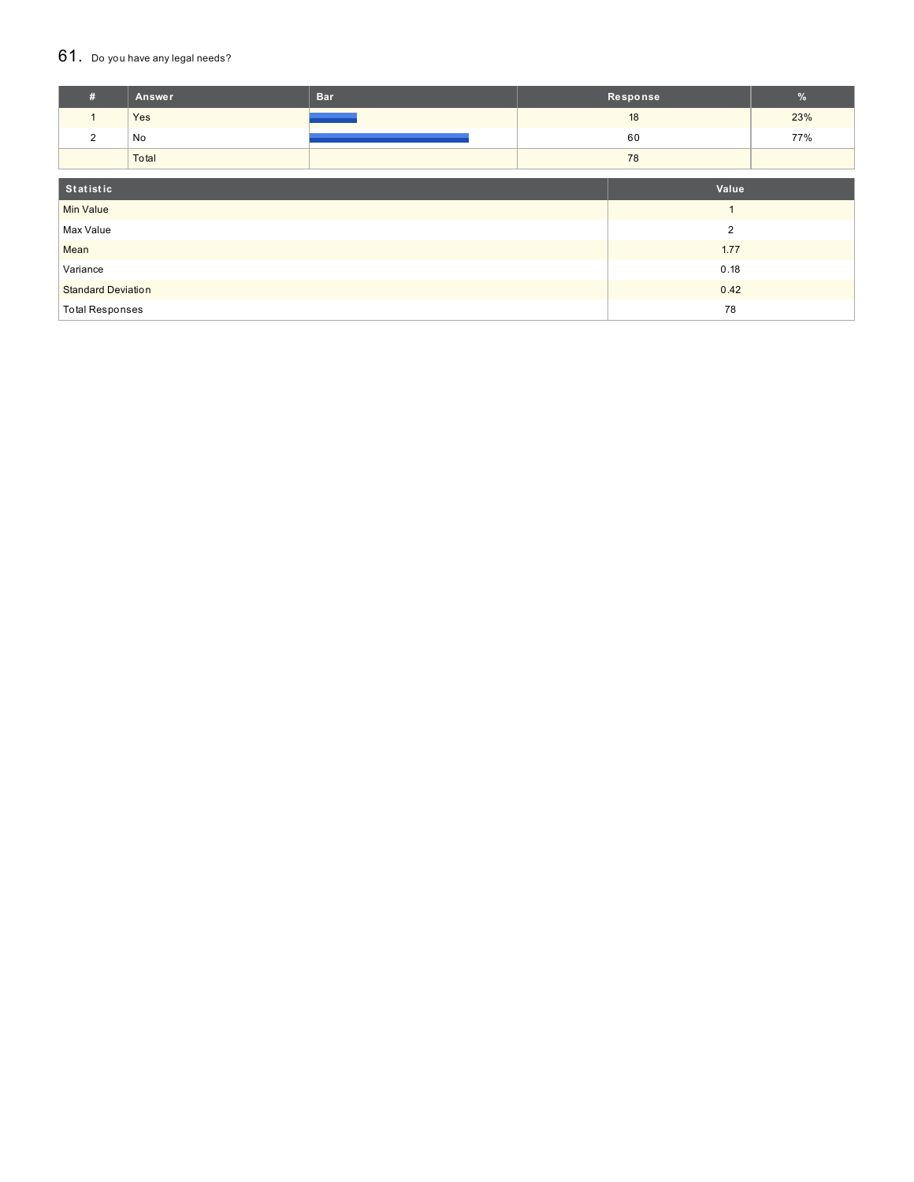## 61. Do you have any legal needs?

| # | Answer | Bar | Response | % |
|---|---|---|---|---|
| 1 | Yes | | 18 | 23% |
| 2 | No | | 60 | 77% |
| | Total | | 78 | |

| Statistic | Value |
|---|---|
| Min Value | 1 |
| Max Value | 2 |
| Mean | 1.77 |
| Variance | 0.18 |
| Standard Deviation | 0.42 |
| Total Responses | 78 |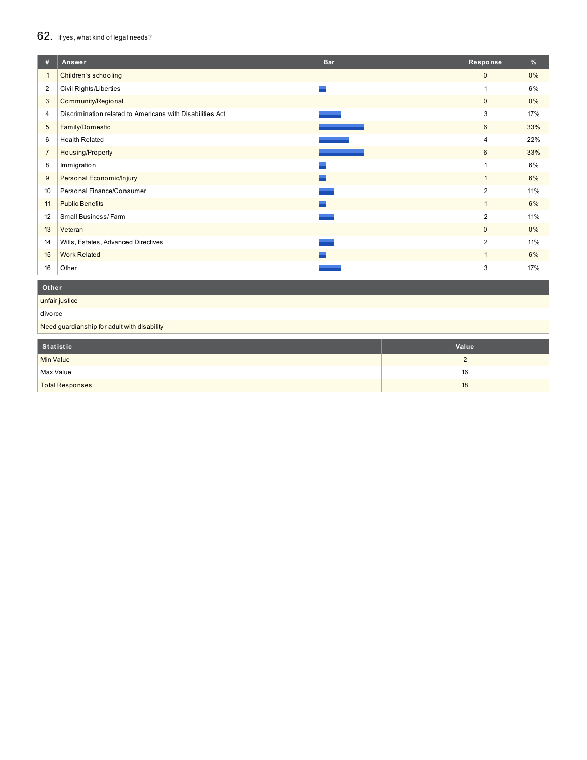## 62. If yes, what kind of legal needs?

| # | Answer | Bar | Response | % |
|---|---|---|---|---|
| 1 | Children's schooling | | 0 | 0% |
| 2 | Civil Rights/Liberties | | 1 | 6% |
| 3 | Community/Regional | | 0 | 0% |
| 4 | Discrimination related to Americans with Disabilities Act | | 3 | 17% |
| 5 | Family/Domestic | | 6 | 33% |
| 6 | Health Related | | 4 | 22% |
| 7 | Housing/Property | | 6 | 33% |
| 8 | Immigration | | 1 | 6% |
| 9 | Personal Economic/Injury | | 1 | 6% |
| 10 | Personal Finance/Consumer | | 2 | 11% |
| 11 | Public Benefits | | 1 | 6% |
| 12 | Small Business/ Farm | | 2 | 11% |
| 13 | Veteran | | 0 | 0% |
| 14 | Wills, Estates, Advanced Directives | | 2 | 11% |
| 15 | Work Related | | 1 | 6% |
| 16 | Other | | 3 | 17% |

| Other |
|---|
| unfair justice |
| divorce |
| Need guardianship for adult with disability |

| Statistic | Value |
|---|---|
| Min Value | 2 |
| Max Value | 16 |
| Total Responses | 18 |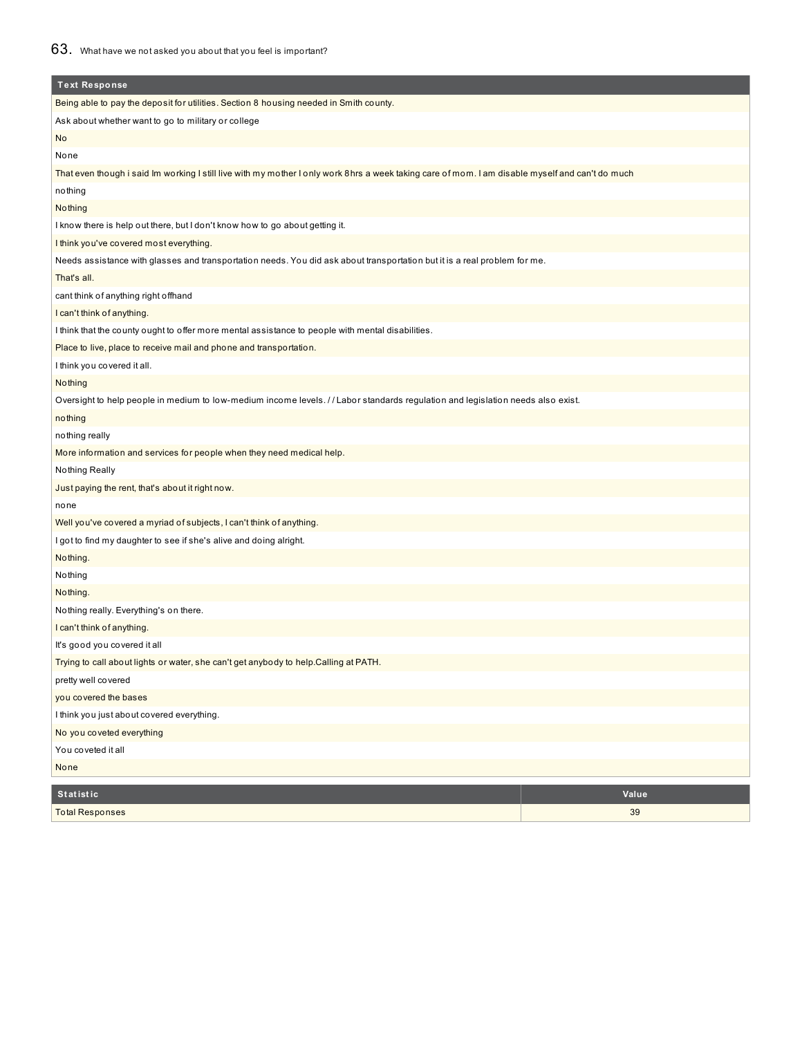## 63. What have we not asked you about that you feel is important?

| Text Response |
| --- |
| Being able to pay the deposit for utilities. Section 8 housing needed in Smith county. |
| Ask about whether want to go to military or college |
| No |
| None |
| That even though i said Im working I still live with my mother I only work 8hrs a week taking care of mom. I am disable myself and can't do much |
| nothing |
| Nothing |
| I know there is help out there, but I don't know how to go about getting it. |
| I think you've covered most everything. |
| Needs assistance with glasses and transportation needs. You did ask about transportation but it is a real problem for me. |
| That's all. |
| cant think of anything right offhand |
| I can't think of anything. |
| I think that the county ought to offer more mental assistance to people with mental disabilities. |
| Place to live, place to receive mail and phone and transportation. |
| I think you covered it all. |
| Nothing |
| Oversight to help people in medium to low-medium income levels. / / Labor standards regulation and legislation needs also exist. |
| nothing |
| nothing really |
| More information and services for people when they need medical help. |
| Nothing Really |
| Just paying the rent, that's about it right now. |
| none |
| Well you've covered a myriad of subjects, I can't think of anything. |
| I got to find my daughter to see if she's alive and doing alright. |
| Nothing. |
| Nothing |
| Nothing. |
| Nothing really. Everything's on there. |
| I can't think of anything. |
| It's good you covered it all |
| Trying to call about lights or water, she can't get anybody to help.Calling at PATH. |
| pretty well covered |
| you covered the bases |
| I think you just about covered everything. |
| No you coveted everything |
| You coveted it all |
| None |

| Statistic | Value |
| --- | --- |
| Total Responses | 39 |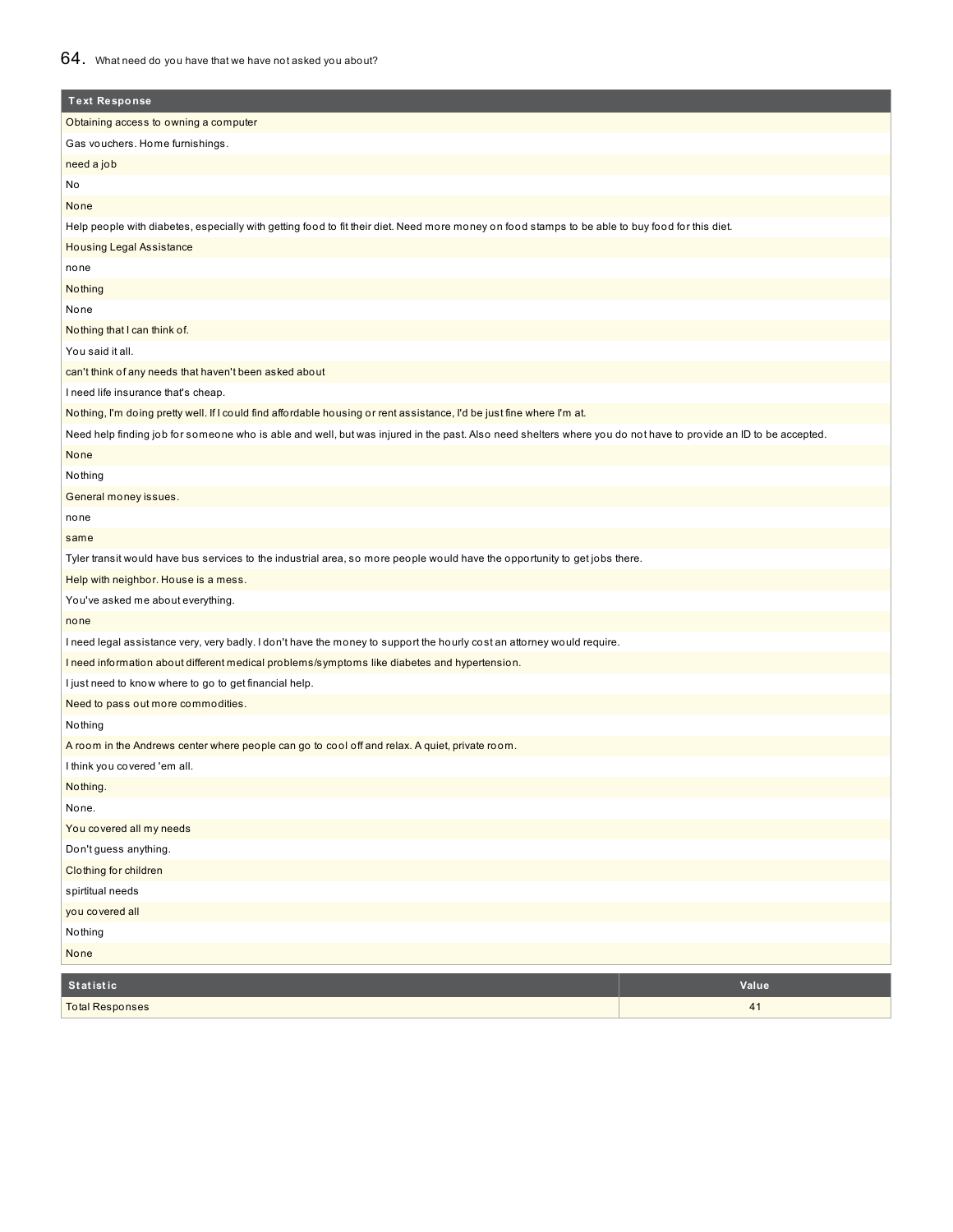## 64. What need do you have that we have not asked you about?

| Text Response |
| --- |
| Obtaining access to owning a computer |
| Gas vouchers. Home furnishings. |
| need a job |
| No |
| None |
| Help people with diabetes, especially with getting food to fit their diet. Need more money on food stamps to be able to buy food for this diet. |
| Housing Legal Assistance |
| none |
| Nothing |
| None |
| Nothing that I can think of. |
| You said it all. |
| can't think of any needs that haven't been asked about |
| I need life insurance that's cheap. |
| Nothing, I'm doing pretty well. If I could find affordable housing or rent assistance, I'd be just fine where I'm at. |
| Need help finding job for someone who is able and well, but was injured in the past. Also need shelters where you do not have to provide an ID to be accepted. |
| None |
| Nothing |
| General money issues. |
| none |
| same |
| Tyler transit would have bus services to the industrial area, so more people would have the opportunity to get jobs there. |
| Help with neighbor. House is a mess. |
| You've asked me about everything. |
| none |
| I need legal assistance very, very badly. I don't have the money to support the hourly cost an attorney would require. |
| I need information about different medical problems/symptoms like diabetes and hypertension. |
| I just need to know where to go to get financial help. |
| Need to pass out more commodities. |
| Nothing |
| A room in the Andrews center where people can go to cool off and relax. A quiet, private room. |
| I think you covered 'em all. |
| Nothing. |
| None. |
| You covered all my needs |
| Don't guess anything. |
| Clothing for children |
| spirtitual needs |
| you covered all |
| Nothing |
| None |

| Statistic | Value |
| --- | --- |
| Total Responses | 41 |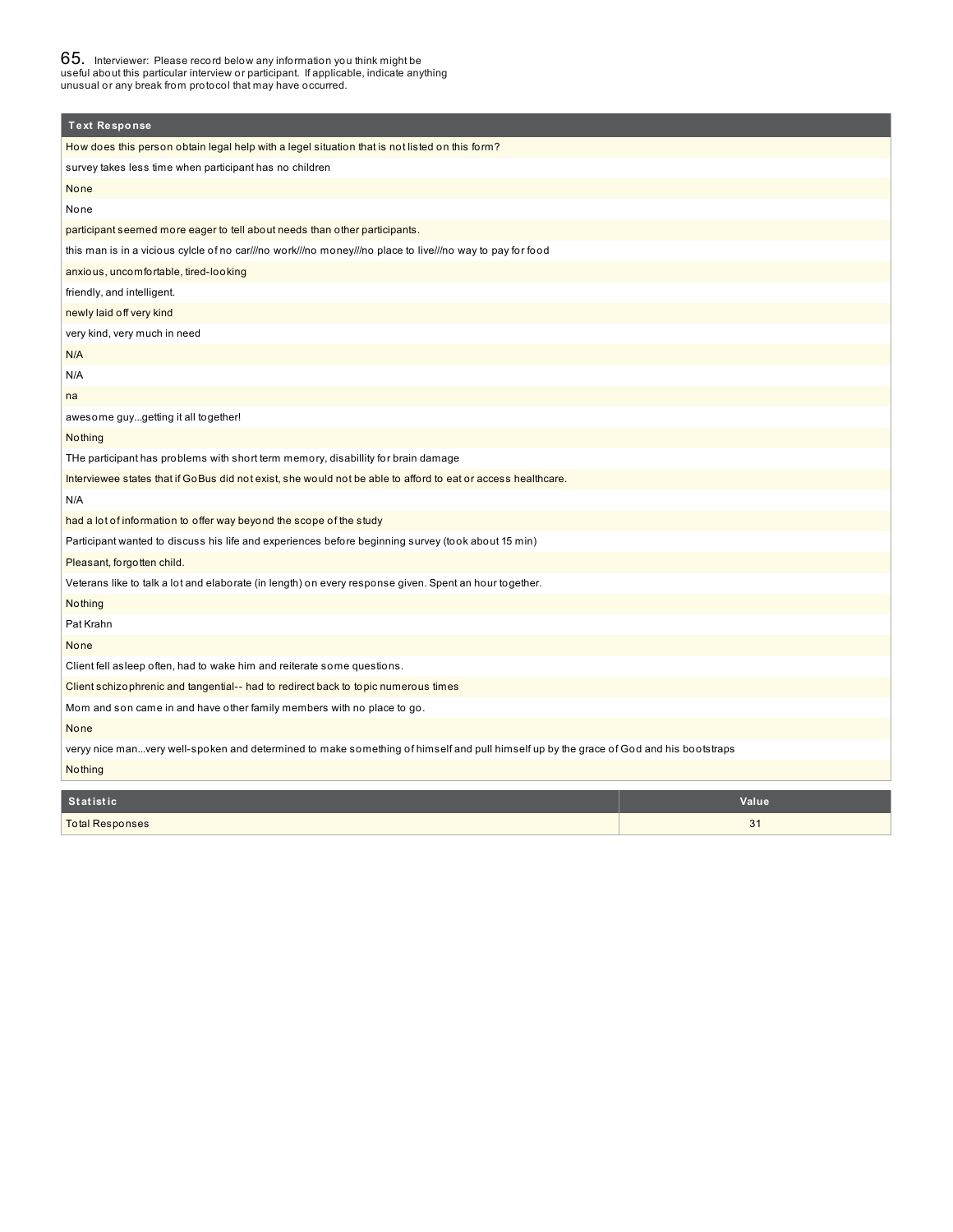65. Interviewer: Please record below any information you think might be useful about this particular interview or participant. If applicable, indicate anything unusual or any break from protocol that may have occurred.

| Text Response |
| --- |
| How does this person obtain legal help with a legel situation that is not listed on this form? |
| survey takes less time when participant has no children |
| None |
| None |
| participant seemed more eager to tell about needs than other participants. |
| this man is in a vicious cylcle of no car///no work///no money///no place to live///no way to pay for food |
| anxious, uncomfortable, tired-looking |
| friendly, and intelligent. |
| newly laid off very kind |
| very kind, very much in need |
| N/A |
| N/A |
| na |
| awesome guy...getting it all together! |
| Nothing |
| THe participant has problems with short term memory, disabillity for brain damage |
| Interviewee states that if GoBus did not exist, she would not be able to afford to eat or access healthcare. |
| N/A |
| had a lot of information to offer way beyond the scope of the study |
| Participant wanted to discuss his life and experiences before beginning survey (took about 15 min) |
| Pleasant, forgotten child. |
| Veterans like to talk a lot and elaborate (in length) on every response given. Spent an hour together. |
| Nothing |
| Pat Krahn |
| None |
| Client fell asleep often, had to wake him and reiterate some questions. |
| Client schizophrenic and tangential-- had to redirect back to topic numerous times |
| Mom and son came in and have other family members with no place to go. |
| None |
| veryy nice man...very well-spoken and determined to make something of himself and pull himself up by the grace of God and his bootstraps |
| Nothing |

| Statistic | Value |
| --- | --- |
| Total Responses | 31 |